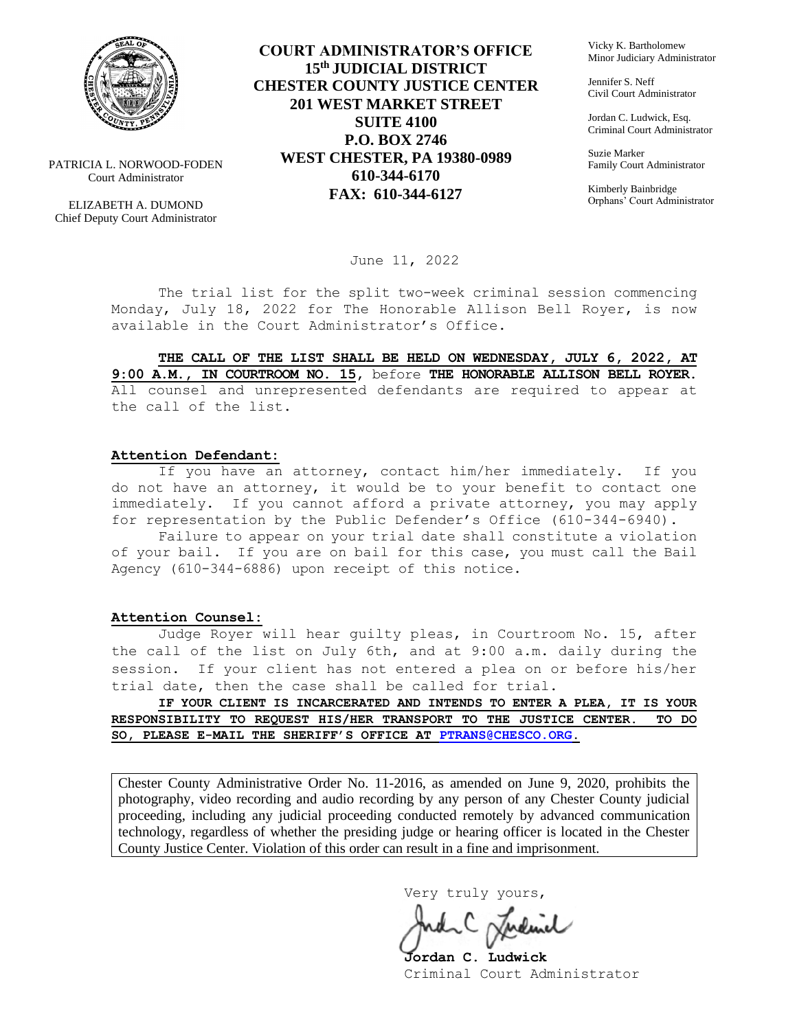**PATRICIA L. NORWOOD-FODEN**
Court Administrator

ELIZABETH A. DUMOND
Chief Deputy Court Administrator

**COURT ADMINISTRATOR'S OFFICE**
**15th JUDICIAL DISTRICT**
**CHESTER COUNTY JUSTICE CENTER**
**201 WEST MARKET STREET**
**SUITE 4100**
**P.O. BOX 2746**
**WEST CHESTER, PA 19380-0989**
**610-344-6170**
**FAX: 610-344-6127**

Vicky K. Bartholomew
Minor Judiciary Administrator

Jennifer S. Neff
Civil Court Administrator

Jordan C. Ludwick, Esq.
Criminal Court Administrator

Suzie Marker
Family Court Administrator

Kimberly Bainbridge
Orphans' Court Administrator

June 11, 2022

The trial list for the split two-week criminal session commencing Monday, July 18, 2022 for The Honorable Allison Bell Royer, is now available in the Court Administrator's Office.

**THE CALL OF THE LIST SHALL BE HELD ON WEDNESDAY, JULY 6, 2022, AT 9:00 A.M., IN COURTROOM NO. 15**, before **THE HONORABLE ALLISON BELL ROYER.** All counsel and unrepresented defendants are required to appear at the call of the list.

**Attention Defendant:**

If you have an attorney, contact him/her immediately. If you do not have an attorney, it would be to your benefit to contact one immediately. If you cannot afford a private attorney, you may apply for representation by the Public Defender's Office (610-344-6940).

Failure to appear on your trial date shall constitute a violation of your bail. If you are on bail for this case, you must call the Bail Agency (610-344-6886) upon receipt of this notice.

**Attention Counsel:**

Judge Royer will hear guilty pleas, in Courtroom No. 15, after the call of the list on July 6th, and at 9:00 a.m. daily during the session. If your client has not entered a plea on or before his/her trial date, then the case shall be called for trial.

**IF YOUR CLIENT IS INCARCERATED AND INTENDS TO ENTER A PLEA, IT IS YOUR RESPONSIBILITY TO REQUEST HIS/HER TRANSPORT TO THE JUSTICE CENTER. TO DO SO, PLEASE E-MAIL THE SHERIFF'S OFFICE AT PTRANS@CHESCO.ORG.**

Chester County Administrative Order No. 11-2016, as amended on June 9, 2020, prohibits the photography, video recording and audio recording by any person of any Chester County judicial proceeding, including any judicial proceeding conducted remotely by advanced communication technology, regardless of whether the presiding judge or hearing officer is located in the Chester County Justice Center. Violation of this order can result in a fine and imprisonment.

Very truly yours,

**Jordan C. Ludwick**
Criminal Court Administrator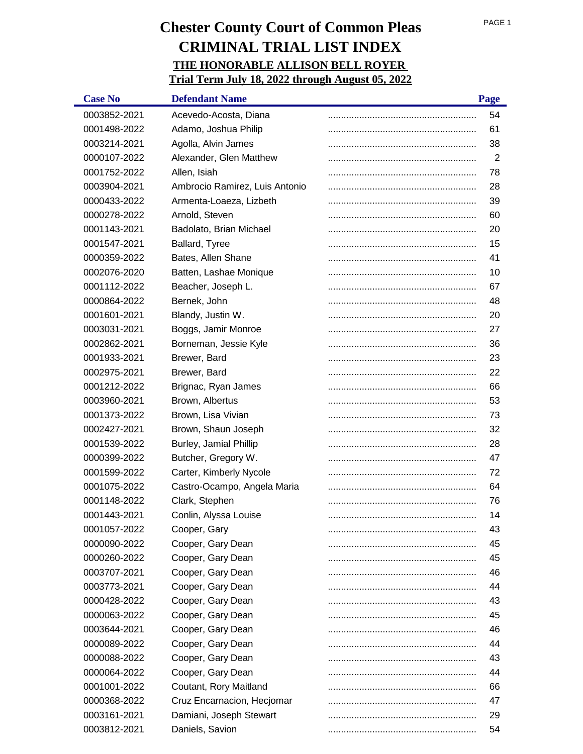# Chester County Court of Common Pleas

# CRIMINAL TRIAL LIST INDEX

## THE HONORABLE ALLISON BELL ROYER

## Trial Term July 18, 2022 through August 05, 2022

| Case No | Defendant Name | Page |
|---|---|---|
| 0003852-2021 | Acevedo-Acosta, Diana | 54 |
| 0001498-2022 | Adamo, Joshua Philip | 61 |
| 0003214-2021 | Agolla, Alvin James | 38 |
| 0000107-2022 | Alexander, Glen Matthew | 2 |
| 0001752-2022 | Allen, Isiah | 78 |
| 0003904-2021 | Ambrocio Ramirez, Luis Antonio | 28 |
| 0000433-2022 | Armenta-Loaeza, Lizbeth | 39 |
| 0000278-2022 | Arnold, Steven | 60 |
| 0001143-2021 | Badolato, Brian Michael | 20 |
| 0001547-2021 | Ballard, Tyree | 15 |
| 0000359-2022 | Bates, Allen Shane | 41 |
| 0002076-2020 | Batten, Lashae Monique | 10 |
| 0001112-2022 | Beacher, Joseph L. | 67 |
| 0000864-2022 | Bernek, John | 48 |
| 0001601-2021 | Blandy, Justin W. | 20 |
| 0003031-2021 | Boggs, Jamir Monroe | 27 |
| 0002862-2021 | Borneman, Jessie Kyle | 36 |
| 0001933-2021 | Brewer, Bard | 23 |
| 0002975-2021 | Brewer, Bard | 22 |
| 0001212-2022 | Brignac, Ryan James | 66 |
| 0003960-2021 | Brown, Albertus | 53 |
| 0001373-2022 | Brown, Lisa Vivian | 73 |
| 0002427-2021 | Brown, Shaun Joseph | 32 |
| 0001539-2022 | Burley, Jamial Phillip | 28 |
| 0000399-2022 | Butcher, Gregory W. | 47 |
| 0001599-2022 | Carter, Kimberly Nycole | 72 |
| 0001075-2022 | Castro-Ocampo, Angela Maria | 64 |
| 0001148-2022 | Clark, Stephen | 76 |
| 0001443-2021 | Conlin, Alyssa Louise | 14 |
| 0001057-2022 | Cooper, Gary | 43 |
| 0000090-2022 | Cooper, Gary Dean | 45 |
| 0000260-2022 | Cooper, Gary Dean | 45 |
| 0003707-2021 | Cooper, Gary Dean | 46 |
| 0003773-2021 | Cooper, Gary Dean | 44 |
| 0000428-2022 | Cooper, Gary Dean | 43 |
| 0000063-2022 | Cooper, Gary Dean | 45 |
| 0003644-2021 | Cooper, Gary Dean | 46 |
| 0000089-2022 | Cooper, Gary Dean | 44 |
| 0000088-2022 | Cooper, Gary Dean | 43 |
| 0000064-2022 | Cooper, Gary Dean | 44 |
| 0001001-2022 | Coutant, Rory Maitland | 66 |
| 0000368-2022 | Cruz Encarnacion, Hecjomar | 47 |
| 0003161-2021 | Damiani, Joseph Stewart | 29 |
| 0003812-2021 | Daniels, Savion | 54 |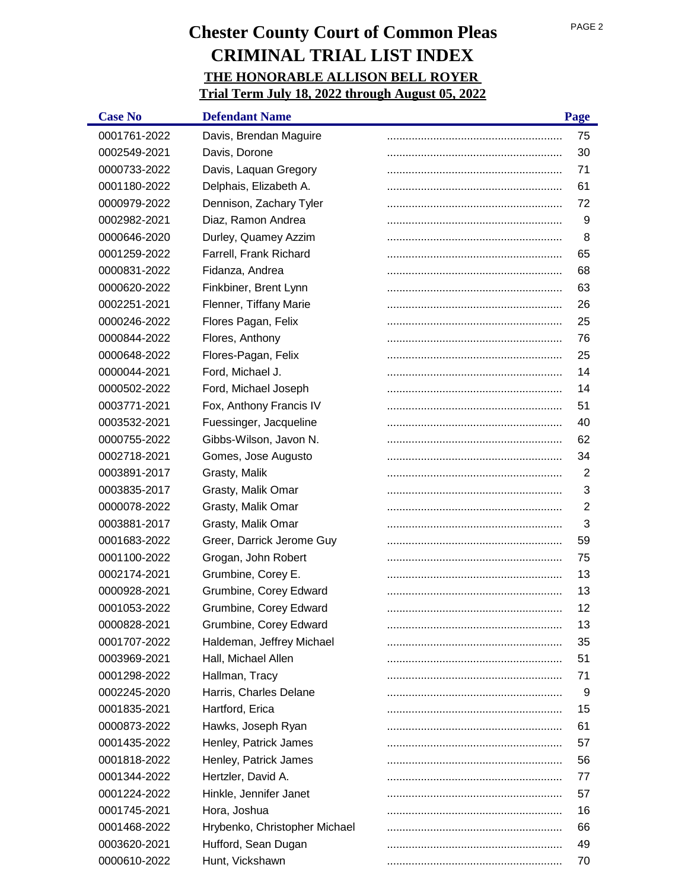# Chester County Court of Common Pleas
# CRIMINAL TRIAL LIST INDEX
## THE HONORABLE ALLISON BELL ROYER
## Trial Term July 18, 2022 through August 05, 2022

| Case No | Defendant Name | Page |
|---|---|---|
| 0001761-2022 | Davis, Brendan Maguire | 75 |
| 0002549-2021 | Davis, Dorone | 30 |
| 0000733-2022 | Davis, Laquan Gregory | 71 |
| 0001180-2022 | Delphais, Elizabeth A. | 61 |
| 0000979-2022 | Dennison, Zachary Tyler | 72 |
| 0002982-2021 | Diaz, Ramon Andrea | 9 |
| 0000646-2020 | Durley, Quamey Azzim | 8 |
| 0001259-2022 | Farrell, Frank Richard | 65 |
| 0000831-2022 | Fidanza, Andrea | 68 |
| 0000620-2022 | Finkbiner, Brent Lynn | 63 |
| 0002251-2021 | Flenner, Tiffany Marie | 26 |
| 0000246-2022 | Flores Pagan, Felix | 25 |
| 0000844-2022 | Flores, Anthony | 76 |
| 0000648-2022 | Flores-Pagan, Felix | 25 |
| 0000044-2021 | Ford, Michael J. | 14 |
| 0000502-2022 | Ford, Michael Joseph | 14 |
| 0003771-2021 | Fox, Anthony Francis IV | 51 |
| 0003532-2021 | Fuessinger, Jacqueline | 40 |
| 0000755-2022 | Gibbs-Wilson, Javon N. | 62 |
| 0002718-2021 | Gomes, Jose Augusto | 34 |
| 0003891-2017 | Grasty, Malik | 2 |
| 0003835-2017 | Grasty, Malik Omar | 3 |
| 0000078-2022 | Grasty, Malik Omar | 2 |
| 0003881-2017 | Grasty, Malik Omar | 3 |
| 0001683-2022 | Greer, Darrick Jerome Guy | 59 |
| 0001100-2022 | Grogan, John Robert | 75 |
| 0002174-2021 | Grumbine, Corey E. | 13 |
| 0000928-2021 | Grumbine, Corey Edward | 13 |
| 0001053-2022 | Grumbine, Corey Edward | 12 |
| 0000828-2021 | Grumbine, Corey Edward | 13 |
| 0001707-2022 | Haldeman, Jeffrey Michael | 35 |
| 0003969-2021 | Hall, Michael Allen | 51 |
| 0001298-2022 | Hallman, Tracy | 71 |
| 0002245-2020 | Harris, Charles Delane | 9 |
| 0001835-2021 | Hartford, Erica | 15 |
| 0000873-2022 | Hawks, Joseph Ryan | 61 |
| 0001435-2022 | Henley, Patrick James | 57 |
| 0001818-2022 | Henley, Patrick James | 56 |
| 0001344-2022 | Hertzler, David A. | 77 |
| 0001224-2022 | Hinkle, Jennifer Janet | 57 |
| 0001745-2021 | Hora, Joshua | 16 |
| 0001468-2022 | Hrybenko, Christopher Michael | 66 |
| 0003620-2021 | Hufford, Sean Dugan | 49 |
| 0000610-2022 | Hunt, Vickshawn | 70 |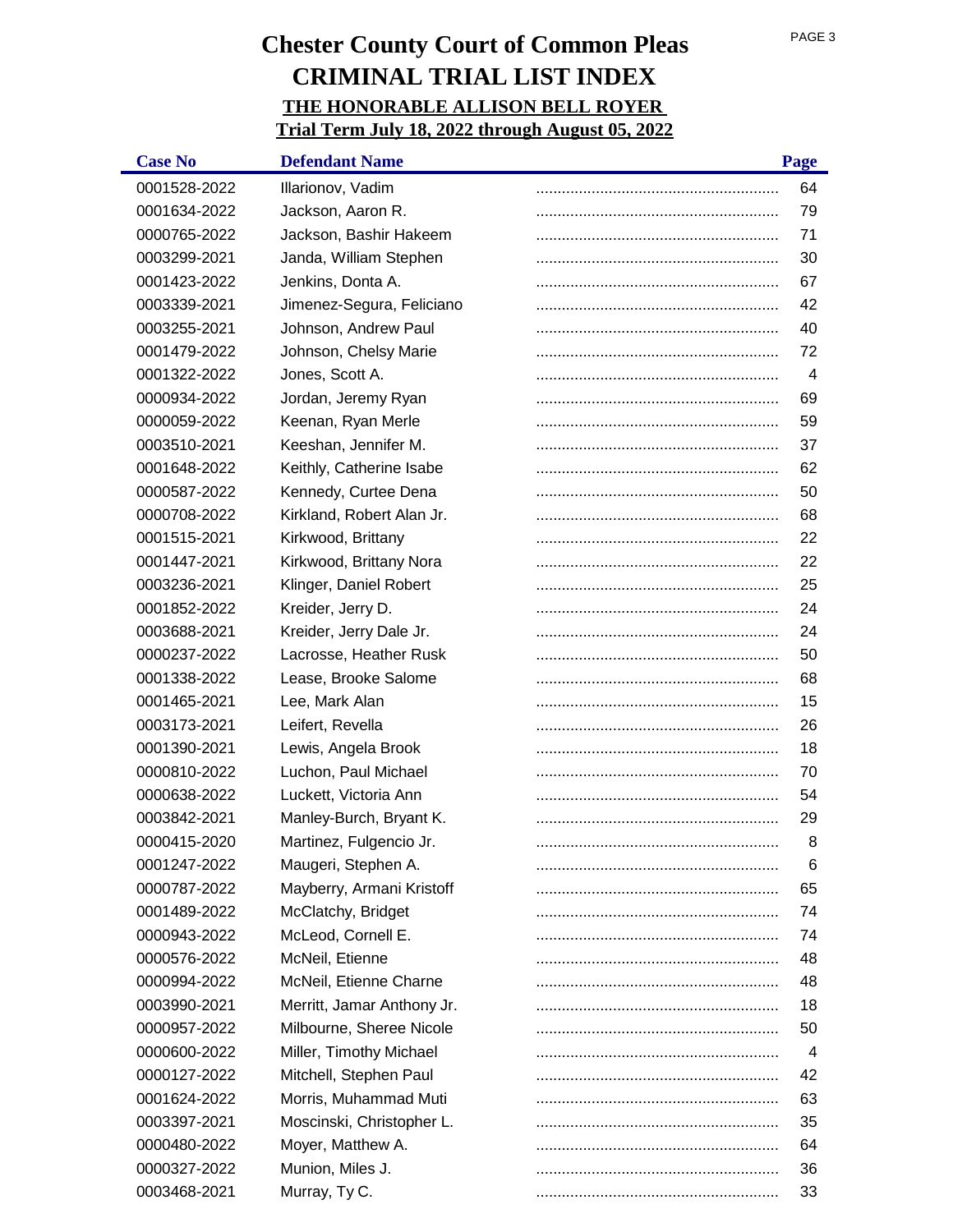# Chester County Court of Common Pleas

## CRIMINAL TRIAL LIST INDEX

### THE HONORABLE ALLISON BELL ROYER

### Trial Term July 18, 2022 through August 05, 2022

| Case No | Defendant Name | Page |
|---|---|---|
| 0001528-2022 | Illarionov, Vadim | 64 |
| 0001634-2022 | Jackson, Aaron R. | 79 |
| 0000765-2022 | Jackson, Bashir Hakeem | 71 |
| 0003299-2021 | Janda, William Stephen | 30 |
| 0001423-2022 | Jenkins, Donta A. | 67 |
| 0003339-2021 | Jimenez-Segura, Feliciano | 42 |
| 0003255-2021 | Johnson, Andrew Paul | 40 |
| 0001479-2022 | Johnson, Chelsy Marie | 72 |
| 0001322-2022 | Jones, Scott A. | 4 |
| 0000934-2022 | Jordan, Jeremy Ryan | 69 |
| 0000059-2022 | Keenan, Ryan Merle | 59 |
| 0003510-2021 | Keeshan, Jennifer M. | 37 |
| 0001648-2022 | Keithly, Catherine Isabe | 62 |
| 0000587-2022 | Kennedy, Curtee Dena | 50 |
| 0000708-2022 | Kirkland, Robert Alan Jr. | 68 |
| 0001515-2021 | Kirkwood, Brittany | 22 |
| 0001447-2021 | Kirkwood, Brittany Nora | 22 |
| 0003236-2021 | Klinger, Daniel Robert | 25 |
| 0001852-2022 | Kreider, Jerry D. | 24 |
| 0003688-2021 | Kreider, Jerry Dale Jr. | 24 |
| 0000237-2022 | Lacrosse, Heather Rusk | 50 |
| 0001338-2022 | Lease, Brooke Salome | 68 |
| 0001465-2021 | Lee, Mark Alan | 15 |
| 0003173-2021 | Leifert, Revella | 26 |
| 0001390-2021 | Lewis, Angela Brook | 18 |
| 0000810-2022 | Luchon, Paul Michael | 70 |
| 0000638-2022 | Luckett, Victoria Ann | 54 |
| 0003842-2021 | Manley-Burch, Bryant K. | 29 |
| 0000415-2020 | Martinez, Fulgencio Jr. | 8 |
| 0001247-2022 | Maugeri, Stephen A. | 6 |
| 0000787-2022 | Mayberry, Armani Kristoff | 65 |
| 0001489-2022 | McClatchy, Bridget | 74 |
| 0000943-2022 | McLeod, Cornell E. | 74 |
| 0000576-2022 | McNeil, Etienne | 48 |
| 0000994-2022 | McNeil, Etienne Charne | 48 |
| 0003990-2021 | Merritt, Jamar Anthony Jr. | 18 |
| 0000957-2022 | Milbourne, Sheree Nicole | 50 |
| 0000600-2022 | Miller, Timothy Michael | 4 |
| 0000127-2022 | Mitchell, Stephen Paul | 42 |
| 0001624-2022 | Morris, Muhammad Muti | 63 |
| 0003397-2021 | Moscinski, Christopher L. | 35 |
| 0000480-2022 | Moyer, Matthew A. | 64 |
| 0000327-2022 | Munion, Miles J. | 36 |
| 0003468-2021 | Murray, Ty C. | 33 |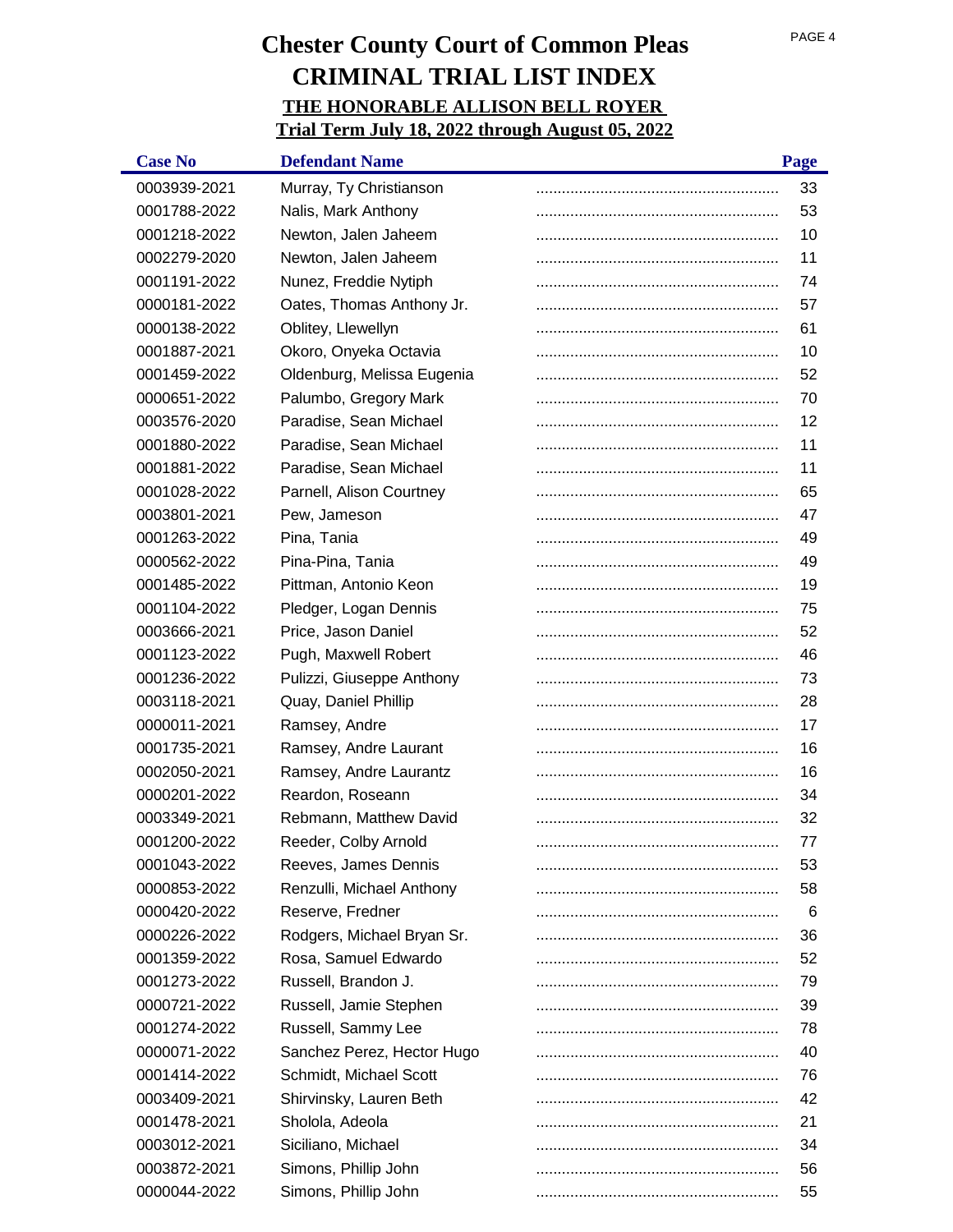# Chester County Court of Common Pleas

## CRIMINAL TRIAL LIST INDEX

### THE HONORABLE ALLISON BELL ROYER

### Trial Term July 18, 2022 through August 05, 2022

| Case No | Defendant Name | Page |
|---|---|---|
| 0003939-2021 | Murray, Ty Christianson | 33 |
| 0001788-2022 | Nalis, Mark Anthony | 53 |
| 0001218-2022 | Newton, Jalen Jaheem | 10 |
| 0002279-2020 | Newton, Jalen Jaheem | 11 |
| 0001191-2022 | Nunez, Freddie Nytiph | 74 |
| 0000181-2022 | Oates, Thomas Anthony Jr. | 57 |
| 0000138-2022 | Oblitey, Llewellyn | 61 |
| 0001887-2021 | Okoro, Onyeka Octavia | 10 |
| 0001459-2022 | Oldenburg, Melissa Eugenia | 52 |
| 0000651-2022 | Palumbo, Gregory Mark | 70 |
| 0003576-2020 | Paradise, Sean Michael | 12 |
| 0001880-2022 | Paradise, Sean Michael | 11 |
| 0001881-2022 | Paradise, Sean Michael | 11 |
| 0001028-2022 | Parnell, Alison Courtney | 65 |
| 0003801-2021 | Pew, Jameson | 47 |
| 0001263-2022 | Pina, Tania | 49 |
| 0000562-2022 | Pina-Pina, Tania | 49 |
| 0001485-2022 | Pittman, Antonio Keon | 19 |
| 0001104-2022 | Pledger, Logan Dennis | 75 |
| 0003666-2021 | Price, Jason Daniel | 52 |
| 0001123-2022 | Pugh, Maxwell Robert | 46 |
| 0001236-2022 | Pulizzi, Giuseppe Anthony | 73 |
| 0003118-2021 | Quay, Daniel Phillip | 28 |
| 0000011-2021 | Ramsey, Andre | 17 |
| 0001735-2021 | Ramsey, Andre Laurant | 16 |
| 0002050-2021 | Ramsey, Andre Laurantz | 16 |
| 0000201-2022 | Reardon, Roseann | 34 |
| 0003349-2021 | Rebmann, Matthew David | 32 |
| 0001200-2022 | Reeder, Colby Arnold | 77 |
| 0001043-2022 | Reeves, James Dennis | 53 |
| 0000853-2022 | Renzulli, Michael Anthony | 58 |
| 0000420-2022 | Reserve, Fredner | 6 |
| 0000226-2022 | Rodgers, Michael Bryan Sr. | 36 |
| 0001359-2022 | Rosa, Samuel Edwardo | 52 |
| 0001273-2022 | Russell, Brandon J. | 79 |
| 0000721-2022 | Russell, Jamie Stephen | 39 |
| 0001274-2022 | Russell, Sammy Lee | 78 |
| 0000071-2022 | Sanchez Perez, Hector Hugo | 40 |
| 0001414-2022 | Schmidt, Michael Scott | 76 |
| 0003409-2021 | Shirvinsky, Lauren Beth | 42 |
| 0001478-2021 | Sholola, Adeola | 21 |
| 0003012-2021 | Siciliano, Michael | 34 |
| 0003872-2021 | Simons, Phillip John | 56 |
| 0000044-2022 | Simons, Phillip John | 55 |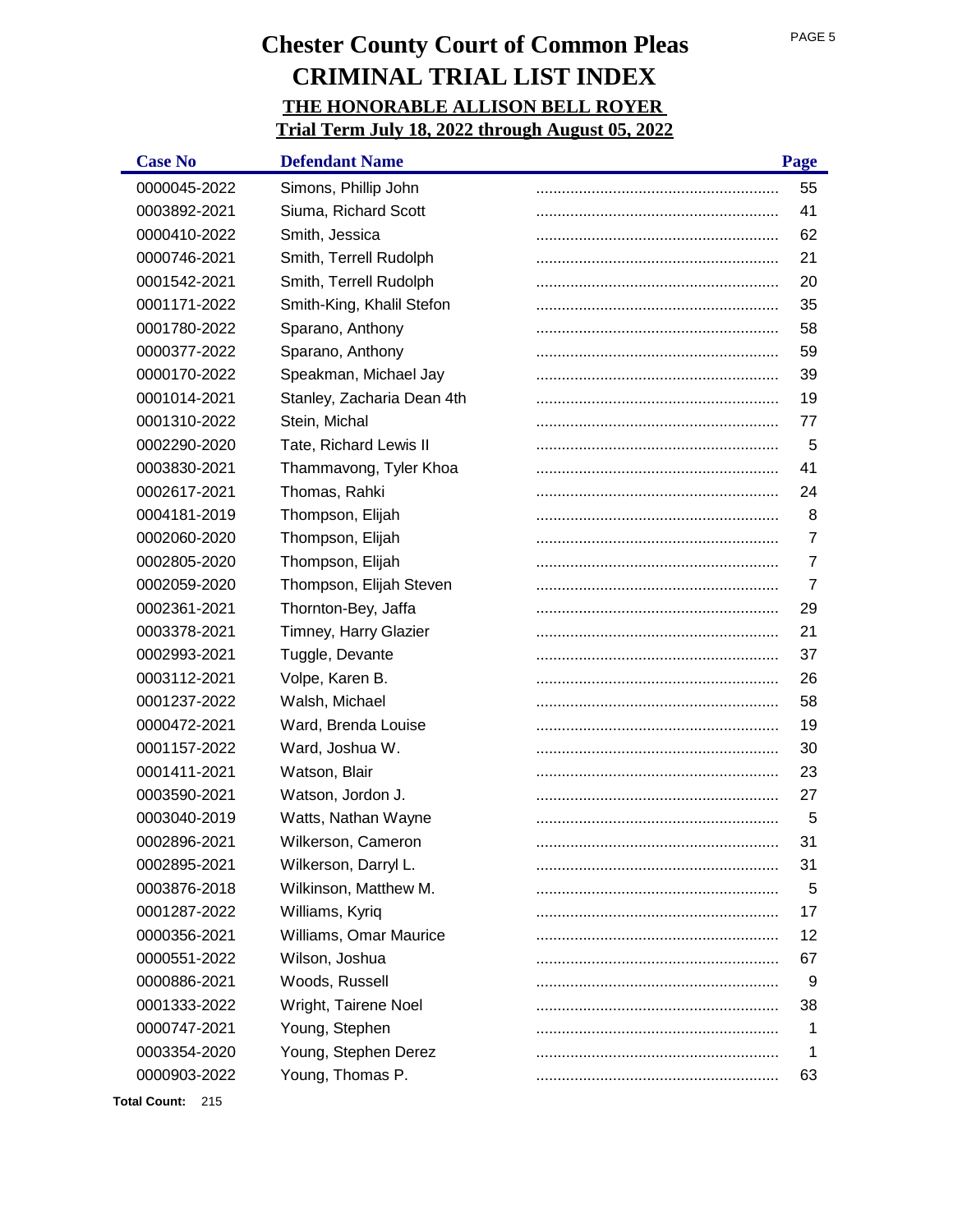# Chester County Court of Common Pleas
# CRIMINAL TRIAL LIST INDEX
## THE HONORABLE ALLISON BELL ROYER
## Trial Term July 18, 2022 through August 05, 2022

| Case No | Defendant Name | Page |
|---|---|---|
| 0000045-2022 | Simons, Phillip John | 55 |
| 0003892-2021 | Siuma, Richard Scott | 41 |
| 0000410-2022 | Smith, Jessica | 62 |
| 0000746-2021 | Smith, Terrell Rudolph | 21 |
| 0001542-2021 | Smith, Terrell Rudolph | 20 |
| 0001171-2022 | Smith-King, Khalil Stefon | 35 |
| 0001780-2022 | Sparano, Anthony | 58 |
| 0000377-2022 | Sparano, Anthony | 59 |
| 0000170-2022 | Speakman, Michael Jay | 39 |
| 0001014-2021 | Stanley, Zacharia Dean 4th | 19 |
| 0001310-2022 | Stein, Michal | 77 |
| 0002290-2020 | Tate, Richard Lewis II | 5 |
| 0003830-2021 | Thammavong, Tyler Khoa | 41 |
| 0002617-2021 | Thomas, Rahki | 24 |
| 0004181-2019 | Thompson, Elijah | 8 |
| 0002060-2020 | Thompson, Elijah | 7 |
| 0002805-2020 | Thompson, Elijah | 7 |
| 0002059-2020 | Thompson, Elijah Steven | 7 |
| 0002361-2021 | Thornton-Bey, Jaffa | 29 |
| 0003378-2021 | Timney, Harry Glazier | 21 |
| 0002993-2021 | Tuggle, Devante | 37 |
| 0003112-2021 | Volpe, Karen B. | 26 |
| 0001237-2022 | Walsh, Michael | 58 |
| 0000472-2021 | Ward, Brenda Louise | 19 |
| 0001157-2022 | Ward, Joshua W. | 30 |
| 0001411-2021 | Watson, Blair | 23 |
| 0003590-2021 | Watson, Jordon J. | 27 |
| 0003040-2019 | Watts, Nathan Wayne | 5 |
| 0002896-2021 | Wilkerson, Cameron | 31 |
| 0002895-2021 | Wilkerson, Darryl L. | 31 |
| 0003876-2018 | Wilkinson, Matthew M. | 5 |
| 0001287-2022 | Williams, Kyriq | 17 |
| 0000356-2021 | Williams, Omar Maurice | 12 |
| 0000551-2022 | Wilson, Joshua | 67 |
| 0000886-2021 | Woods, Russell | 9 |
| 0001333-2022 | Wright, Tairene Noel | 38 |
| 0000747-2021 | Young, Stephen | 1 |
| 0003354-2020 | Young, Stephen Derez | 1 |
| 0000903-2022 | Young, Thomas P. | 63 |

**Total Count:** 215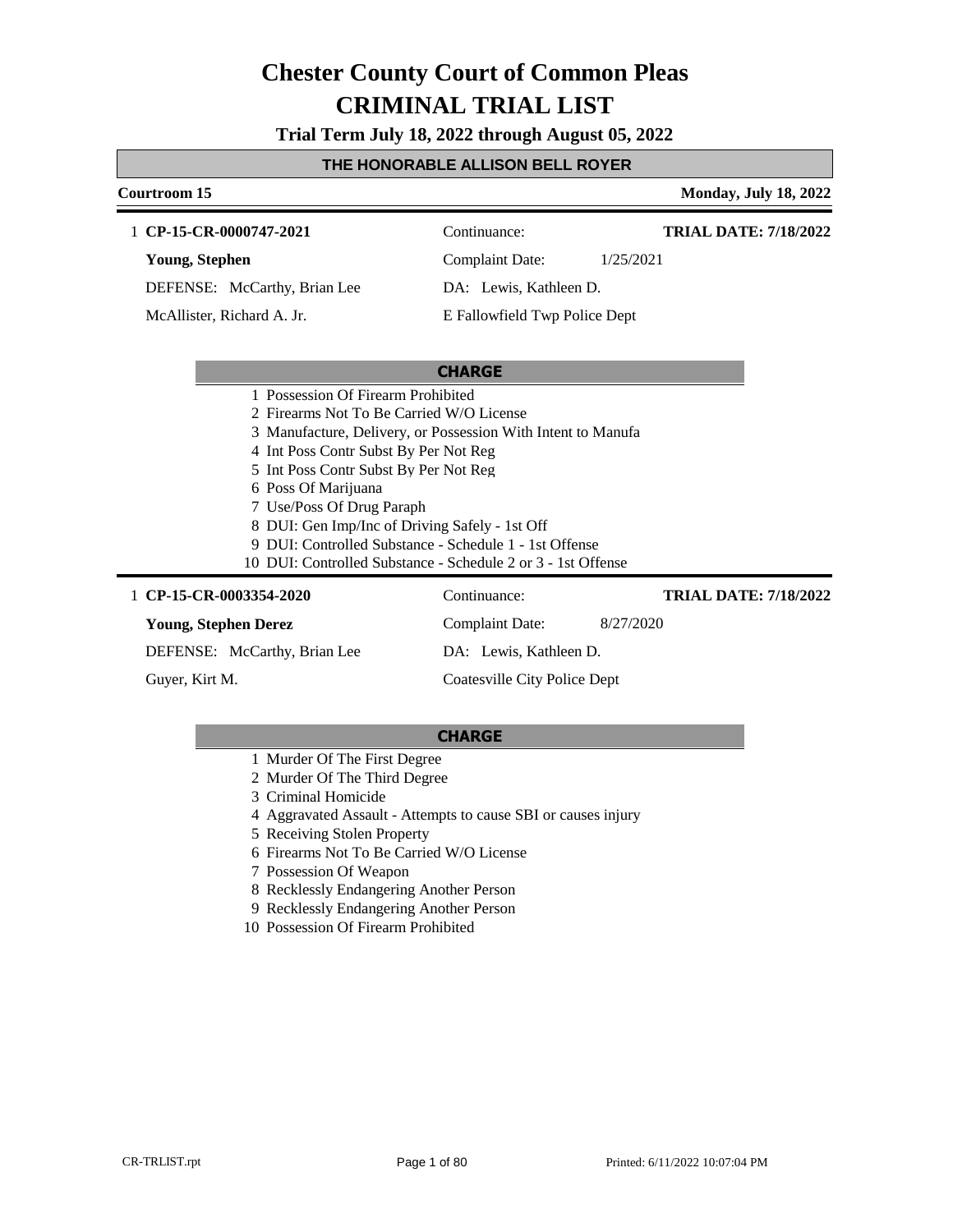# Chester County Court of Common Pleas
# CRIMINAL TRIAL LIST

**Trial Term July 18, 2022 through August 05, 2022**

## THE HONORABLE ALLISON BELL ROYER

**Courtroom 15** — **Monday, July 18, 2022**

---

1 **CP-15-CR-0000747-2021** | Continuance: | **TRIAL DATE: 7/18/2022**

**Young, Stephen** | Complaint Date: 1/25/2021

DEFENSE: McCarthy, Brian Lee | DA: Lewis, Kathleen D.

McAllister, Richard A. Jr. | E Fallowfield Twp Police Dept

**CHARGE**

1 Possession Of Firearm Prohibited
2 Firearms Not To Be Carried W/O License
3 Manufacture, Delivery, or Possession With Intent to Manufa
4 Int Poss Contr Subst By Per Not Reg
5 Int Poss Contr Subst By Per Not Reg
6 Poss Of Marijuana
7 Use/Poss Of Drug Paraph
8 DUI: Gen Imp/Inc of Driving Safely - 1st Off
9 DUI: Controlled Substance - Schedule 1 - 1st Offense
10 DUI: Controlled Substance - Schedule 2 or 3 - 1st Offense

---

1 **CP-15-CR-0003354-2020** | Continuance: | **TRIAL DATE: 7/18/2022**

**Young, Stephen Derez** | Complaint Date: 8/27/2020

DEFENSE: McCarthy, Brian Lee | DA: Lewis, Kathleen D.

Guyer, Kirt M. | Coatesville City Police Dept

**CHARGE**

1 Murder Of The First Degree
2 Murder Of The Third Degree
3 Criminal Homicide
4 Aggravated Assault - Attempts to cause SBI or causes injury
5 Receiving Stolen Property
6 Firearms Not To Be Carried W/O License
7 Possession Of Weapon
8 Recklessly Endangering Another Person
9 Recklessly Endangering Another Person
10 Possession Of Firearm Prohibited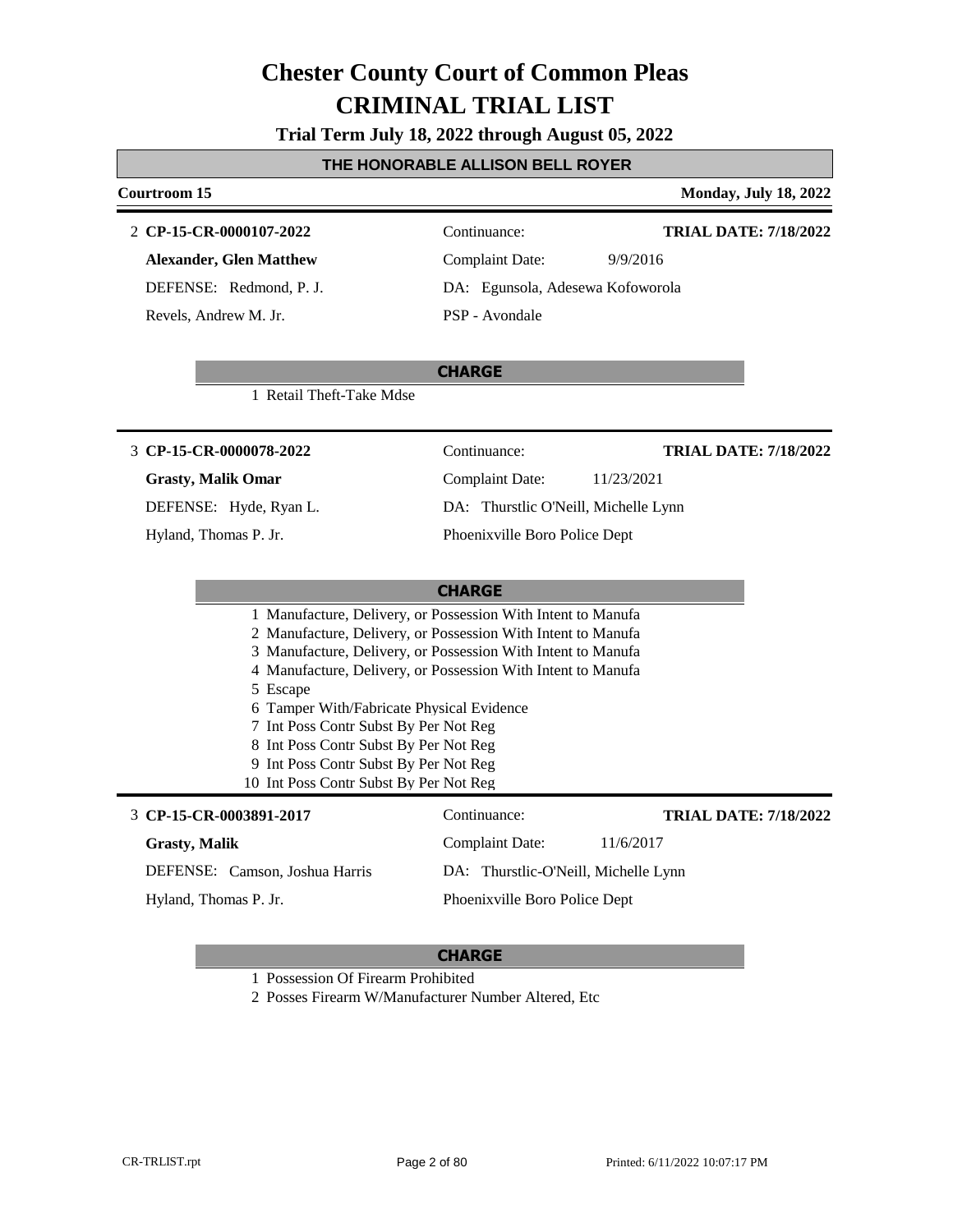# Chester County Court of Common Pleas
# CRIMINAL TRIAL LIST

**Trial Term July 18, 2022 through August 05, 2022**

## THE HONORABLE ALLISON BELL ROYER

**Courtroom 15** — **Monday, July 18, 2022**

---

2 **CP-15-CR-0000107-2022**
Continuance:
**TRIAL DATE: 7/18/2022**

**Alexander, Glen Matthew**
Complaint Date: 9/9/2016

DEFENSE: Redmond, P. J.
DA: Egunsola, Adesewa Kofoworola

Revels, Andrew M. Jr.
PSP - Avondale

**CHARGE**

1 Retail Theft-Take Mdse

---

3 **CP-15-CR-0000078-2022**
Continuance:
**TRIAL DATE: 7/18/2022**

**Grasty, Malik Omar**
Complaint Date: 11/23/2021

DEFENSE: Hyde, Ryan L.
DA: Thurstlic O'Neill, Michelle Lynn

Hyland, Thomas P. Jr.
Phoenixville Boro Police Dept

**CHARGE**

1 Manufacture, Delivery, or Possession With Intent to Manufa
2 Manufacture, Delivery, or Possession With Intent to Manufa
3 Manufacture, Delivery, or Possession With Intent to Manufa
4 Manufacture, Delivery, or Possession With Intent to Manufa
5 Escape
6 Tamper With/Fabricate Physical Evidence
7 Int Poss Contr Subst By Per Not Reg
8 Int Poss Contr Subst By Per Not Reg
9 Int Poss Contr Subst By Per Not Reg
10 Int Poss Contr Subst By Per Not Reg

---

3 **CP-15-CR-0003891-2017**
Continuance:
**TRIAL DATE: 7/18/2022**

**Grasty, Malik**
Complaint Date: 11/6/2017

DEFENSE: Camson, Joshua Harris
DA: Thurstlic-O'Neill, Michelle Lynn

Hyland, Thomas P. Jr.
Phoenixville Boro Police Dept

**CHARGE**

1 Possession Of Firearm Prohibited
2 Posses Firearm W/Manufacturer Number Altered, Etc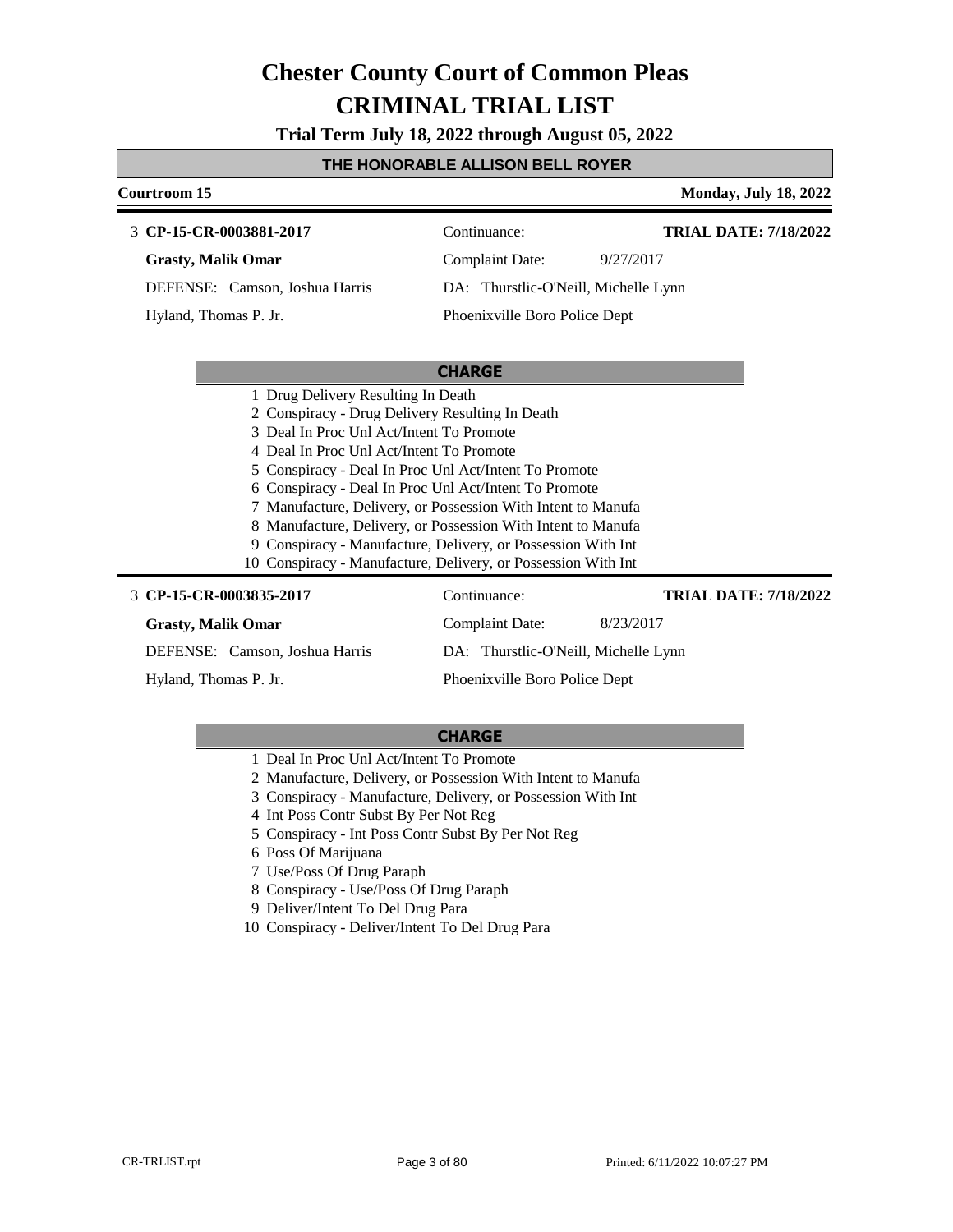# Chester County Court of Common Pleas
# CRIMINAL TRIAL LIST

**Trial Term July 18, 2022 through August 05, 2022**

**THE HONORABLE ALLISON BELL ROYER**

**Courtroom 15** — **Monday, July 18, 2022**

3 **CP-15-CR-0003881-2017** | Continuance: | **TRIAL DATE: 7/18/2022**

**Grasty, Malik Omar** | Complaint Date: 9/27/2017

DEFENSE: Camson, Joshua Harris | DA: Thurstlic-O'Neill, Michelle Lynn

Hyland, Thomas P. Jr. | Phoenixville Boro Police Dept

**CHARGE**

1 Drug Delivery Resulting In Death
2 Conspiracy - Drug Delivery Resulting In Death
3 Deal In Proc Unl Act/Intent To Promote
4 Deal In Proc Unl Act/Intent To Promote
5 Conspiracy - Deal In Proc Unl Act/Intent To Promote
6 Conspiracy - Deal In Proc Unl Act/Intent To Promote
7 Manufacture, Delivery, or Possession With Intent to Manufa
8 Manufacture, Delivery, or Possession With Intent to Manufa
9 Conspiracy - Manufacture, Delivery, or Possession With Int
10 Conspiracy - Manufacture, Delivery, or Possession With Int

3 **CP-15-CR-0003835-2017** | Continuance: | **TRIAL DATE: 7/18/2022**

**Grasty, Malik Omar** | Complaint Date: 8/23/2017

DEFENSE: Camson, Joshua Harris | DA: Thurstlic-O'Neill, Michelle Lynn

Hyland, Thomas P. Jr. | Phoenixville Boro Police Dept

**CHARGE**

1 Deal In Proc Unl Act/Intent To Promote
2 Manufacture, Delivery, or Possession With Intent to Manufa
3 Conspiracy - Manufacture, Delivery, or Possession With Int
4 Int Poss Contr Subst By Per Not Reg
5 Conspiracy - Int Poss Contr Subst By Per Not Reg
6 Poss Of Marijuana
7 Use/Poss Of Drug Paraph
8 Conspiracy - Use/Poss Of Drug Paraph
9 Deliver/Intent To Del Drug Para
10 Conspiracy - Deliver/Intent To Del Drug Para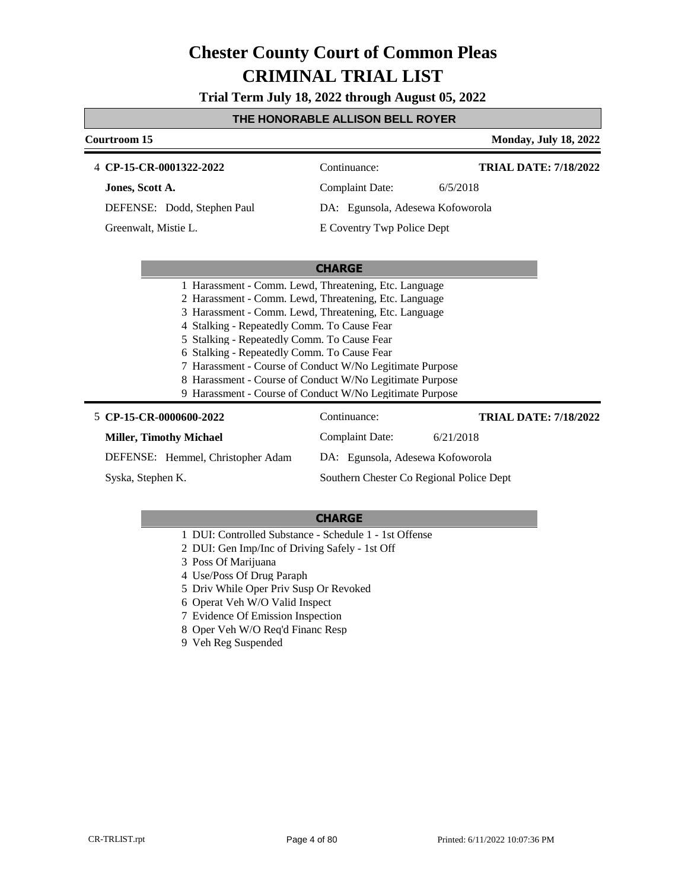# Chester County Court of Common Pleas
# CRIMINAL TRIAL LIST

**Trial Term July 18, 2022 through August 05, 2022**

**THE HONORABLE ALLISON BELL ROYER**

**Courtroom 15** — **Monday, July 18, 2022**

---

4 **CP-15-CR-0001322-2022** — Continuance: — **TRIAL DATE: 7/18/2022**

**Jones, Scott A.** — Complaint Date: 6/5/2018

DEFENSE: Dodd, Stephen Paul — DA: Egunsola, Adesewa Kofoworola

Greenwalt, Mistie L. — E Coventry Twp Police Dept

**CHARGE**

1 Harassment - Comm. Lewd, Threatening, Etc. Language
2 Harassment - Comm. Lewd, Threatening, Etc. Language
3 Harassment - Comm. Lewd, Threatening, Etc. Language
4 Stalking - Repeatedly Comm. To Cause Fear
5 Stalking - Repeatedly Comm. To Cause Fear
6 Stalking - Repeatedly Comm. To Cause Fear
7 Harassment - Course of Conduct W/No Legitimate Purpose
8 Harassment - Course of Conduct W/No Legitimate Purpose
9 Harassment - Course of Conduct W/No Legitimate Purpose

---

5 **CP-15-CR-0000600-2022** — Continuance: — **TRIAL DATE: 7/18/2022**

**Miller, Timothy Michael** — Complaint Date: 6/21/2018

DEFENSE: Hemmel, Christopher Adam — DA: Egunsola, Adesewa Kofoworola

Syska, Stephen K. — Southern Chester Co Regional Police Dept

**CHARGE**

1 DUI: Controlled Substance - Schedule 1 - 1st Offense
2 DUI: Gen Imp/Inc of Driving Safely - 1st Off
3 Poss Of Marijuana
4 Use/Poss Of Drug Paraph
5 Driv While Oper Priv Susp Or Revoked
6 Operat Veh W/O Valid Inspect
7 Evidence Of Emission Inspection
8 Oper Veh W/O Req'd Financ Resp
9 Veh Reg Suspended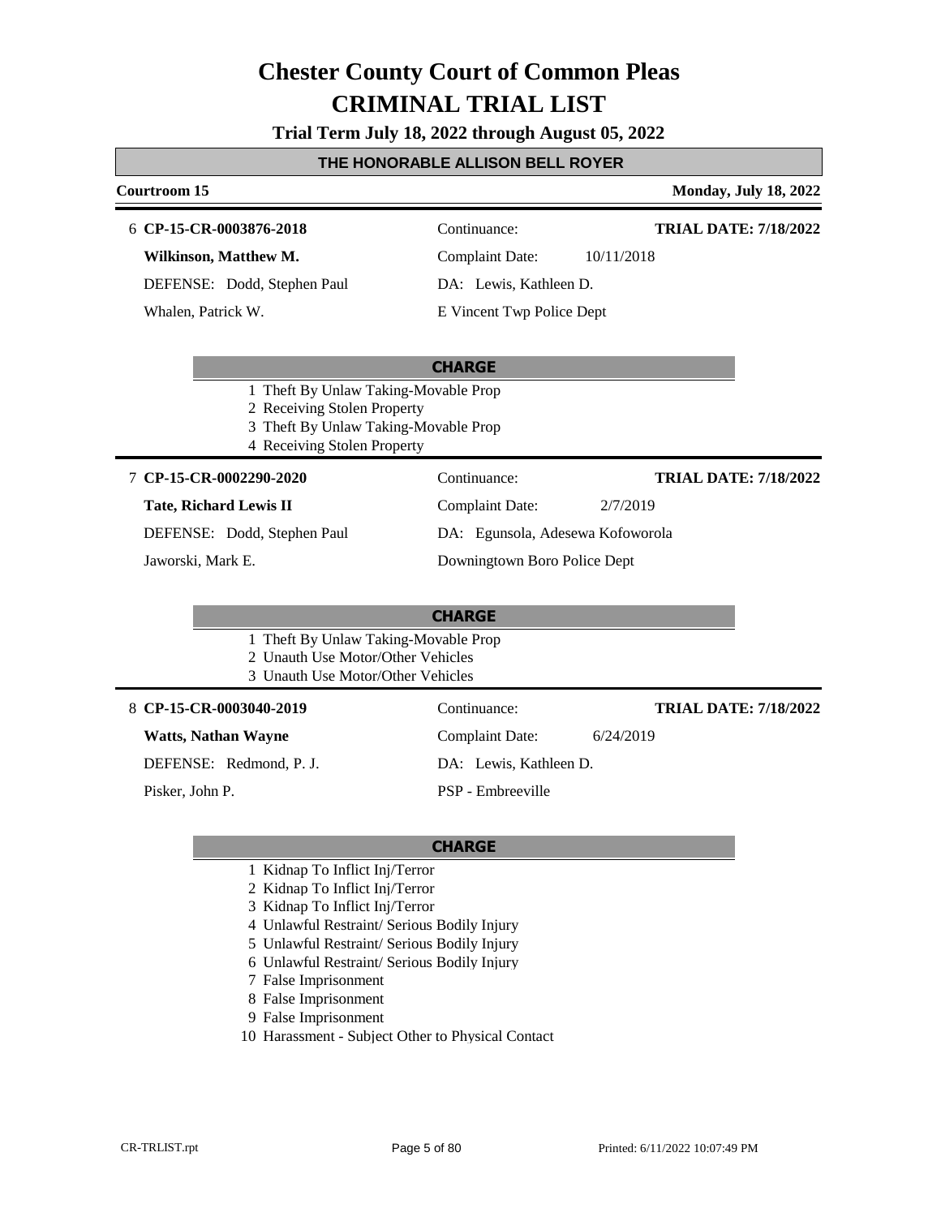# Chester County Court of Common Pleas
# CRIMINAL TRIAL LIST

**Trial Term July 18, 2022 through August 05, 2022**

**THE HONORABLE ALLISON BELL ROYER**

**Courtroom 15** | **Monday, July 18, 2022**

---

6 **CP-15-CR-0003876-2018** | Continuance: | **TRIAL DATE: 7/18/2022**

**Wilkinson, Matthew M.** | Complaint Date: 10/11/2018

DEFENSE: Dodd, Stephen Paul | DA: Lewis, Kathleen D.

Whalen, Patrick W. | E Vincent Twp Police Dept

**CHARGE**

1. Theft By Unlaw Taking-Movable Prop
2. Receiving Stolen Property
3. Theft By Unlaw Taking-Movable Prop
4. Receiving Stolen Property

---

7 **CP-15-CR-0002290-2020** | Continuance: | **TRIAL DATE: 7/18/2022**

**Tate, Richard Lewis II** | Complaint Date: 2/7/2019

DEFENSE: Dodd, Stephen Paul | DA: Egunsola, Adesewa Kofoworola

Jaworski, Mark E. | Downingtown Boro Police Dept

**CHARGE**

1. Theft By Unlaw Taking-Movable Prop
2. Unauth Use Motor/Other Vehicles
3. Unauth Use Motor/Other Vehicles

---

8 **CP-15-CR-0003040-2019** | Continuance: | **TRIAL DATE: 7/18/2022**

**Watts, Nathan Wayne** | Complaint Date: 6/24/2019

DEFENSE: Redmond, P. J. | DA: Lewis, Kathleen D.

Pisker, John P. | PSP - Embreeville

**CHARGE**

1. Kidnap To Inflict Inj/Terror
2. Kidnap To Inflict Inj/Terror
3. Kidnap To Inflict Inj/Terror
4. Unlawful Restraint/ Serious Bodily Injury
5. Unlawful Restraint/ Serious Bodily Injury
6. Unlawful Restraint/ Serious Bodily Injury
7. False Imprisonment
8. False Imprisonment
9. False Imprisonment
10. Harassment - Subject Other to Physical Contact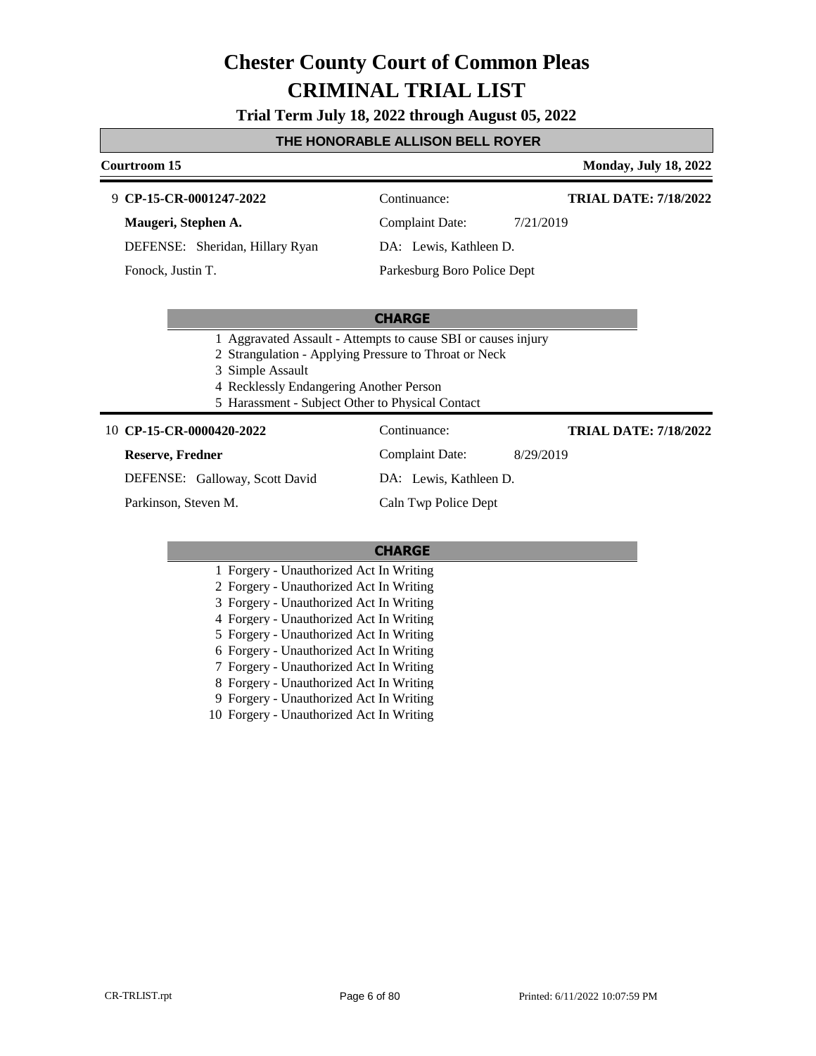# Chester County Court of Common Pleas
# CRIMINAL TRIAL LIST

**Trial Term July 18, 2022 through August 05, 2022**

## THE HONORABLE ALLISON BELL ROYER

**Courtroom 15** — **Monday, July 18, 2022**

---

9 **CP-15-CR-0001247-2022**
Continuance:
**TRIAL DATE: 7/18/2022**

**Maugeri, Stephen A.**
Complaint Date: 7/21/2019

DEFENSE: Sheridan, Hillary Ryan
DA: Lewis, Kathleen D.

Fonock, Justin T.
Parkesburg Boro Police Dept

**CHARGE**

1. Aggravated Assault - Attempts to cause SBI or causes injury
2. Strangulation - Applying Pressure to Throat or Neck
3. Simple Assault
4. Recklessly Endangering Another Person
5. Harassment - Subject Other to Physical Contact

---

10 **CP-15-CR-0000420-2022**
Continuance:
**TRIAL DATE: 7/18/2022**

**Reserve, Fredner**
Complaint Date: 8/29/2019

DEFENSE: Galloway, Scott David
DA: Lewis, Kathleen D.

Parkinson, Steven M.
Caln Twp Police Dept

**CHARGE**

1. Forgery - Unauthorized Act In Writing
2. Forgery - Unauthorized Act In Writing
3. Forgery - Unauthorized Act In Writing
4. Forgery - Unauthorized Act In Writing
5. Forgery - Unauthorized Act In Writing
6. Forgery - Unauthorized Act In Writing
7. Forgery - Unauthorized Act In Writing
8. Forgery - Unauthorized Act In Writing
9. Forgery - Unauthorized Act In Writing
10. Forgery - Unauthorized Act In Writing

CR-TRLIST.rpt — Printed: 6/11/2022 10:07:59 PM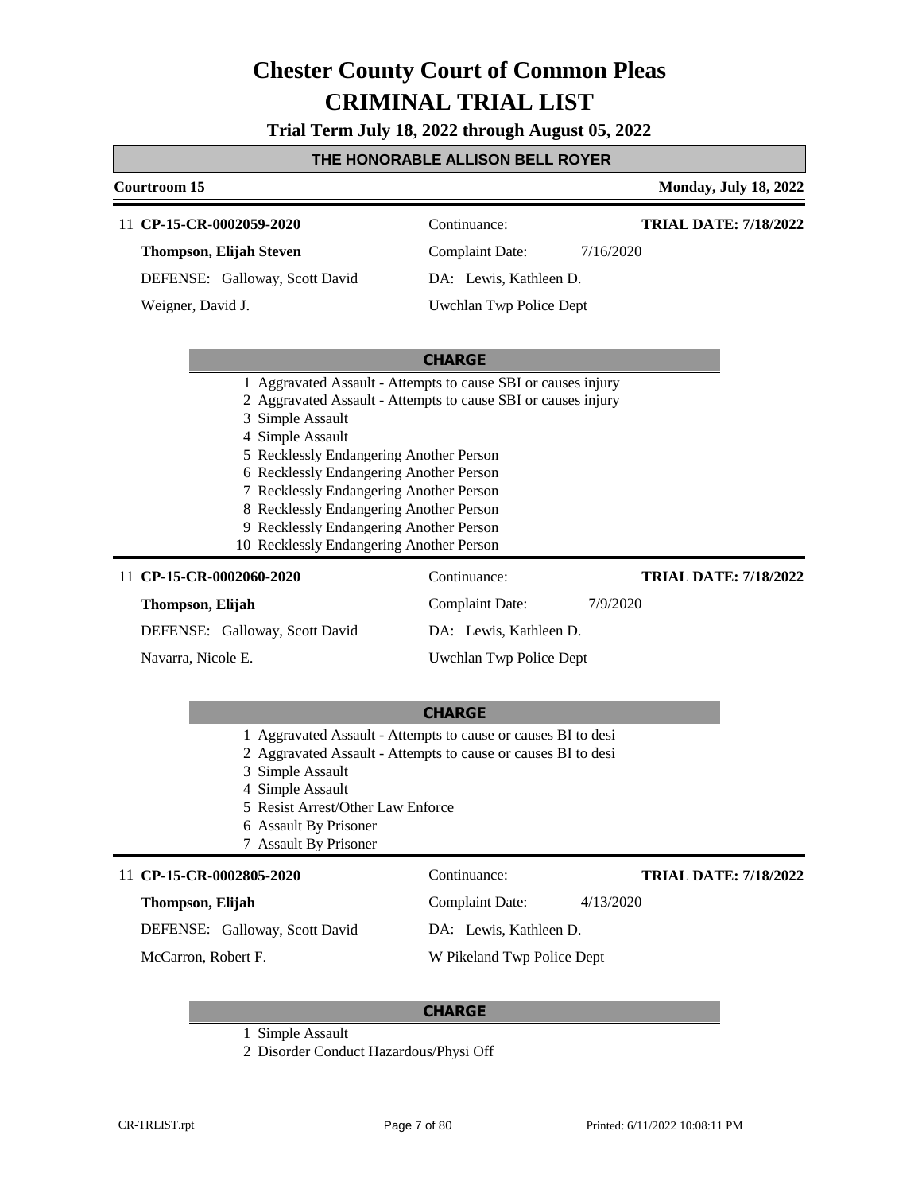# Chester County Court of Common Pleas
# CRIMINAL TRIAL LIST

**Trial Term July 18, 2022 through August 05, 2022**

**THE HONORABLE ALLISON BELL ROYER**

**Courtroom 15** | **Monday, July 18, 2022**

---

11 **CP-15-CR-0002059-2020** | Continuance: | **TRIAL DATE: 7/18/2022**

**Thompson, Elijah Steven** | Complaint Date: 7/16/2020

DEFENSE: Galloway, Scott David | DA: Lewis, Kathleen D.

Weigner, David J. | Uwchlan Twp Police Dept

**CHARGE**

1 Aggravated Assault - Attempts to cause SBI or causes injury
2 Aggravated Assault - Attempts to cause SBI or causes injury
3 Simple Assault
4 Simple Assault
5 Recklessly Endangering Another Person
6 Recklessly Endangering Another Person
7 Recklessly Endangering Another Person
8 Recklessly Endangering Another Person
9 Recklessly Endangering Another Person
10 Recklessly Endangering Another Person

---

11 **CP-15-CR-0002060-2020** | Continuance: | **TRIAL DATE: 7/18/2022**

**Thompson, Elijah** | Complaint Date: 7/9/2020

DEFENSE: Galloway, Scott David | DA: Lewis, Kathleen D.

Navarra, Nicole E. | Uwchlan Twp Police Dept

**CHARGE**

1 Aggravated Assault - Attempts to cause or causes BI to desi
2 Aggravated Assault - Attempts to cause or causes BI to desi
3 Simple Assault
4 Simple Assault
5 Resist Arrest/Other Law Enforce
6 Assault By Prisoner
7 Assault By Prisoner

---

11 **CP-15-CR-0002805-2020** | Continuance: | **TRIAL DATE: 7/18/2022**

**Thompson, Elijah** | Complaint Date: 4/13/2020

DEFENSE: Galloway, Scott David | DA: Lewis, Kathleen D.

McCarron, Robert F. | W Pikeland Twp Police Dept

**CHARGE**

1 Simple Assault
2 Disorder Conduct Hazardous/Physi Off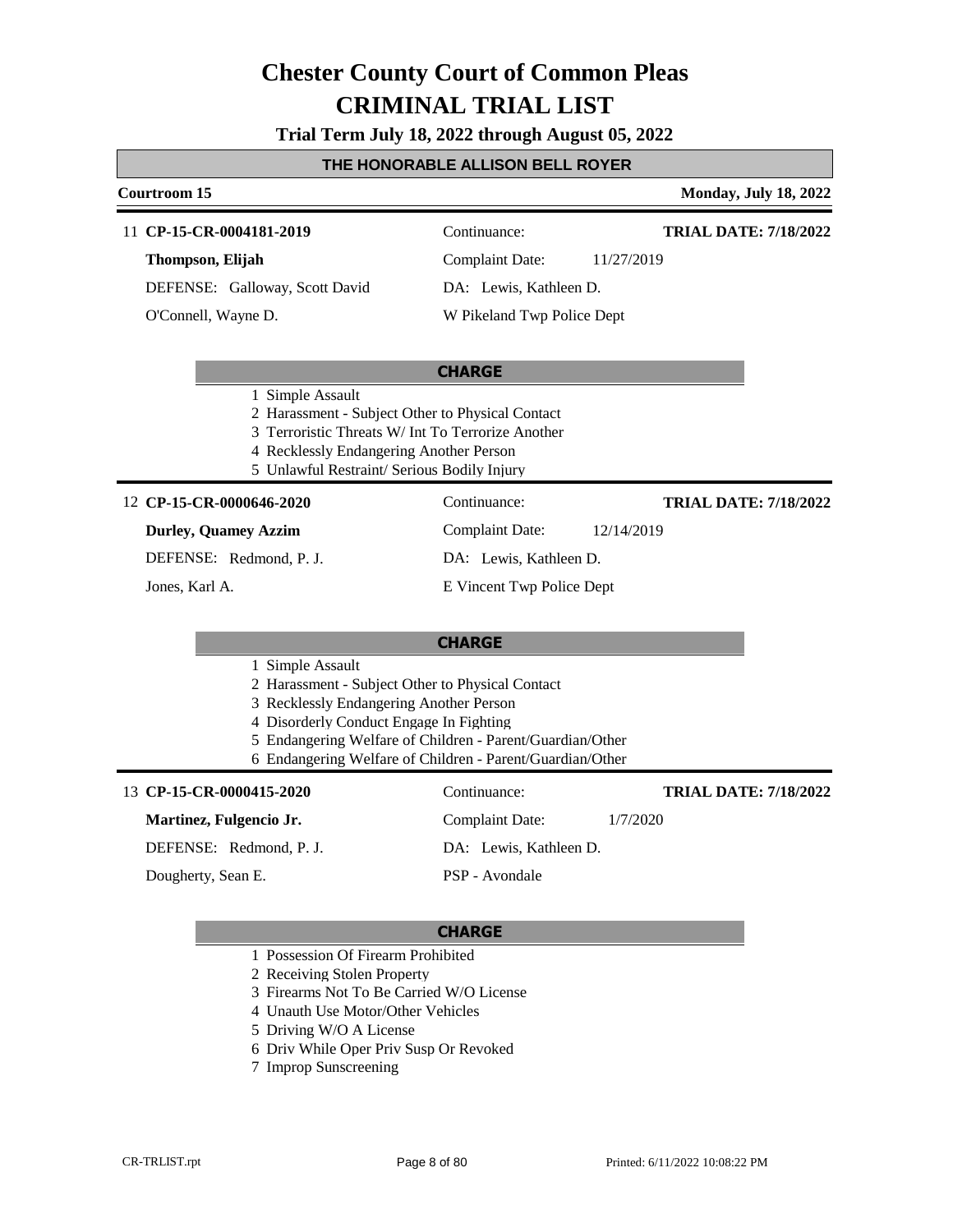# Chester County Court of Common Pleas
# CRIMINAL TRIAL LIST

**Trial Term July 18, 2022 through August 05, 2022**

## THE HONORABLE ALLISON BELL ROYER

**Courtroom 15** — **Monday, July 18, 2022**

---

11 **CP-15-CR-0004181-2019** | Continuance: | **TRIAL DATE: 7/18/2022**

**Thompson, Elijah** | Complaint Date: 11/27/2019

DEFENSE: Galloway, Scott David | DA: Lewis, Kathleen D.

O'Connell, Wayne D. | W Pikeland Twp Police Dept

**CHARGE**

1. Simple Assault
2. Harassment - Subject Other to Physical Contact
3. Terroristic Threats W/ Int To Terrorize Another
4. Recklessly Endangering Another Person
5. Unlawful Restraint/ Serious Bodily Injury

---

12 **CP-15-CR-0000646-2020** | Continuance: | **TRIAL DATE: 7/18/2022**

**Durley, Quamey Azzim** | Complaint Date: 12/14/2019

DEFENSE: Redmond, P. J. | DA: Lewis, Kathleen D.

Jones, Karl A. | E Vincent Twp Police Dept

**CHARGE**

1. Simple Assault
2. Harassment - Subject Other to Physical Contact
3. Recklessly Endangering Another Person
4. Disorderly Conduct Engage In Fighting
5. Endangering Welfare of Children - Parent/Guardian/Other
6. Endangering Welfare of Children - Parent/Guardian/Other

---

13 **CP-15-CR-0000415-2020** | Continuance: | **TRIAL DATE: 7/18/2022**

**Martinez, Fulgencio Jr.** | Complaint Date: 1/7/2020

DEFENSE: Redmond, P. J. | DA: Lewis, Kathleen D.

Dougherty, Sean E. | PSP - Avondale

**CHARGE**

1. Possession Of Firearm Prohibited
2. Receiving Stolen Property
3. Firearms Not To Be Carried W/O License
4. Unauth Use Motor/Other Vehicles
5. Driving W/O A License
6. Driv While Oper Priv Susp Or Revoked
7. Improp Sunscreening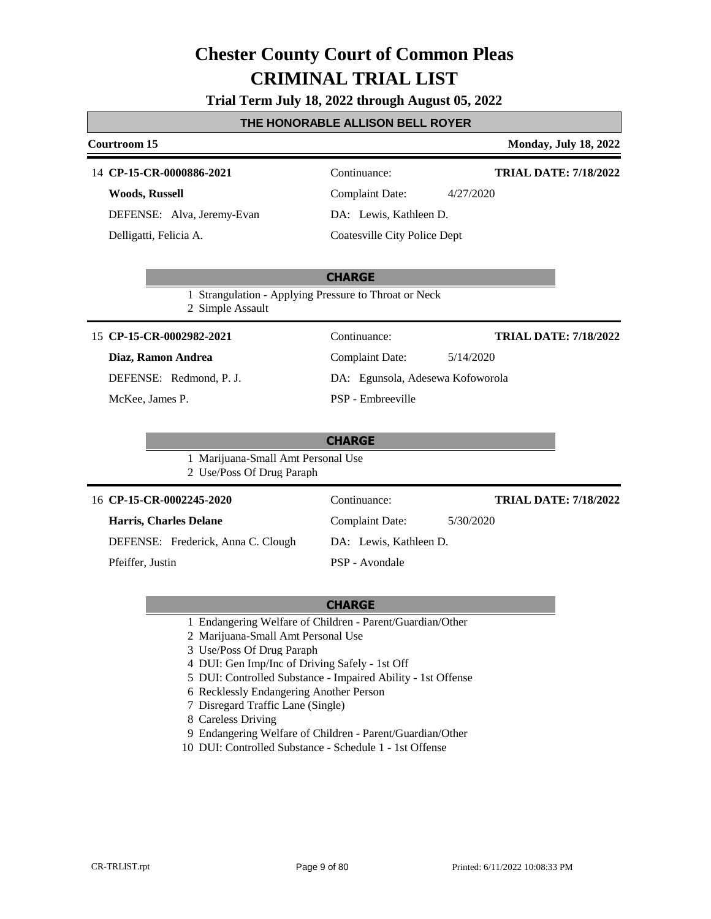# Chester County Court of Common Pleas
# CRIMINAL TRIAL LIST

**Trial Term July 18, 2022 through August 05, 2022**

## THE HONORABLE ALLISON BELL ROYER

**Courtroom 15** — **Monday, July 18, 2022**

---

14 **CP-15-CR-0000886-2021**
Continuance:
**TRIAL DATE: 7/18/2022**

**Woods, Russell**
Complaint Date: 4/27/2020

DEFENSE: Alva, Jeremy-Evan
DA: Lewis, Kathleen D.

Delligatti, Felicia A.
Coatesville City Police Dept

**CHARGE**

1 Strangulation - Applying Pressure to Throat or Neck
2 Simple Assault

---

15 **CP-15-CR-0002982-2021**
Continuance:
**TRIAL DATE: 7/18/2022**

**Diaz, Ramon Andrea**
Complaint Date: 5/14/2020

DEFENSE: Redmond, P. J.
DA: Egunsola, Adesewa Kofoworola

McKee, James P.
PSP - Embreeville

**CHARGE**

1 Marijuana-Small Amt Personal Use
2 Use/Poss Of Drug Paraph

---

16 **CP-15-CR-0002245-2020**
Continuance:
**TRIAL DATE: 7/18/2022**

**Harris, Charles Delane**
Complaint Date: 5/30/2020

DEFENSE: Frederick, Anna C. Clough
DA: Lewis, Kathleen D.

Pfeiffer, Justin
PSP - Avondale

**CHARGE**

1 Endangering Welfare of Children - Parent/Guardian/Other
2 Marijuana-Small Amt Personal Use
3 Use/Poss Of Drug Paraph
4 DUI: Gen Imp/Inc of Driving Safely - 1st Off
5 DUI: Controlled Substance - Impaired Ability - 1st Offense
6 Recklessly Endangering Another Person
7 Disregard Traffic Lane (Single)
8 Careless Driving
9 Endangering Welfare of Children - Parent/Guardian/Other
10 DUI: Controlled Substance - Schedule 1 - 1st Offense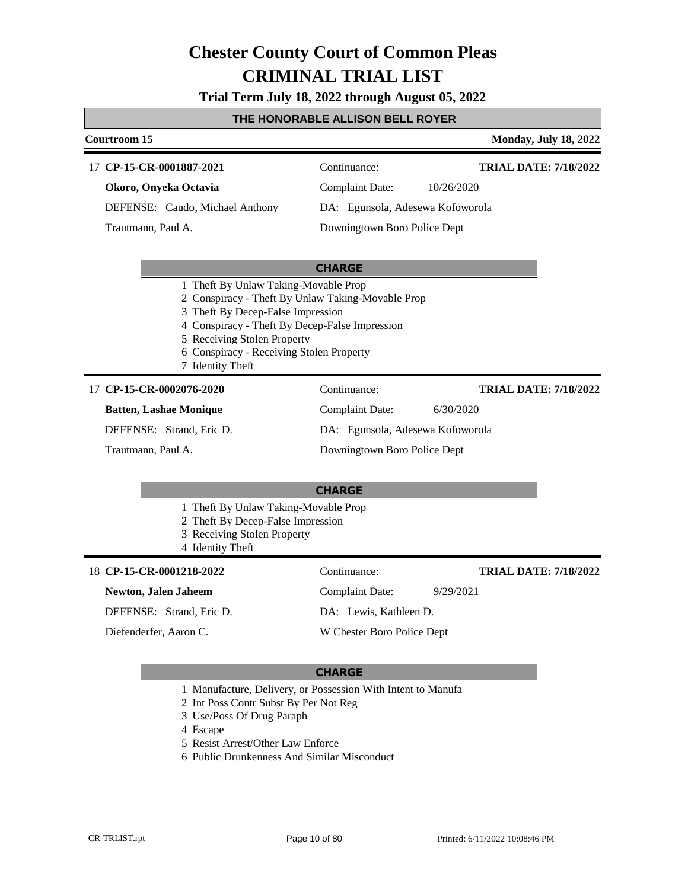# Chester County Court of Common Pleas
# CRIMINAL TRIAL LIST

**Trial Term July 18, 2022 through August 05, 2022**

**THE HONORABLE ALLISON BELL ROYER**

**Courtroom 15** | **Monday, July 18, 2022**

---

17 **CP-15-CR-0001887-2021** | Continuance: | **TRIAL DATE: 7/18/2022**

**Okoro, Onyeka Octavia** | Complaint Date: 10/26/2020

DEFENSE: Caudo, Michael Anthony | DA: Egunsola, Adesewa Kofoworola

Trautmann, Paul A. | Downingtown Boro Police Dept

**CHARGE**

1 Theft By Unlaw Taking-Movable Prop
2 Conspiracy - Theft By Unlaw Taking-Movable Prop
3 Theft By Decep-False Impression
4 Conspiracy - Theft By Decep-False Impression
5 Receiving Stolen Property
6 Conspiracy - Receiving Stolen Property
7 Identity Theft

---

17 **CP-15-CR-0002076-2020** | Continuance: | **TRIAL DATE: 7/18/2022**

**Batten, Lashae Monique** | Complaint Date: 6/30/2020

DEFENSE: Strand, Eric D. | DA: Egunsola, Adesewa Kofoworola

Trautmann, Paul A. | Downingtown Boro Police Dept

**CHARGE**

1 Theft By Unlaw Taking-Movable Prop
2 Theft By Decep-False Impression
3 Receiving Stolen Property
4 Identity Theft

---

18 **CP-15-CR-0001218-2022** | Continuance: | **TRIAL DATE: 7/18/2022**

**Newton, Jalen Jaheem** | Complaint Date: 9/29/2021

DEFENSE: Strand, Eric D. | DA: Lewis, Kathleen D.

Diefenderfer, Aaron C. | W Chester Boro Police Dept

**CHARGE**

1 Manufacture, Delivery, or Possession With Intent to Manufa
2 Int Poss Contr Subst By Per Not Reg
3 Use/Poss Of Drug Paraph
4 Escape
5 Resist Arrest/Other Law Enforce
6 Public Drunkenness And Similar Misconduct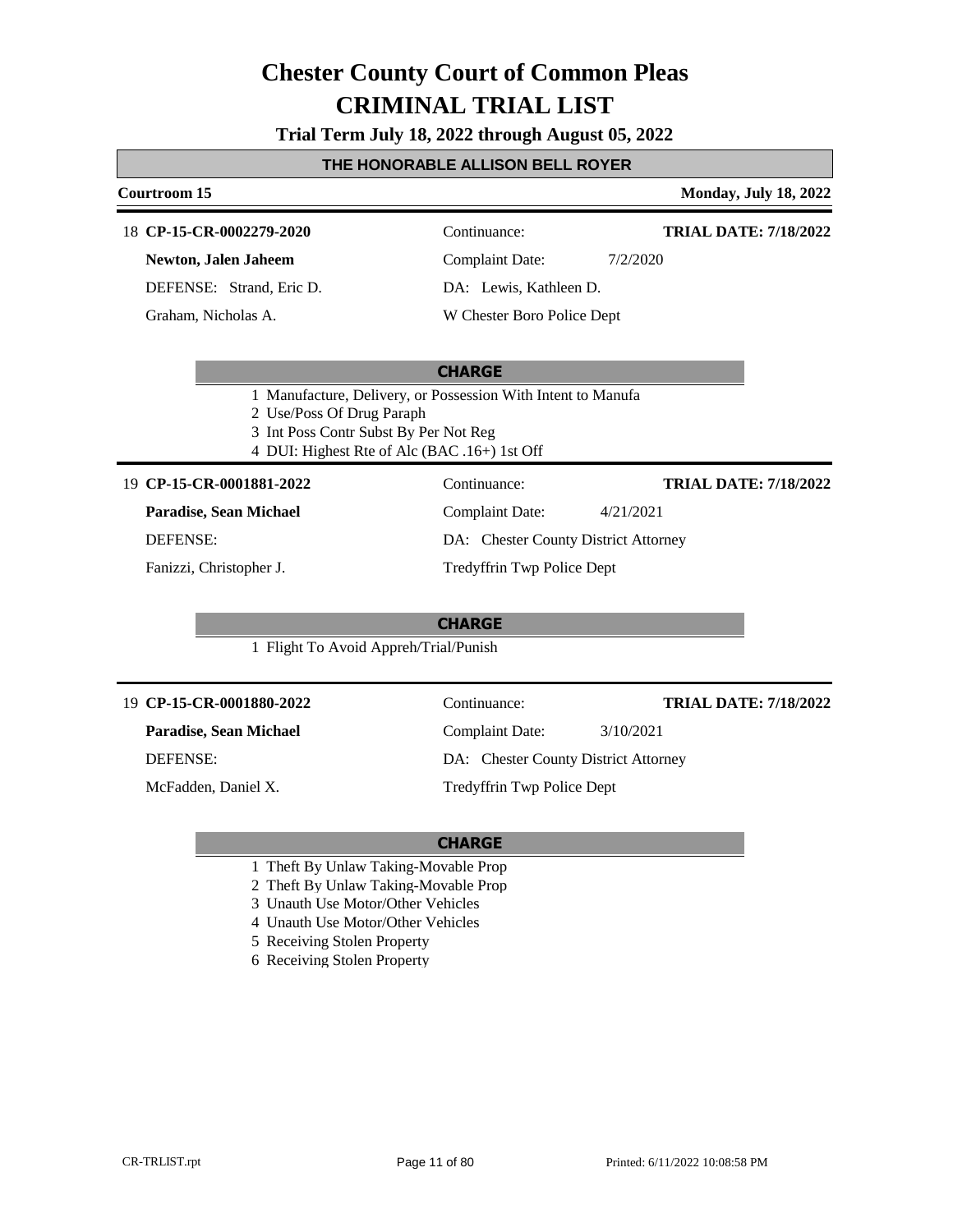# Chester County Court of Common Pleas
# CRIMINAL TRIAL LIST

**Trial Term July 18, 2022 through August 05, 2022**

**THE HONORABLE ALLISON BELL ROYER**

**Courtroom 15** — **Monday, July 18, 2022**

---

18 **CP-15-CR-0002279-2020** | Continuance: | **TRIAL DATE: 7/18/2022**

**Newton, Jalen Jaheem** | Complaint Date: 7/2/2020

DEFENSE: Strand, Eric D. | DA: Lewis, Kathleen D.

Graham, Nicholas A. | W Chester Boro Police Dept

**CHARGE**

1 Manufacture, Delivery, or Possession With Intent to Manufa
2 Use/Poss Of Drug Paraph
3 Int Poss Contr Subst By Per Not Reg
4 DUI: Highest Rte of Alc (BAC .16+) 1st Off

---

19 **CP-15-CR-0001881-2022** | Continuance: | **TRIAL DATE: 7/18/2022**

**Paradise, Sean Michael** | Complaint Date: 4/21/2021

DEFENSE: | DA: Chester County District Attorney

Fanizzi, Christopher J. | Tredyffrin Twp Police Dept

**CHARGE**

1 Flight To Avoid Appreh/Trial/Punish

---

19 **CP-15-CR-0001880-2022** | Continuance: | **TRIAL DATE: 7/18/2022**

**Paradise, Sean Michael** | Complaint Date: 3/10/2021

DEFENSE: | DA: Chester County District Attorney

McFadden, Daniel X. | Tredyffrin Twp Police Dept

**CHARGE**

1 Theft By Unlaw Taking-Movable Prop
2 Theft By Unlaw Taking-Movable Prop
3 Unauth Use Motor/Other Vehicles
4 Unauth Use Motor/Other Vehicles
5 Receiving Stolen Property
6 Receiving Stolen Property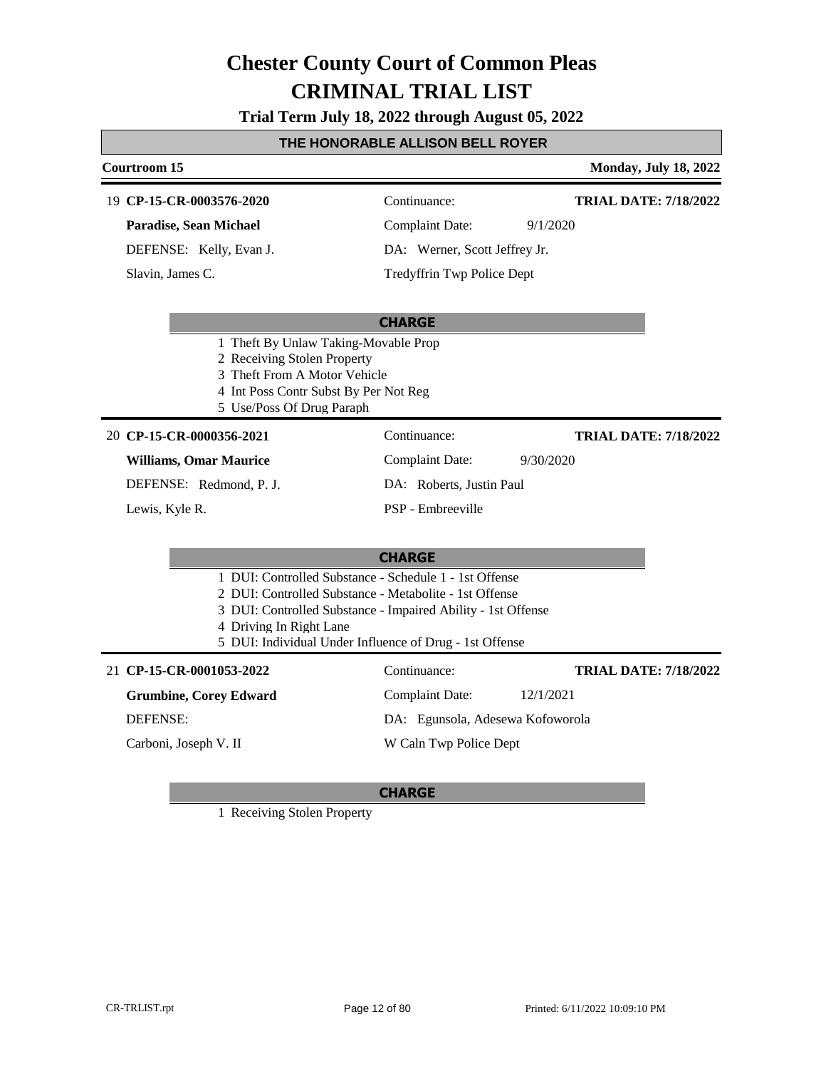# Chester County Court of Common Pleas
# CRIMINAL TRIAL LIST

**Trial Term July 18, 2022 through August 05, 2022**

**THE HONORABLE ALLISON BELL ROYER**

**Courtroom 15** — **Monday, July 18, 2022**

---

19 **CP-15-CR-0003576-2020** — Continuance: — **TRIAL DATE: 7/18/2022**

**Paradise, Sean Michael** — Complaint Date: 9/1/2020

DEFENSE: Kelly, Evan J. — DA: Werner, Scott Jeffrey Jr.

Slavin, James C. — Tredyffrin Twp Police Dept

**CHARGE**

1. Theft By Unlaw Taking-Movable Prop
2. Receiving Stolen Property
3. Theft From A Motor Vehicle
4. Int Poss Contr Subst By Per Not Reg
5. Use/Poss Of Drug Paraph

---

20 **CP-15-CR-0000356-2021** — Continuance: — **TRIAL DATE: 7/18/2022**

**Williams, Omar Maurice** — Complaint Date: 9/30/2020

DEFENSE: Redmond, P. J. — DA: Roberts, Justin Paul

Lewis, Kyle R. — PSP - Embreeville

**CHARGE**

1. DUI: Controlled Substance - Schedule 1 - 1st Offense
2. DUI: Controlled Substance - Metabolite - 1st Offense
3. DUI: Controlled Substance - Impaired Ability - 1st Offense
4. Driving In Right Lane
5. DUI: Individual Under Influence of Drug - 1st Offense

---

21 **CP-15-CR-0001053-2022** — Continuance: — **TRIAL DATE: 7/18/2022**

**Grumbine, Corey Edward** — Complaint Date: 12/1/2021

DEFENSE: — DA: Egunsola, Adesewa Kofoworola

Carboni, Joseph V. II — W Caln Twp Police Dept

**CHARGE**

1. Receiving Stolen Property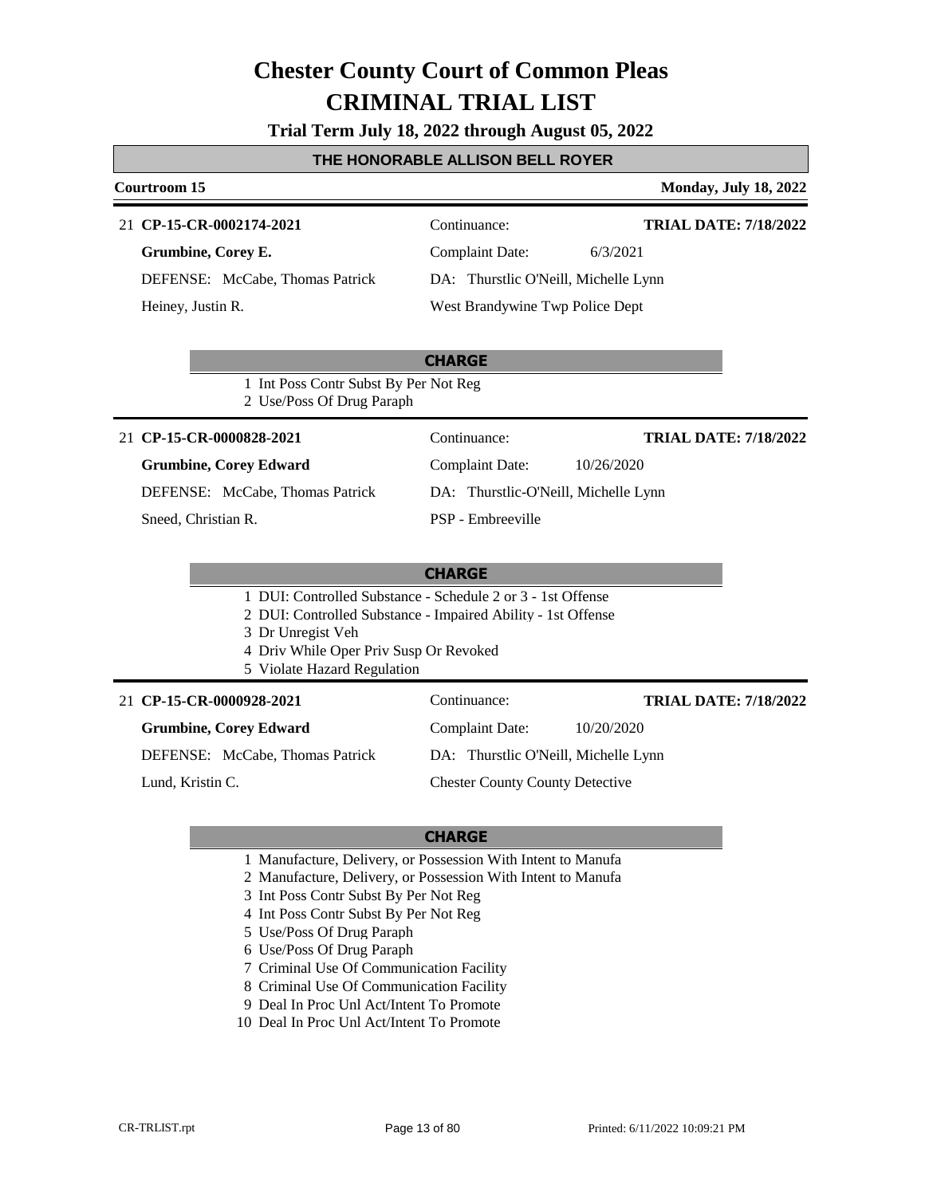# Chester County Court of Common Pleas
# CRIMINAL TRIAL LIST

**Trial Term July 18, 2022 through August 05, 2022**

**THE HONORABLE ALLISON BELL ROYER**

**Courtroom 15** | **Monday, July 18, 2022**

---

21 **CP-15-CR-0002174-2021**
Continuance:
**TRIAL DATE: 7/18/2022**

**Grumbine, Corey E.**
Complaint Date: 6/3/2021

DEFENSE: McCabe, Thomas Patrick
DA: Thurstlic O'Neill, Michelle Lynn

Heiney, Justin R.
West Brandywine Twp Police Dept

**CHARGE**

1 Int Poss Contr Subst By Per Not Reg
2 Use/Poss Of Drug Paraph

---

21 **CP-15-CR-0000828-2021**
Continuance:
**TRIAL DATE: 7/18/2022**

**Grumbine, Corey Edward**
Complaint Date: 10/26/2020

DEFENSE: McCabe, Thomas Patrick
DA: Thurstlic-O'Neill, Michelle Lynn

Sneed, Christian R.
PSP - Embreeville

**CHARGE**

1 DUI: Controlled Substance - Schedule 2 or 3 - 1st Offense
2 DUI: Controlled Substance - Impaired Ability - 1st Offense
3 Dr Unregist Veh
4 Driv While Oper Priv Susp Or Revoked
5 Violate Hazard Regulation

---

21 **CP-15-CR-0000928-2021**
Continuance:
**TRIAL DATE: 7/18/2022**

**Grumbine, Corey Edward**
Complaint Date: 10/20/2020

DEFENSE: McCabe, Thomas Patrick
DA: Thurstlic O'Neill, Michelle Lynn

Lund, Kristin C.
Chester County County Detective

**CHARGE**

1 Manufacture, Delivery, or Possession With Intent to Manufa
2 Manufacture, Delivery, or Possession With Intent to Manufa
3 Int Poss Contr Subst By Per Not Reg
4 Int Poss Contr Subst By Per Not Reg
5 Use/Poss Of Drug Paraph
6 Use/Poss Of Drug Paraph
7 Criminal Use Of Communication Facility
8 Criminal Use Of Communication Facility
9 Deal In Proc Unl Act/Intent To Promote
10 Deal In Proc Unl Act/Intent To Promote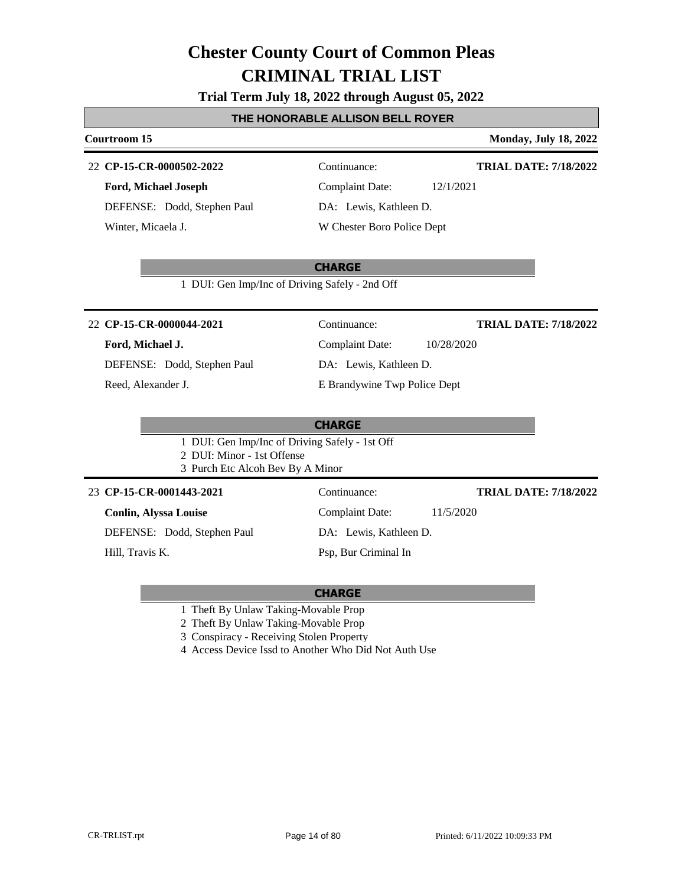# Chester County Court of Common Pleas
# CRIMINAL TRIAL LIST

**Trial Term July 18, 2022 through August 05, 2022**

**THE HONORABLE ALLISON BELL ROYER**

**Courtroom 15** — **Monday, July 18, 2022**

---

22 **CP-15-CR-0000502-2022** | Continuance: | **TRIAL DATE: 7/18/2022**

**Ford, Michael Joseph** | Complaint Date: 12/1/2021

DEFENSE: Dodd, Stephen Paul | DA: Lewis, Kathleen D.

Winter, Micaela J. | W Chester Boro Police Dept

**CHARGE**

1 DUI: Gen Imp/Inc of Driving Safely - 2nd Off

---

22 **CP-15-CR-0000044-2021** | Continuance: | **TRIAL DATE: 7/18/2022**

**Ford, Michael J.** | Complaint Date: 10/28/2020

DEFENSE: Dodd, Stephen Paul | DA: Lewis, Kathleen D.

Reed, Alexander J. | E Brandywine Twp Police Dept

**CHARGE**

1 DUI: Gen Imp/Inc of Driving Safely - 1st Off
2 DUI: Minor - 1st Offense
3 Purch Etc Alcoh Bev By A Minor

---

23 **CP-15-CR-0001443-2021** | Continuance: | **TRIAL DATE: 7/18/2022**

**Conlin, Alyssa Louise** | Complaint Date: 11/5/2020

DEFENSE: Dodd, Stephen Paul | DA: Lewis, Kathleen D.

Hill, Travis K. | Psp, Bur Criminal In

**CHARGE**

1 Theft By Unlaw Taking-Movable Prop
2 Theft By Unlaw Taking-Movable Prop
3 Conspiracy - Receiving Stolen Property
4 Access Device Issd to Another Who Did Not Auth Use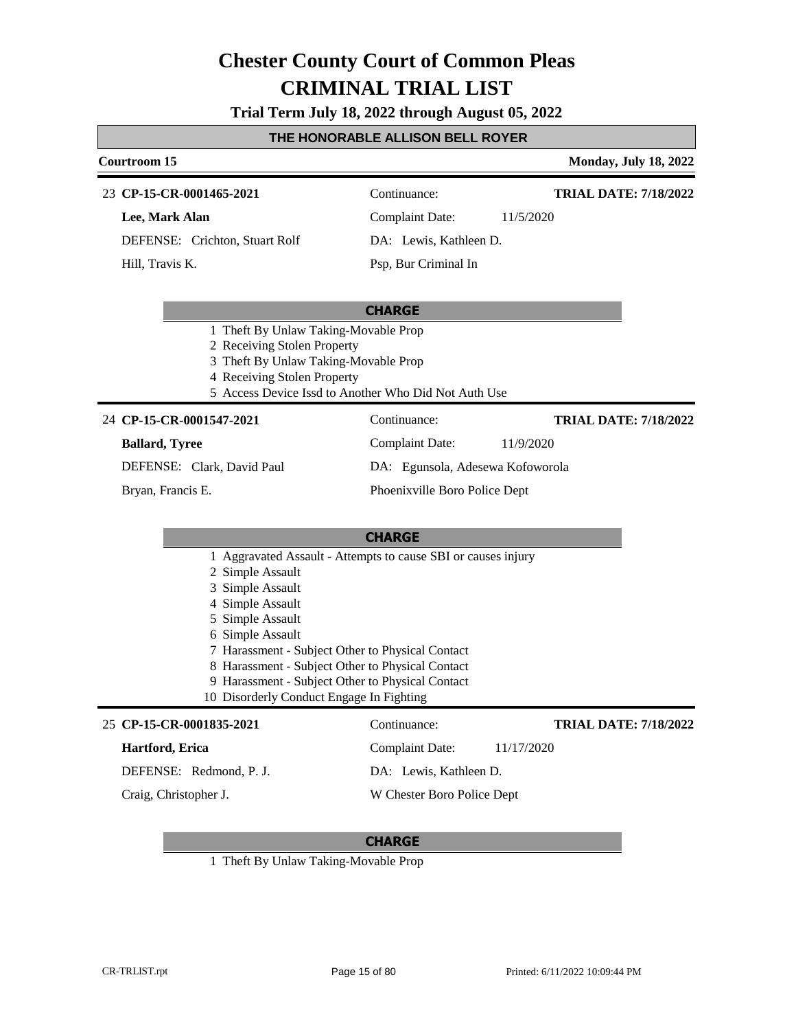# Chester County Court of Common Pleas

# CRIMINAL TRIAL LIST

**Trial Term July 18, 2022 through August 05, 2022**

**THE HONORABLE ALLISON BELL ROYER**

**Courtroom 15** — **Monday, July 18, 2022**

---

23 **CP-15-CR-0001465-2021**
Continuance:
**TRIAL DATE: 7/18/2022**

**Lee, Mark Alan**
Complaint Date: 11/5/2020

DEFENSE: Crichton, Stuart Rolf
DA: Lewis, Kathleen D.

Hill, Travis K.
Psp, Bur Criminal In

**CHARGE**

1 Theft By Unlaw Taking-Movable Prop
2 Receiving Stolen Property
3 Theft By Unlaw Taking-Movable Prop
4 Receiving Stolen Property
5 Access Device Issd to Another Who Did Not Auth Use

---

24 **CP-15-CR-0001547-2021**
Continuance:
**TRIAL DATE: 7/18/2022**

**Ballard, Tyree**
Complaint Date: 11/9/2020

DEFENSE: Clark, David Paul
DA: Egunsola, Adesewa Kofoworola

Bryan, Francis E.
Phoenixville Boro Police Dept

**CHARGE**

1 Aggravated Assault - Attempts to cause SBI or causes injury
2 Simple Assault
3 Simple Assault
4 Simple Assault
5 Simple Assault
6 Simple Assault
7 Harassment - Subject Other to Physical Contact
8 Harassment - Subject Other to Physical Contact
9 Harassment - Subject Other to Physical Contact
10 Disorderly Conduct Engage In Fighting

---

25 **CP-15-CR-0001835-2021**
Continuance:
**TRIAL DATE: 7/18/2022**

**Hartford, Erica**
Complaint Date: 11/17/2020

DEFENSE: Redmond, P. J.
DA: Lewis, Kathleen D.

Craig, Christopher J.
W Chester Boro Police Dept

**CHARGE**

1 Theft By Unlaw Taking-Movable Prop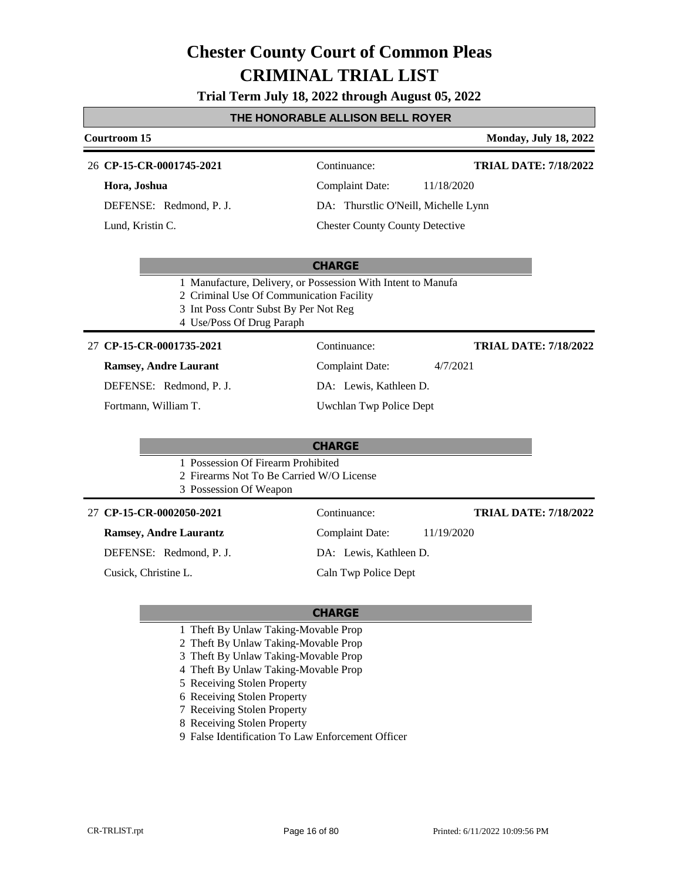# Chester County Court of Common Pleas
# CRIMINAL TRIAL LIST

**Trial Term July 18, 2022 through August 05, 2022**

**THE HONORABLE ALLISON BELL ROYER**

**Courtroom 15** — **Monday, July 18, 2022**

---

26 **CP-15-CR-0001745-2021**

**Hora, Joshua**

DEFENSE: Redmond, P. J.

Lund, Kristin C.

Continuance:

Complaint Date: 11/18/2020

DA: Thurstlic O'Neill, Michelle Lynn

Chester County County Detective

**TRIAL DATE: 7/18/2022**

**CHARGE**

1 Manufacture, Delivery, or Possession With Intent to Manufa
2 Criminal Use Of Communication Facility
3 Int Poss Contr Subst By Per Not Reg
4 Use/Poss Of Drug Paraph

---

27 **CP-15-CR-0001735-2021**

**Ramsey, Andre Laurant**

DEFENSE: Redmond, P. J.

Fortmann, William T.

Continuance:

Complaint Date: 4/7/2021

DA: Lewis, Kathleen D.

Uwchlan Twp Police Dept

**TRIAL DATE: 7/18/2022**

**CHARGE**

1 Possession Of Firearm Prohibited
2 Firearms Not To Be Carried W/O License
3 Possession Of Weapon

---

27 **CP-15-CR-0002050-2021**

**Ramsey, Andre Laurantz**

DEFENSE: Redmond, P. J.

Cusick, Christine L.

Continuance:

Complaint Date: 11/19/2020

DA: Lewis, Kathleen D.

Caln Twp Police Dept

**TRIAL DATE: 7/18/2022**

**CHARGE**

1 Theft By Unlaw Taking-Movable Prop
2 Theft By Unlaw Taking-Movable Prop
3 Theft By Unlaw Taking-Movable Prop
4 Theft By Unlaw Taking-Movable Prop
5 Receiving Stolen Property
6 Receiving Stolen Property
7 Receiving Stolen Property
8 Receiving Stolen Property
9 False Identification To Law Enforcement Officer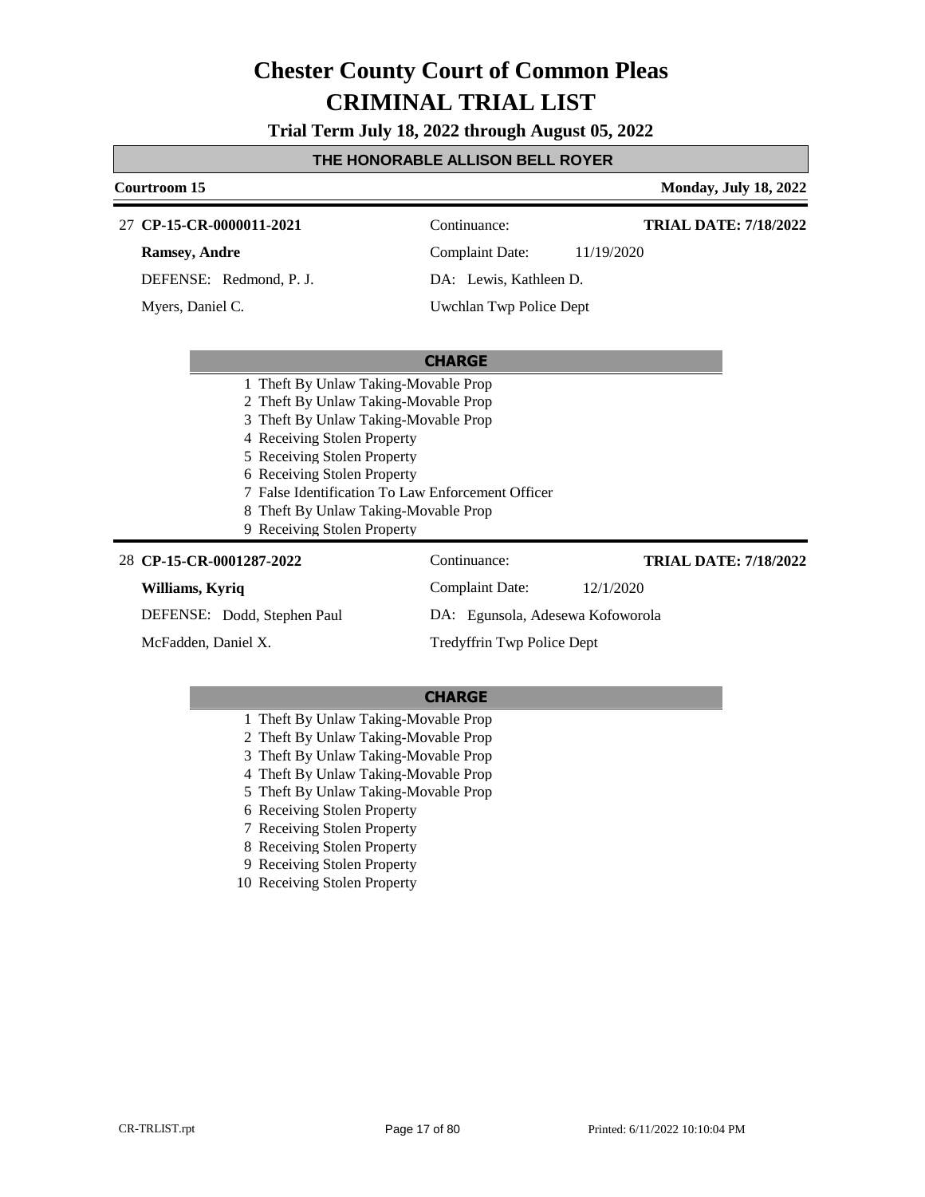# Chester County Court of Common Pleas
# CRIMINAL TRIAL LIST

**Trial Term July 18, 2022 through August 05, 2022**

**THE HONORABLE ALLISON BELL ROYER**

**Courtroom 15** | **Monday, July 18, 2022**

---

27 **CP-15-CR-0000011-2021** | Continuance: | **TRIAL DATE: 7/18/2022**

**Ramsey, Andre** | Complaint Date: 11/19/2020

DEFENSE: Redmond, P. J. | DA: Lewis, Kathleen D.

Myers, Daniel C. | Uwchlan Twp Police Dept

**CHARGE**

1 Theft By Unlaw Taking-Movable Prop
2 Theft By Unlaw Taking-Movable Prop
3 Theft By Unlaw Taking-Movable Prop
4 Receiving Stolen Property
5 Receiving Stolen Property
6 Receiving Stolen Property
7 False Identification To Law Enforcement Officer
8 Theft By Unlaw Taking-Movable Prop
9 Receiving Stolen Property

---

28 **CP-15-CR-0001287-2022** | Continuance: | **TRIAL DATE: 7/18/2022**

**Williams, Kyriq** | Complaint Date: 12/1/2020

DEFENSE: Dodd, Stephen Paul | DA: Egunsola, Adesewa Kofoworola

McFadden, Daniel X. | Tredyffrin Twp Police Dept

**CHARGE**

1 Theft By Unlaw Taking-Movable Prop
2 Theft By Unlaw Taking-Movable Prop
3 Theft By Unlaw Taking-Movable Prop
4 Theft By Unlaw Taking-Movable Prop
5 Theft By Unlaw Taking-Movable Prop
6 Receiving Stolen Property
7 Receiving Stolen Property
8 Receiving Stolen Property
9 Receiving Stolen Property
10 Receiving Stolen Property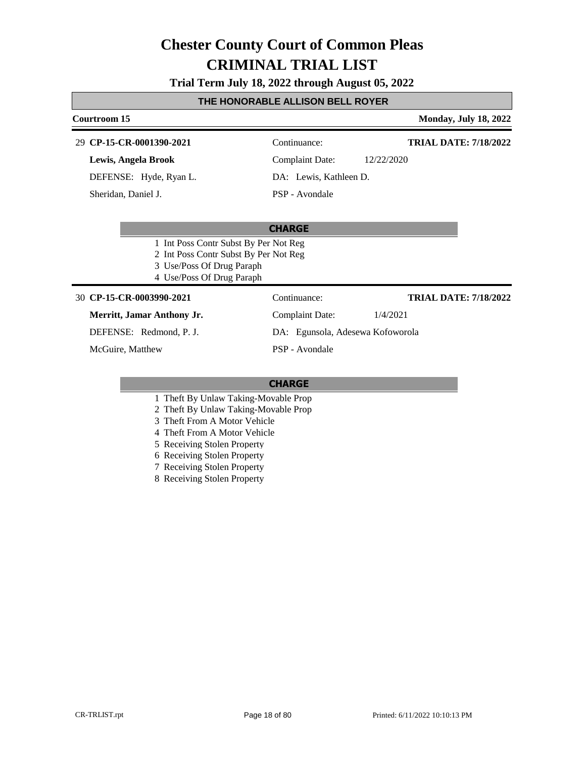# Chester County Court of Common Pleas
# CRIMINAL TRIAL LIST

**Trial Term July 18, 2022 through August 05, 2022**

**THE HONORABLE ALLISON BELL ROYER**

**Courtroom 15** — **Monday, July 18, 2022**

---

29 **CP-15-CR-0001390-2021** | Continuance: | **TRIAL DATE: 7/18/2022**

**Lewis, Angela Brook** | Complaint Date: 12/22/2020

DEFENSE: Hyde, Ryan L. | DA: Lewis, Kathleen D.

Sheridan, Daniel J. | PSP - Avondale

**CHARGE**

1 Int Poss Contr Subst By Per Not Reg
2 Int Poss Contr Subst By Per Not Reg
3 Use/Poss Of Drug Paraph
4 Use/Poss Of Drug Paraph

---

30 **CP-15-CR-0003990-2021** | Continuance: | **TRIAL DATE: 7/18/2022**

**Merritt, Jamar Anthony Jr.** | Complaint Date: 1/4/2021

DEFENSE: Redmond, P. J. | DA: Egunsola, Adesewa Kofoworola

McGuire, Matthew | PSP - Avondale

**CHARGE**

1 Theft By Unlaw Taking-Movable Prop
2 Theft By Unlaw Taking-Movable Prop
3 Theft From A Motor Vehicle
4 Theft From A Motor Vehicle
5 Receiving Stolen Property
6 Receiving Stolen Property
7 Receiving Stolen Property
8 Receiving Stolen Property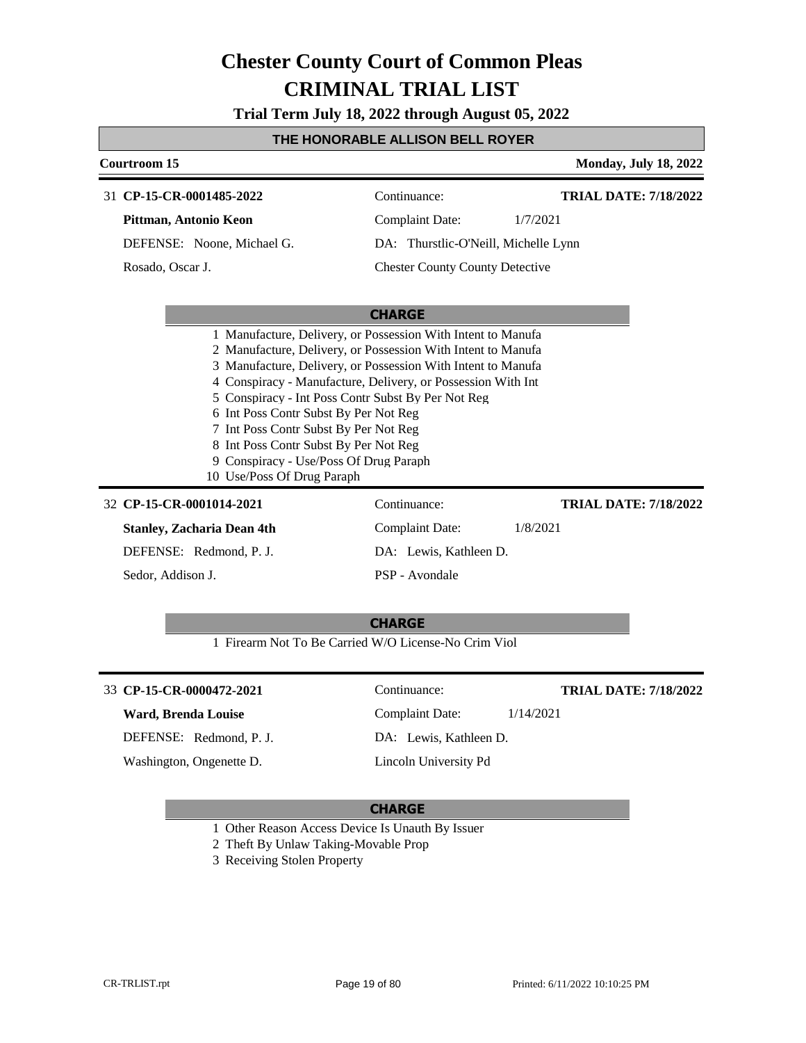# Chester County Court of Common Pleas
# CRIMINAL TRIAL LIST

**Trial Term July 18, 2022 through August 05, 2022**

**THE HONORABLE ALLISON BELL ROYER**

**Courtroom 15** | **Monday, July 18, 2022**

---

31 **CP-15-CR-0001485-2022** | Continuance: | **TRIAL DATE: 7/18/2022**

**Pittman, Antonio Keon** | Complaint Date: 1/7/2021

DEFENSE: Noone, Michael G. | DA: Thurstlic-O'Neill, Michelle Lynn

Rosado, Oscar J. | Chester County County Detective

**CHARGE**

1. Manufacture, Delivery, or Possession With Intent to Manufa
2. Manufacture, Delivery, or Possession With Intent to Manufa
3. Manufacture, Delivery, or Possession With Intent to Manufa
4. Conspiracy - Manufacture, Delivery, or Possession With Int
5. Conspiracy - Int Poss Contr Subst By Per Not Reg
6. Int Poss Contr Subst By Per Not Reg
7. Int Poss Contr Subst By Per Not Reg
8. Int Poss Contr Subst By Per Not Reg
9. Conspiracy - Use/Poss Of Drug Paraph
10. Use/Poss Of Drug Paraph

---

32 **CP-15-CR-0001014-2021** | Continuance: | **TRIAL DATE: 7/18/2022**

**Stanley, Zacharia Dean 4th** | Complaint Date: 1/8/2021

DEFENSE: Redmond, P. J. | DA: Lewis, Kathleen D.

Sedor, Addison J. | PSP - Avondale

**CHARGE**

1. Firearm Not To Be Carried W/O License-No Crim Viol

---

33 **CP-15-CR-0000472-2021** | Continuance: | **TRIAL DATE: 7/18/2022**

**Ward, Brenda Louise** | Complaint Date: 1/14/2021

DEFENSE: Redmond, P. J. | DA: Lewis, Kathleen D.

Washington, Ongenette D. | Lincoln University Pd

**CHARGE**

1. Other Reason Access Device Is Unauth By Issuer
2. Theft By Unlaw Taking-Movable Prop
3. Receiving Stolen Property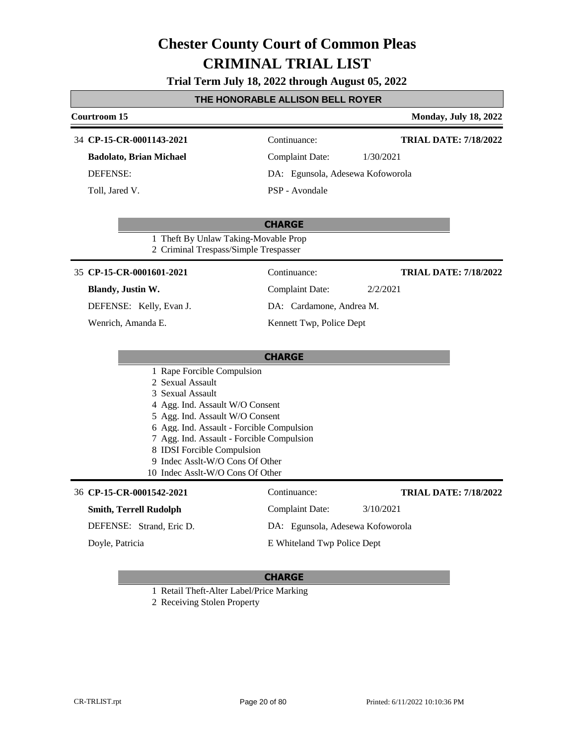# Chester County Court of Common Pleas
# CRIMINAL TRIAL LIST

**Trial Term July 18, 2022 through August 05, 2022**

**THE HONORABLE ALLISON BELL ROYER**

**Courtroom 15** | **Monday, July 18, 2022**

---

34 **CP-15-CR-0001143-2021**
Continuance:
**TRIAL DATE: 7/18/2022**

**Badolato, Brian Michael**
Complaint Date: 1/30/2021

DEFENSE:
DA: Egunsola, Adesewa Kofoworola

Toll, Jared V.
PSP - Avondale

**CHARGE**

1 Theft By Unlaw Taking-Movable Prop
2 Criminal Trespass/Simple Trespasser

---

35 **CP-15-CR-0001601-2021**
Continuance:
**TRIAL DATE: 7/18/2022**

**Blandy, Justin W.**
Complaint Date: 2/2/2021

DEFENSE: Kelly, Evan J.
DA: Cardamone, Andrea M.

Wenrich, Amanda E.
Kennett Twp, Police Dept

**CHARGE**

1 Rape Forcible Compulsion
2 Sexual Assault
3 Sexual Assault
4 Agg. Ind. Assault W/O Consent
5 Agg. Ind. Assault W/O Consent
6 Agg. Ind. Assault - Forcible Compulsion
7 Agg. Ind. Assault - Forcible Compulsion
8 IDSI Forcible Compulsion
9 Indec Asslt-W/O Cons Of Other
10 Indec Asslt-W/O Cons Of Other

---

36 **CP-15-CR-0001542-2021**
Continuance:
**TRIAL DATE: 7/18/2022**

**Smith, Terrell Rudolph**
Complaint Date: 3/10/2021

DEFENSE: Strand, Eric D.
DA: Egunsola, Adesewa Kofoworola

Doyle, Patricia
E Whiteland Twp Police Dept

**CHARGE**

1 Retail Theft-Alter Label/Price Marking
2 Receiving Stolen Property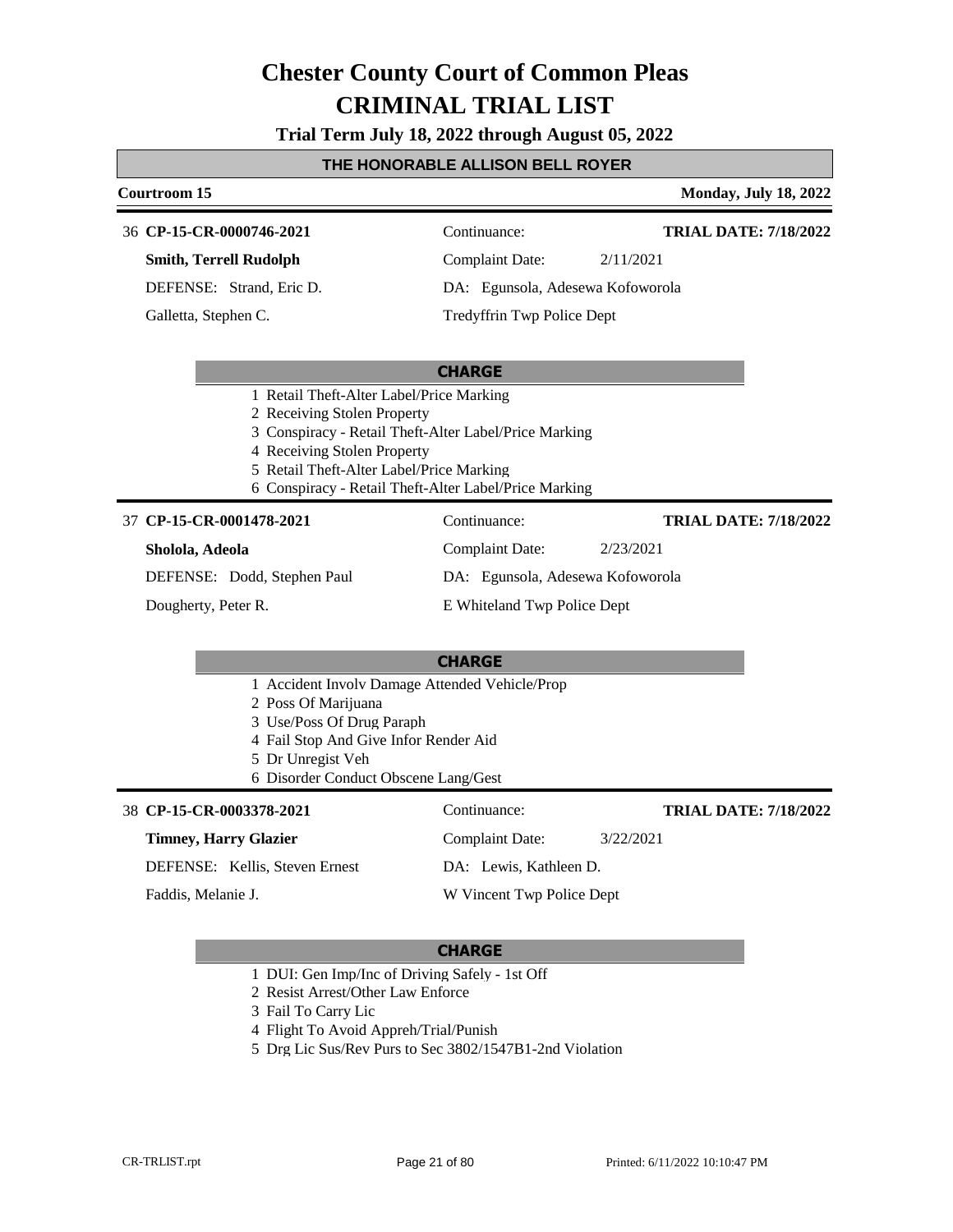# Chester County Court of Common Pleas
# CRIMINAL TRIAL LIST

**Trial Term July 18, 2022 through August 05, 2022**

**THE HONORABLE ALLISON BELL ROYER**

**Courtroom 15** **Monday, July 18, 2022**

---

36 **CP-15-CR-0000746-2021** Continuance: **TRIAL DATE: 7/18/2022**

**Smith, Terrell Rudolph** Complaint Date: 2/11/2021

DEFENSE: Strand, Eric D. DA: Egunsola, Adesewa Kofoworola

Galletta, Stephen C. Tredyffrin Twp Police Dept

**CHARGE**

1 Retail Theft-Alter Label/Price Marking
2 Receiving Stolen Property
3 Conspiracy - Retail Theft-Alter Label/Price Marking
4 Receiving Stolen Property
5 Retail Theft-Alter Label/Price Marking
6 Conspiracy - Retail Theft-Alter Label/Price Marking

---

37 **CP-15-CR-0001478-2021** Continuance: **TRIAL DATE: 7/18/2022**

**Sholola, Adeola** Complaint Date: 2/23/2021

DEFENSE: Dodd, Stephen Paul DA: Egunsola, Adesewa Kofoworola

Dougherty, Peter R. E Whiteland Twp Police Dept

**CHARGE**

1 Accident Involv Damage Attended Vehicle/Prop
2 Poss Of Marijuana
3 Use/Poss Of Drug Paraph
4 Fail Stop And Give Infor Render Aid
5 Dr Unregist Veh
6 Disorder Conduct Obscene Lang/Gest

---

38 **CP-15-CR-0003378-2021** Continuance: **TRIAL DATE: 7/18/2022**

**Timney, Harry Glazier** Complaint Date: 3/22/2021

DEFENSE: Kellis, Steven Ernest DA: Lewis, Kathleen D.

Faddis, Melanie J. W Vincent Twp Police Dept

**CHARGE**

1 DUI: Gen Imp/Inc of Driving Safely - 1st Off
2 Resist Arrest/Other Law Enforce
3 Fail To Carry Lic
4 Flight To Avoid Appreh/Trial/Punish
5 Drg Lic Sus/Rev Purs to Sec 3802/1547B1-2nd Violation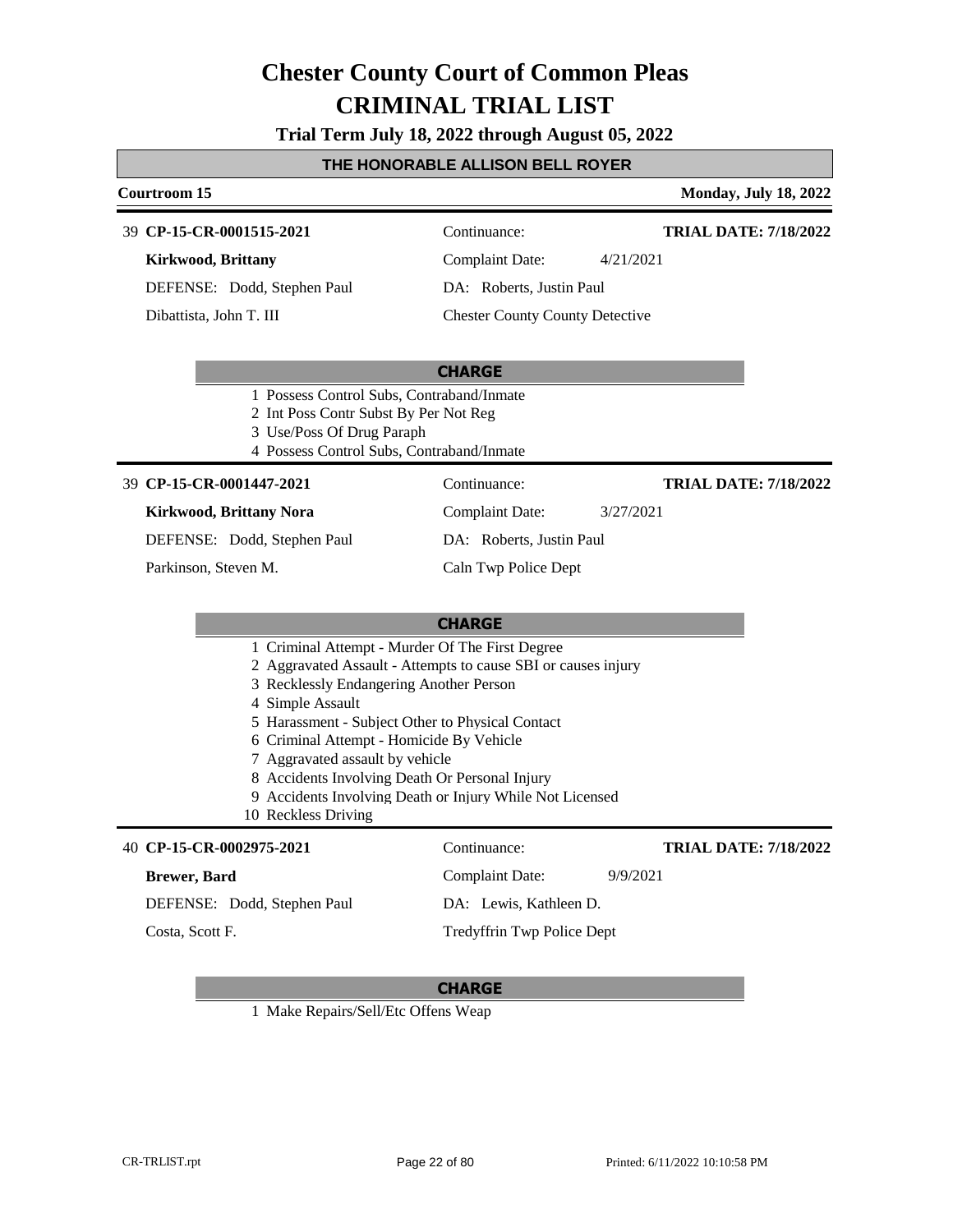# Chester County Court of Common Pleas
# CRIMINAL TRIAL LIST

**Trial Term July 18, 2022 through August 05, 2022**

**THE HONORABLE ALLISON BELL ROYER**

**Courtroom 15** — **Monday, July 18, 2022**

---

39 **CP-15-CR-0001515-2021** — Continuance: — **TRIAL DATE: 7/18/2022**

**Kirkwood, Brittany** — Complaint Date: 4/21/2021

DEFENSE: Dodd, Stephen Paul — DA: Roberts, Justin Paul

Dibattista, John T. III — Chester County County Detective

**CHARGE**

1. Possess Control Subs, Contraband/Inmate
2. Int Poss Contr Subst By Per Not Reg
3. Use/Poss Of Drug Paraph
4. Possess Control Subs, Contraband/Inmate

---

39 **CP-15-CR-0001447-2021** — Continuance: — **TRIAL DATE: 7/18/2022**

**Kirkwood, Brittany Nora** — Complaint Date: 3/27/2021

DEFENSE: Dodd, Stephen Paul — DA: Roberts, Justin Paul

Parkinson, Steven M. — Caln Twp Police Dept

**CHARGE**

1. Criminal Attempt - Murder Of The First Degree
2. Aggravated Assault - Attempts to cause SBI or causes injury
3. Recklessly Endangering Another Person
4. Simple Assault
5. Harassment - Subject Other to Physical Contact
6. Criminal Attempt - Homicide By Vehicle
7. Aggravated assault by vehicle
8. Accidents Involving Death Or Personal Injury
9. Accidents Involving Death or Injury While Not Licensed
10. Reckless Driving

---

40 **CP-15-CR-0002975-2021** — Continuance: — **TRIAL DATE: 7/18/2022**

**Brewer, Bard** — Complaint Date: 9/9/2021

DEFENSE: Dodd, Stephen Paul — DA: Lewis, Kathleen D.

Costa, Scott F. — Tredyffrin Twp Police Dept

**CHARGE**

1. Make Repairs/Sell/Etc Offens Weap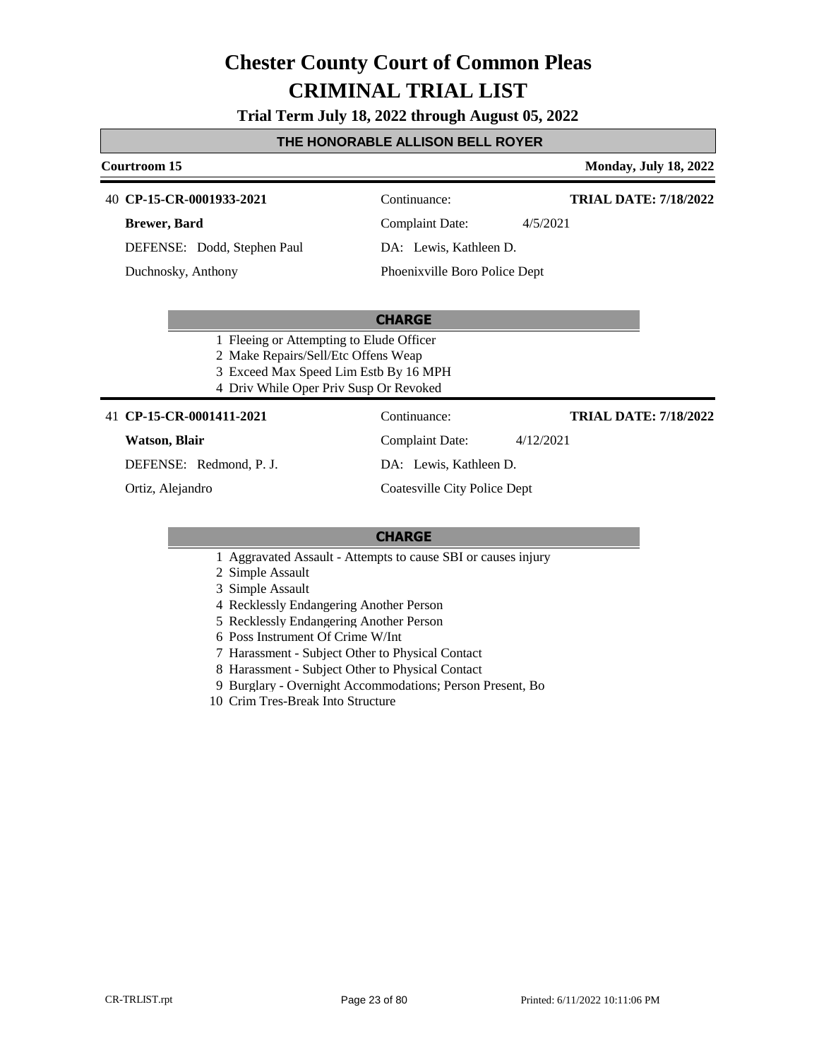# Chester County Court of Common Pleas
# CRIMINAL TRIAL LIST

**Trial Term July 18, 2022 through August 05, 2022**

**THE HONORABLE ALLISON BELL ROYER**

**Courtroom 15** | **Monday, July 18, 2022**

---

40 **CP-15-CR-0001933-2021** | Continuance: | **TRIAL DATE: 7/18/2022**

**Brewer, Bard** | Complaint Date: 4/5/2021

DEFENSE: Dodd, Stephen Paul | DA: Lewis, Kathleen D.

Duchnosky, Anthony | Phoenixville Boro Police Dept

**CHARGE**

1 Fleeing or Attempting to Elude Officer
2 Make Repairs/Sell/Etc Offens Weap
3 Exceed Max Speed Lim Estb By 16 MPH
4 Driv While Oper Priv Susp Or Revoked

---

41 **CP-15-CR-0001411-2021** | Continuance: | **TRIAL DATE: 7/18/2022**

**Watson, Blair** | Complaint Date: 4/12/2021

DEFENSE: Redmond, P. J. | DA: Lewis, Kathleen D.

Ortiz, Alejandro | Coatesville City Police Dept

**CHARGE**

1 Aggravated Assault - Attempts to cause SBI or causes injury
2 Simple Assault
3 Simple Assault
4 Recklessly Endangering Another Person
5 Recklessly Endangering Another Person
6 Poss Instrument Of Crime W/Int
7 Harassment - Subject Other to Physical Contact
8 Harassment - Subject Other to Physical Contact
9 Burglary - Overnight Accommodations; Person Present, Bo
10 Crim Tres-Break Into Structure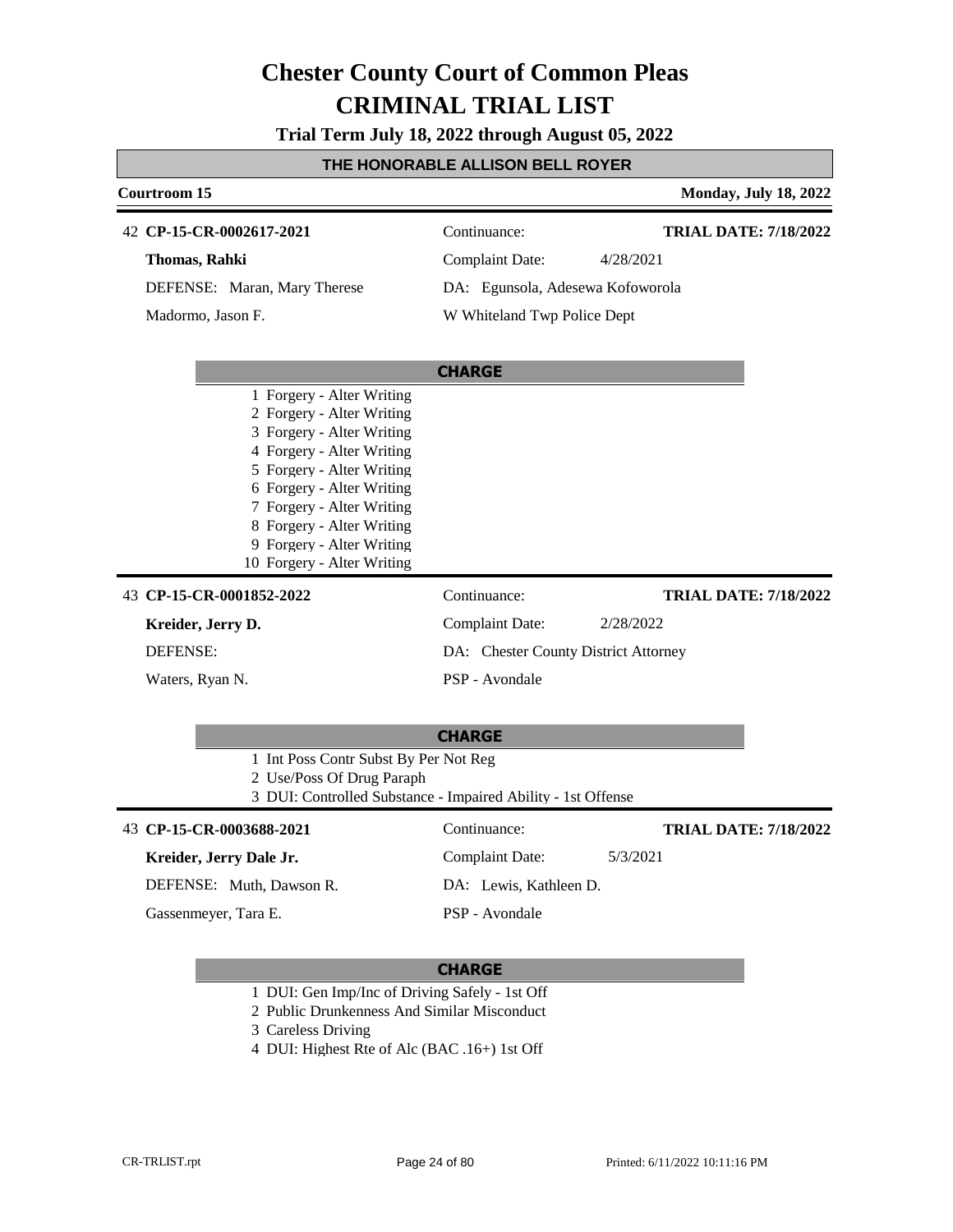# Chester County Court of Common Pleas
# CRIMINAL TRIAL LIST

**Trial Term July 18, 2022 through August 05, 2022**

## THE HONORABLE ALLISON BELL ROYER

**Courtroom 15** — **Monday, July 18, 2022**

---

42 **CP-15-CR-0002617-2021** | Continuance: | **TRIAL DATE: 7/18/2022**

**Thomas, Rahki** | Complaint Date: 4/28/2021

DEFENSE: Maran, Mary Therese | DA: Egunsola, Adesewa Kofoworola

Madormo, Jason F. | W Whiteland Twp Police Dept

**CHARGE**

1. Forgery - Alter Writing
2. Forgery - Alter Writing
3. Forgery - Alter Writing
4. Forgery - Alter Writing
5. Forgery - Alter Writing
6. Forgery - Alter Writing
7. Forgery - Alter Writing
8. Forgery - Alter Writing
9. Forgery - Alter Writing
10. Forgery - Alter Writing

---

43 **CP-15-CR-0001852-2022** | Continuance: | **TRIAL DATE: 7/18/2022**

**Kreider, Jerry D.** | Complaint Date: 2/28/2022

DEFENSE: | DA: Chester County District Attorney

Waters, Ryan N. | PSP - Avondale

**CHARGE**

1. Int Poss Contr Subst By Per Not Reg
2. Use/Poss Of Drug Paraph
3. DUI: Controlled Substance - Impaired Ability - 1st Offense

---

43 **CP-15-CR-0003688-2021** | Continuance: | **TRIAL DATE: 7/18/2022**

**Kreider, Jerry Dale Jr.** | Complaint Date: 5/3/2021

DEFENSE: Muth, Dawson R. | DA: Lewis, Kathleen D.

Gassenmeyer, Tara E. | PSP - Avondale

**CHARGE**

1. DUI: Gen Imp/Inc of Driving Safely - 1st Off
2. Public Drunkenness And Similar Misconduct
3. Careless Driving
4. DUI: Highest Rte of Alc (BAC .16+) 1st Off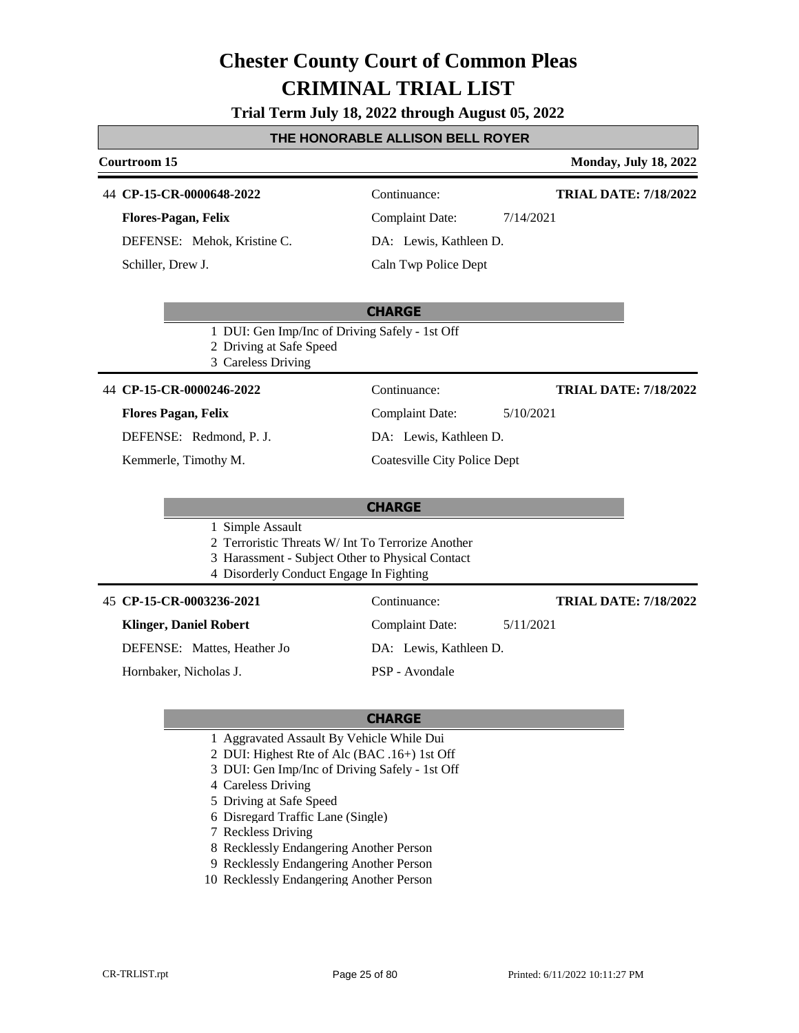# Chester County Court of Common Pleas
# CRIMINAL TRIAL LIST

**Trial Term July 18, 2022 through August 05, 2022**

## THE HONORABLE ALLISON BELL ROYER

**Courtroom 15** | **Monday, July 18, 2022**

---

44 **CP-15-CR-0000648-2022**
**Flores-Pagan, Felix**
DEFENSE: Mehok, Kristine C.
Schiller, Drew J.

Continuance:
Complaint Date: 7/14/2021
DA: Lewis, Kathleen D.
Caln Twp Police Dept

**TRIAL DATE: 7/18/2022**

**CHARGE**

1. DUI: Gen Imp/Inc of Driving Safely - 1st Off
2. Driving at Safe Speed
3. Careless Driving

---

44 **CP-15-CR-0000246-2022**
**Flores Pagan, Felix**
DEFENSE: Redmond, P. J.
Kemmerle, Timothy M.

Continuance:
Complaint Date: 5/10/2021
DA: Lewis, Kathleen D.
Coatesville City Police Dept

**TRIAL DATE: 7/18/2022**

**CHARGE**

1. Simple Assault
2. Terroristic Threats W/ Int To Terrorize Another
3. Harassment - Subject Other to Physical Contact
4. Disorderly Conduct Engage In Fighting

---

45 **CP-15-CR-0003236-2021**
**Klinger, Daniel Robert**
DEFENSE: Mattes, Heather Jo
Hornbaker, Nicholas J.

Continuance:
Complaint Date: 5/11/2021
DA: Lewis, Kathleen D.
PSP - Avondale

**TRIAL DATE: 7/18/2022**

**CHARGE**

1. Aggravated Assault By Vehicle While Dui
2. DUI: Highest Rte of Alc (BAC .16+) 1st Off
3. DUI: Gen Imp/Inc of Driving Safely - 1st Off
4. Careless Driving
5. Driving at Safe Speed
6. Disregard Traffic Lane (Single)
7. Reckless Driving
8. Recklessly Endangering Another Person
9. Recklessly Endangering Another Person
10. Recklessly Endangering Another Person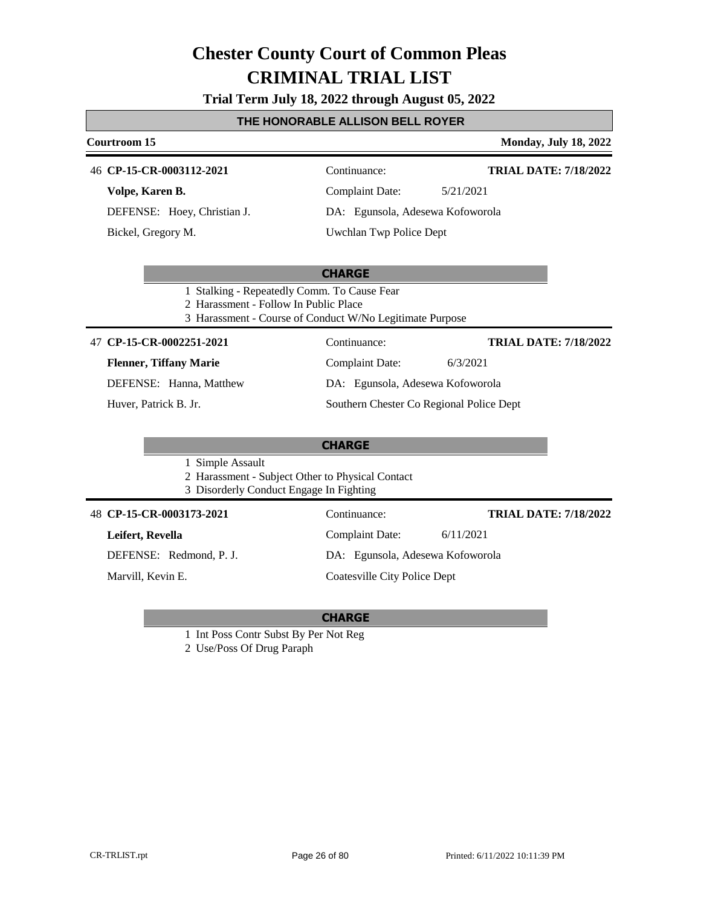# Chester County Court of Common Pleas
# CRIMINAL TRIAL LIST

**Trial Term July 18, 2022 through August 05, 2022**

## THE HONORABLE ALLISON BELL ROYER

**Courtroom 15** — **Monday, July 18, 2022**

---

46 **CP-15-CR-0003112-2021**

| | | |
|---|---|---|
| **Volpe, Karen B.** | Continuance: | **TRIAL DATE: 7/18/2022** |
| DEFENSE: Hoey, Christian J. | Complaint Date: | 5/21/2021 |
| Bickel, Gregory M. | DA: Egunsola, Adesewa Kofoworola | |
| | Uwchlan Twp Police Dept | |

**CHARGE**

1. Stalking - Repeatedly Comm. To Cause Fear
2. Harassment - Follow In Public Place
3. Harassment - Course of Conduct W/No Legitimate Purpose

---

47 **CP-15-CR-0002251-2021**

| | | |
|---|---|---|
| **Flenner, Tiffany Marie** | Continuance: | **TRIAL DATE: 7/18/2022** |
| DEFENSE: Hanna, Matthew | Complaint Date: | 6/3/2021 |
| Huver, Patrick B. Jr. | DA: Egunsola, Adesewa Kofoworola | |
| | Southern Chester Co Regional Police Dept | |

**CHARGE**

1. Simple Assault
2. Harassment - Subject Other to Physical Contact
3. Disorderly Conduct Engage In Fighting

---

48 **CP-15-CR-0003173-2021**

| | | |
|---|---|---|
| **Leifert, Revella** | Continuance: | **TRIAL DATE: 7/18/2022** |
| DEFENSE: Redmond, P. J. | Complaint Date: | 6/11/2021 |
| Marvill, Kevin E. | DA: Egunsola, Adesewa Kofoworola | |
| | Coatesville City Police Dept | |

**CHARGE**

1. Int Poss Contr Subst By Per Not Reg
2. Use/Poss Of Drug Paraph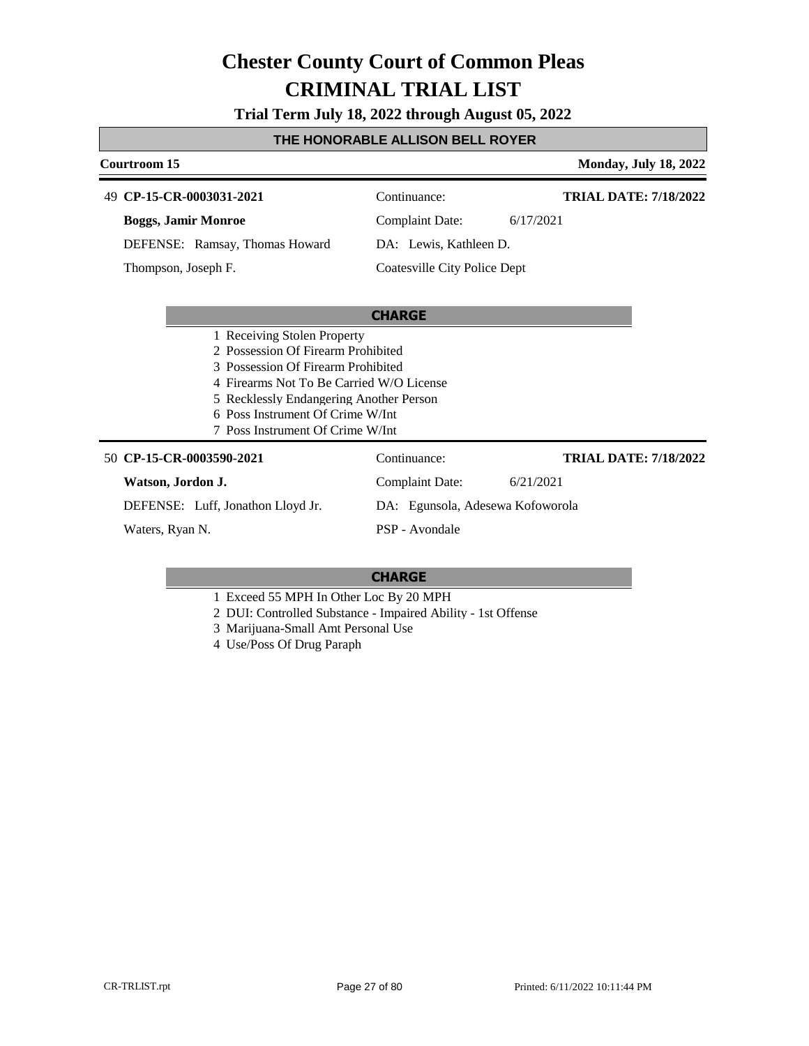# Chester County Court of Common Pleas
# CRIMINAL TRIAL LIST

**Trial Term July 18, 2022 through August 05, 2022**

**THE HONORABLE ALLISON BELL ROYER**

**Courtroom 15** | **Monday, July 18, 2022**

---

49 **CP-15-CR-0003031-2021** | Continuance: | **TRIAL DATE: 7/18/2022**

**Boggs, Jamir Monroe** | Complaint Date: 6/17/2021

DEFENSE: Ramsay, Thomas Howard | DA: Lewis, Kathleen D.

Thompson, Joseph F. | Coatesville City Police Dept

**CHARGE**

1. Receiving Stolen Property
2. Possession Of Firearm Prohibited
3. Possession Of Firearm Prohibited
4. Firearms Not To Be Carried W/O License
5. Recklessly Endangering Another Person
6. Poss Instrument Of Crime W/Int
7. Poss Instrument Of Crime W/Int

---

50 **CP-15-CR-0003590-2021** | Continuance: | **TRIAL DATE: 7/18/2022**

**Watson, Jordon J.** | Complaint Date: 6/21/2021

DEFENSE: Luff, Jonathon Lloyd Jr. | DA: Egunsola, Adesewa Kofoworola

Waters, Ryan N. | PSP - Avondale

**CHARGE**

1. Exceed 55 MPH In Other Loc By 20 MPH
2. DUI: Controlled Substance - Impaired Ability - 1st Offense
3. Marijuana-Small Amt Personal Use
4. Use/Poss Of Drug Paraph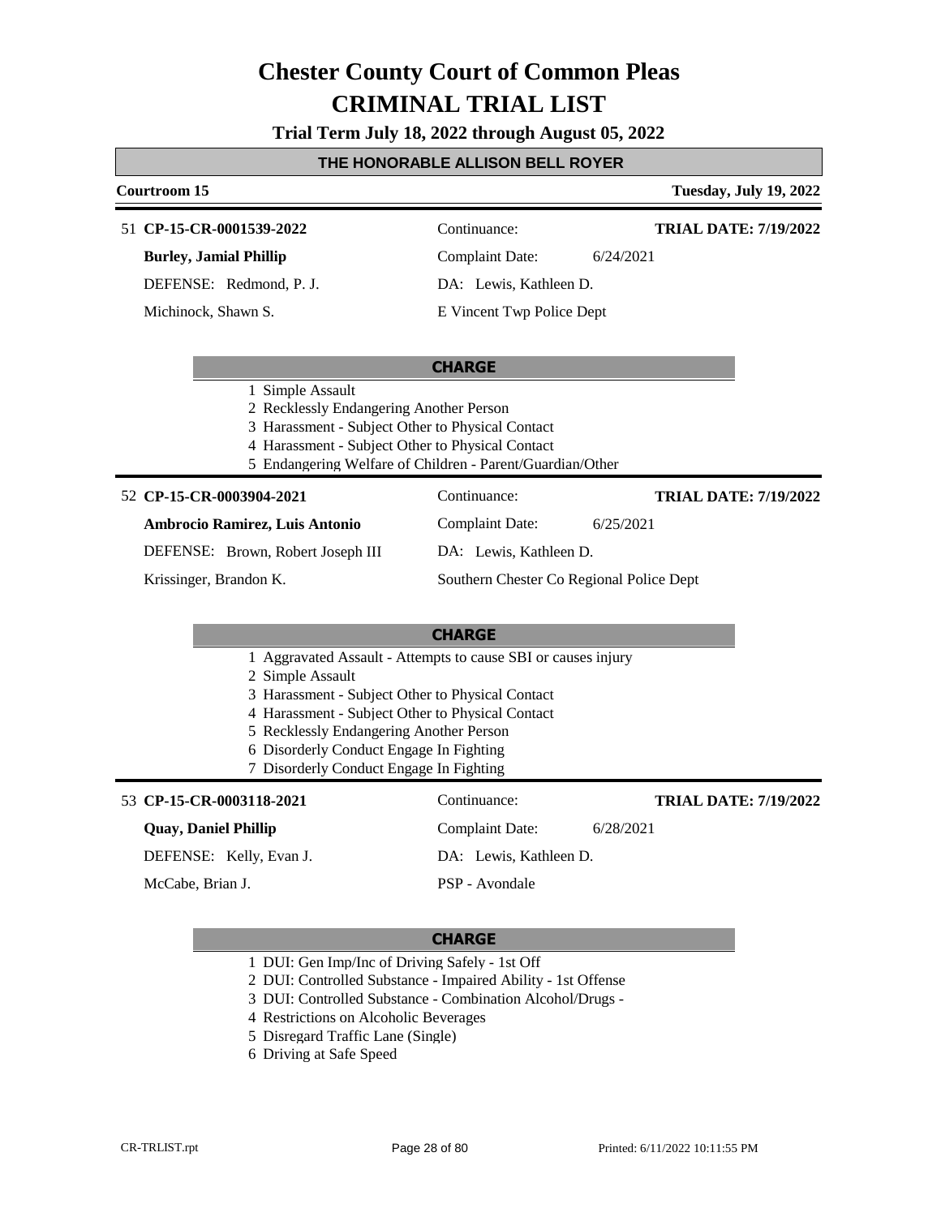# Chester County Court of Common Pleas
# CRIMINAL TRIAL LIST

**Trial Term July 18, 2022 through August 05, 2022**

## THE HONORABLE ALLISON BELL ROYER

**Courtroom 15** — **Tuesday, July 19, 2022**

---

51 **CP-15-CR-0001539-2022** — Continuance: — **TRIAL DATE: 7/19/2022**

**Burley, Jamial Phillip** — Complaint Date: 6/24/2021

DEFENSE: Redmond, P. J. — DA: Lewis, Kathleen D.

Michinock, Shawn S. — E Vincent Twp Police Dept

**CHARGE**

1 Simple Assault
2 Recklessly Endangering Another Person
3 Harassment - Subject Other to Physical Contact
4 Harassment - Subject Other to Physical Contact
5 Endangering Welfare of Children - Parent/Guardian/Other

---

52 **CP-15-CR-0003904-2021** — Continuance: — **TRIAL DATE: 7/19/2022**

**Ambrocio Ramirez, Luis Antonio** — Complaint Date: 6/25/2021

DEFENSE: Brown, Robert Joseph III — DA: Lewis, Kathleen D.

Krissinger, Brandon K. — Southern Chester Co Regional Police Dept

**CHARGE**

1 Aggravated Assault - Attempts to cause SBI or causes injury
2 Simple Assault
3 Harassment - Subject Other to Physical Contact
4 Harassment - Subject Other to Physical Contact
5 Recklessly Endangering Another Person
6 Disorderly Conduct Engage In Fighting
7 Disorderly Conduct Engage In Fighting

---

53 **CP-15-CR-0003118-2021** — Continuance: — **TRIAL DATE: 7/19/2022**

**Quay, Daniel Phillip** — Complaint Date: 6/28/2021

DEFENSE: Kelly, Evan J. — DA: Lewis, Kathleen D.

McCabe, Brian J. — PSP - Avondale

**CHARGE**

1 DUI: Gen Imp/Inc of Driving Safely - 1st Off
2 DUI: Controlled Substance - Impaired Ability - 1st Offense
3 DUI: Controlled Substance - Combination Alcohol/Drugs -
4 Restrictions on Alcoholic Beverages
5 Disregard Traffic Lane (Single)
6 Driving at Safe Speed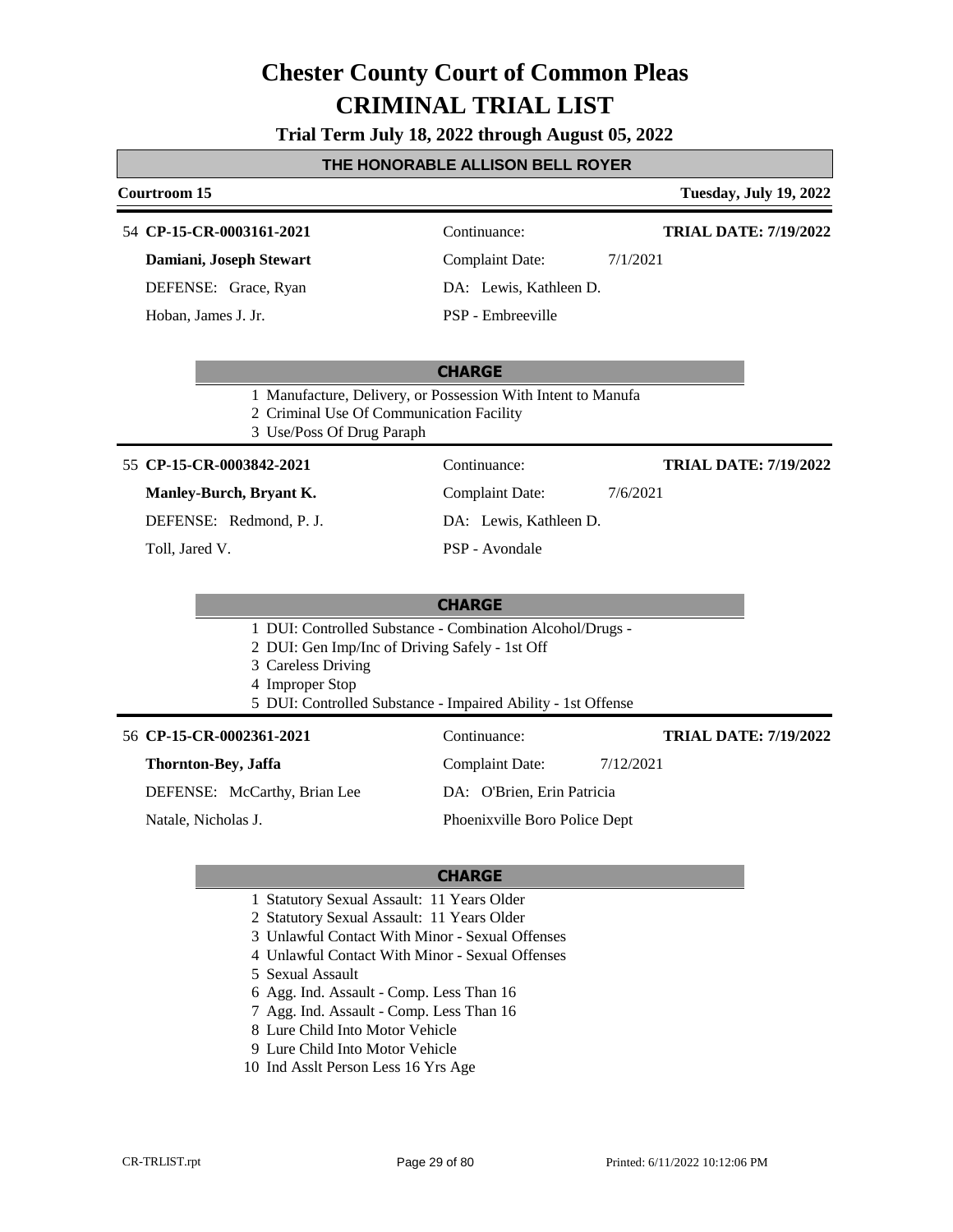# Chester County Court of Common Pleas

# CRIMINAL TRIAL LIST

**Trial Term July 18, 2022 through August 05, 2022**

## THE HONORABLE ALLISON BELL ROYER

**Courtroom 15** — **Tuesday, July 19, 2022**

---

54 **CP-15-CR-0003161-2021**

**Damiani, Joseph Stewart**

DEFENSE: Grace, Ryan

Hoban, James J. Jr.

Continuance:

Complaint Date: 7/1/2021

DA: Lewis, Kathleen D.

PSP - Embreeville

**TRIAL DATE: 7/19/2022**

**CHARGE**

1 Manufacture, Delivery, or Possession With Intent to Manufa
2 Criminal Use Of Communication Facility
3 Use/Poss Of Drug Paraph

---

55 **CP-15-CR-0003842-2021**

**Manley-Burch, Bryant K.**

DEFENSE: Redmond, P. J.

Toll, Jared V.

Continuance:

Complaint Date: 7/6/2021

DA: Lewis, Kathleen D.

PSP - Avondale

**TRIAL DATE: 7/19/2022**

**CHARGE**

1 DUI: Controlled Substance - Combination Alcohol/Drugs -
2 DUI: Gen Imp/Inc of Driving Safely - 1st Off
3 Careless Driving
4 Improper Stop
5 DUI: Controlled Substance - Impaired Ability - 1st Offense

---

56 **CP-15-CR-0002361-2021**

**Thornton-Bey, Jaffa**

DEFENSE: McCarthy, Brian Lee

Natale, Nicholas J.

Continuance:

Complaint Date: 7/12/2021

DA: O'Brien, Erin Patricia

Phoenixville Boro Police Dept

**TRIAL DATE: 7/19/2022**

**CHARGE**

1 Statutory Sexual Assault: 11 Years Older
2 Statutory Sexual Assault: 11 Years Older
3 Unlawful Contact With Minor - Sexual Offenses
4 Unlawful Contact With Minor - Sexual Offenses
5 Sexual Assault
6 Agg. Ind. Assault - Comp. Less Than 16
7 Agg. Ind. Assault - Comp. Less Than 16
8 Lure Child Into Motor Vehicle
9 Lure Child Into Motor Vehicle
10 Ind Asslt Person Less 16 Yrs Age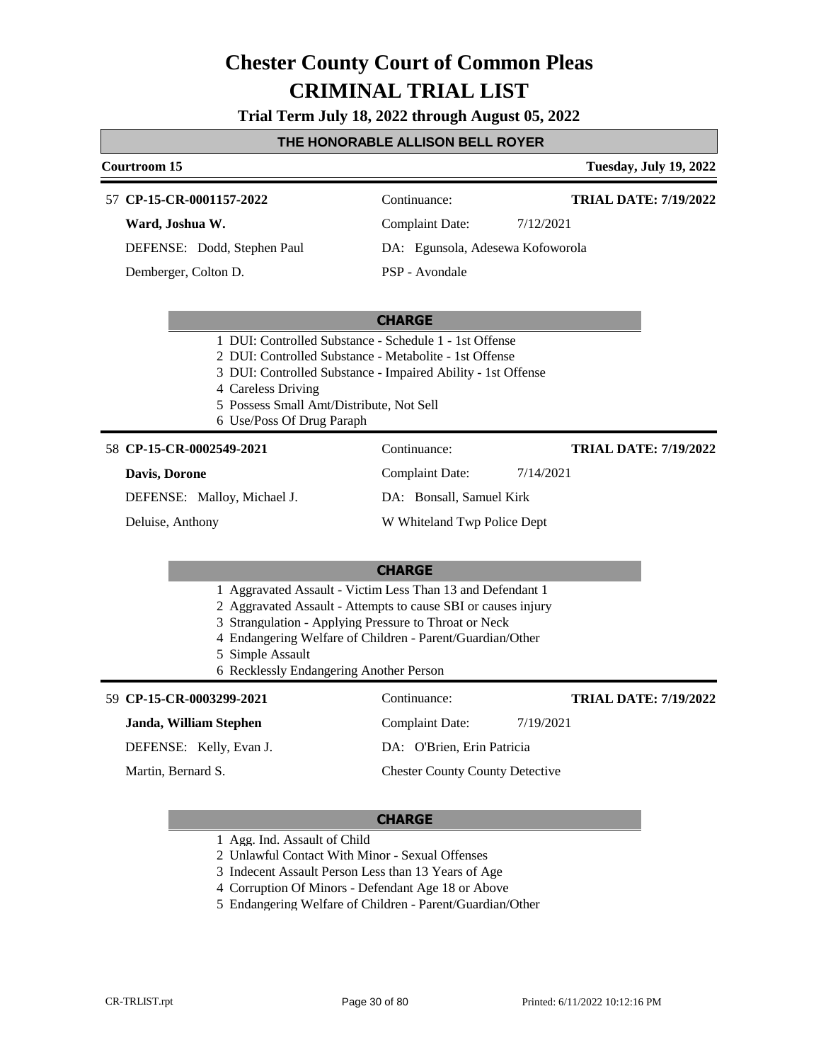# Chester County Court of Common Pleas

# CRIMINAL TRIAL LIST

**Trial Term July 18, 2022 through August 05, 2022**

## THE HONORABLE ALLISON BELL ROYER

**Courtroom 15** — **Tuesday, July 19, 2022**

---

57 **CP-15-CR-0001157-2022** — Continuance: — **TRIAL DATE: 7/19/2022**

**Ward, Joshua W.** — Complaint Date: 7/12/2021

DEFENSE: Dodd, Stephen Paul — DA: Egunsola, Adesewa Kofoworola

Demberger, Colton D. — PSP - Avondale

**CHARGE**

1. DUI: Controlled Substance - Schedule 1 - 1st Offense
2. DUI: Controlled Substance - Metabolite - 1st Offense
3. DUI: Controlled Substance - Impaired Ability - 1st Offense
4. Careless Driving
5. Possess Small Amt/Distribute, Not Sell
6. Use/Poss Of Drug Paraph

---

58 **CP-15-CR-0002549-2021** — Continuance: — **TRIAL DATE: 7/19/2022**

**Davis, Dorone** — Complaint Date: 7/14/2021

DEFENSE: Malloy, Michael J. — DA: Bonsall, Samuel Kirk

Deluise, Anthony — W Whiteland Twp Police Dept

**CHARGE**

1. Aggravated Assault - Victim Less Than 13 and Defendant 1
2. Aggravated Assault - Attempts to cause SBI or causes injury
3. Strangulation - Applying Pressure to Throat or Neck
4. Endangering Welfare of Children - Parent/Guardian/Other
5. Simple Assault
6. Recklessly Endangering Another Person

---

59 **CP-15-CR-0003299-2021** — Continuance: — **TRIAL DATE: 7/19/2022**

**Janda, William Stephen** — Complaint Date: 7/19/2021

DEFENSE: Kelly, Evan J. — DA: O'Brien, Erin Patricia

Martin, Bernard S. — Chester County County Detective

**CHARGE**

1. Agg. Ind. Assault of Child
2. Unlawful Contact With Minor - Sexual Offenses
3. Indecent Assault Person Less than 13 Years of Age
4. Corruption Of Minors - Defendant Age 18 or Above
5. Endangering Welfare of Children - Parent/Guardian/Other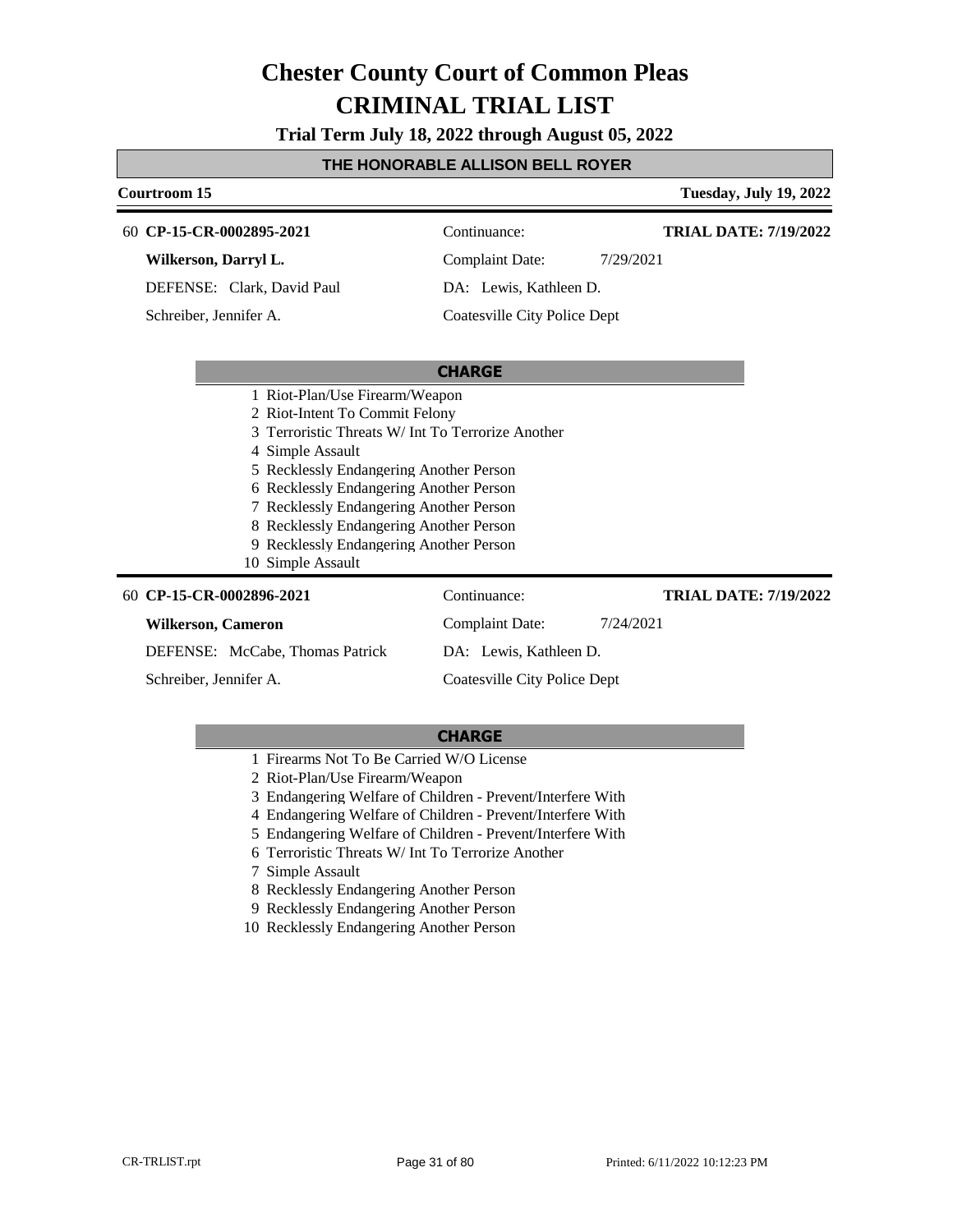# Chester County Court of Common Pleas
# CRIMINAL TRIAL LIST

**Trial Term July 18, 2022 through August 05, 2022**

**THE HONORABLE ALLISON BELL ROYER**

**Courtroom 15** | **Tuesday, July 19, 2022**

---

60 **CP-15-CR-0002895-2021**

**Wilkerson, Darryl L.**

DEFENSE: Clark, David Paul

Schreiber, Jennifer A.

Continuance:

Complaint Date: 7/29/2021

DA: Lewis, Kathleen D.

Coatesville City Police Dept

**TRIAL DATE: 7/19/2022**

**CHARGE**

1 Riot-Plan/Use Firearm/Weapon
2 Riot-Intent To Commit Felony
3 Terroristic Threats W/ Int To Terrorize Another
4 Simple Assault
5 Recklessly Endangering Another Person
6 Recklessly Endangering Another Person
7 Recklessly Endangering Another Person
8 Recklessly Endangering Another Person
9 Recklessly Endangering Another Person
10 Simple Assault

---

60 **CP-15-CR-0002896-2021**

**Wilkerson, Cameron**

DEFENSE: McCabe, Thomas Patrick

Schreiber, Jennifer A.

Continuance:

Complaint Date: 7/24/2021

DA: Lewis, Kathleen D.

Coatesville City Police Dept

**TRIAL DATE: 7/19/2022**

**CHARGE**

1 Firearms Not To Be Carried W/O License
2 Riot-Plan/Use Firearm/Weapon
3 Endangering Welfare of Children - Prevent/Interfere With
4 Endangering Welfare of Children - Prevent/Interfere With
5 Endangering Welfare of Children - Prevent/Interfere With
6 Terroristic Threats W/ Int To Terrorize Another
7 Simple Assault
8 Recklessly Endangering Another Person
9 Recklessly Endangering Another Person
10 Recklessly Endangering Another Person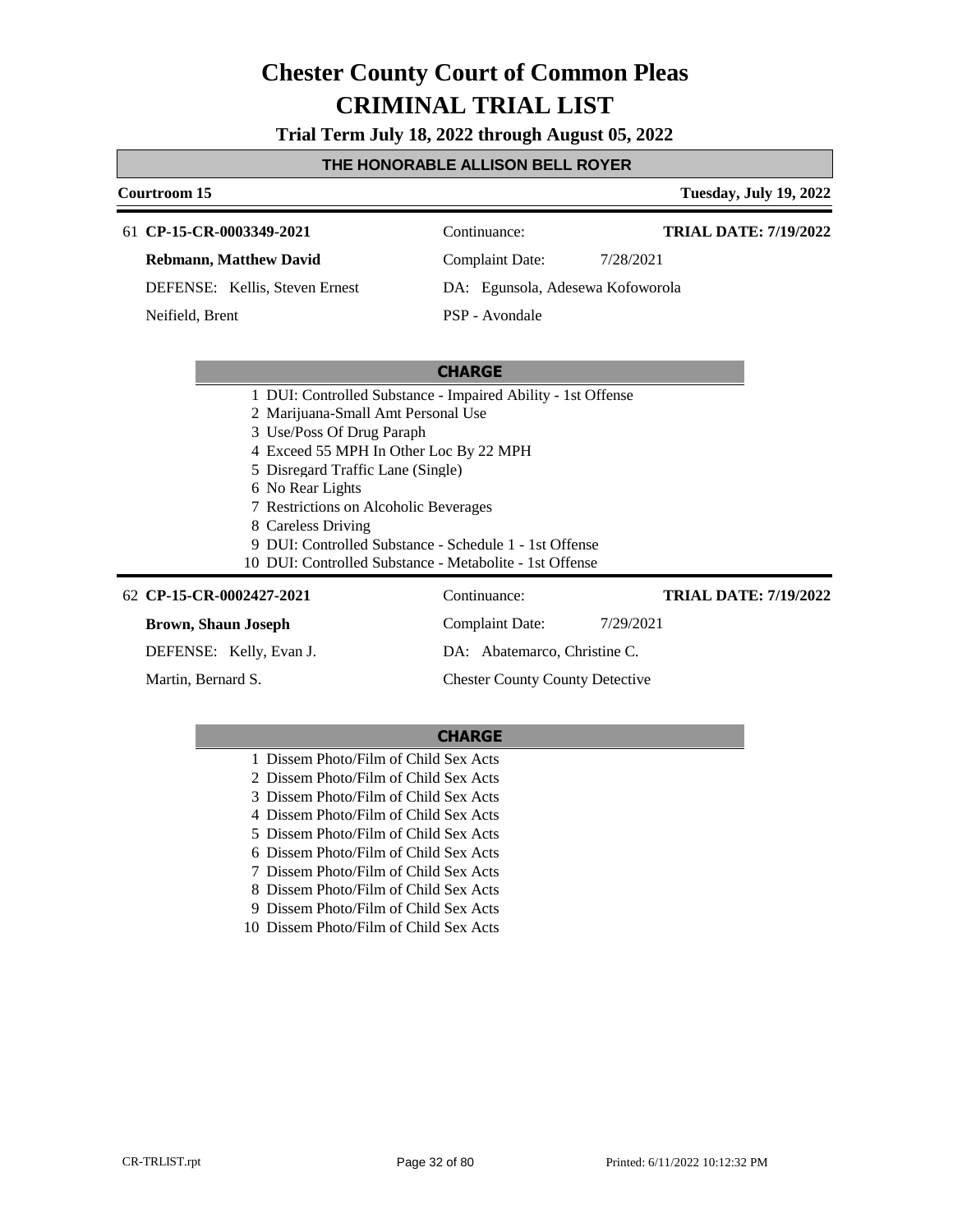# Chester County Court of Common Pleas
# CRIMINAL TRIAL LIST

**Trial Term July 18, 2022 through August 05, 2022**

**THE HONORABLE ALLISON BELL ROYER**

**Courtroom 15** — **Tuesday, July 19, 2022**

---

61 **CP-15-CR-0003349-2021** — Continuance: — **TRIAL DATE: 7/19/2022**

**Rebmann, Matthew David** — Complaint Date: 7/28/2021

DEFENSE: Kellis, Steven Ernest — DA: Egunsola, Adesewa Kofoworola

Neifield, Brent — PSP - Avondale

**CHARGE**

1 DUI: Controlled Substance - Impaired Ability - 1st Offense
2 Marijuana-Small Amt Personal Use
3 Use/Poss Of Drug Paraph
4 Exceed 55 MPH In Other Loc By 22 MPH
5 Disregard Traffic Lane (Single)
6 No Rear Lights
7 Restrictions on Alcoholic Beverages
8 Careless Driving
9 DUI: Controlled Substance - Schedule 1 - 1st Offense
10 DUI: Controlled Substance - Metabolite - 1st Offense

---

62 **CP-15-CR-0002427-2021** — Continuance: — **TRIAL DATE: 7/19/2022**

**Brown, Shaun Joseph** — Complaint Date: 7/29/2021

DEFENSE: Kelly, Evan J. — DA: Abatemarco, Christine C.

Martin, Bernard S. — Chester County County Detective

**CHARGE**

1 Dissem Photo/Film of Child Sex Acts
2 Dissem Photo/Film of Child Sex Acts
3 Dissem Photo/Film of Child Sex Acts
4 Dissem Photo/Film of Child Sex Acts
5 Dissem Photo/Film of Child Sex Acts
6 Dissem Photo/Film of Child Sex Acts
7 Dissem Photo/Film of Child Sex Acts
8 Dissem Photo/Film of Child Sex Acts
9 Dissem Photo/Film of Child Sex Acts
10 Dissem Photo/Film of Child Sex Acts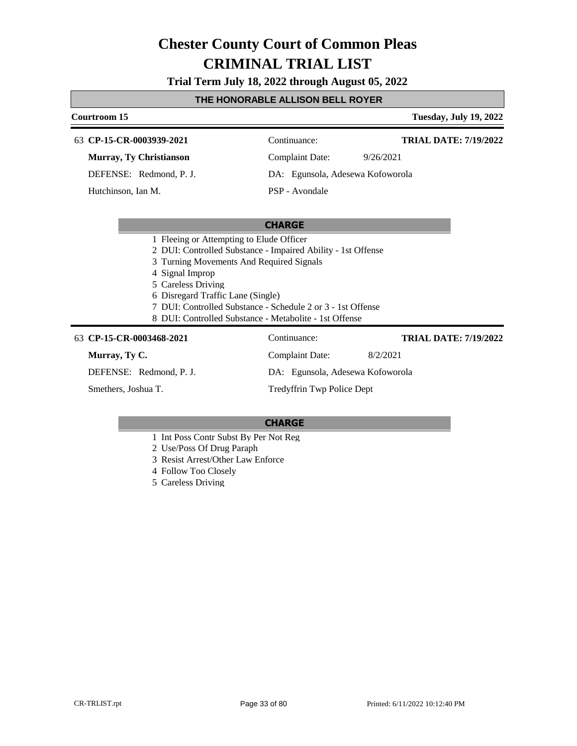# Chester County Court of Common Pleas
# CRIMINAL TRIAL LIST

**Trial Term July 18, 2022 through August 05, 2022**

**THE HONORABLE ALLISON BELL ROYER**

**Courtroom 15** — **Tuesday, July 19, 2022**

---

63 **CP-15-CR-0003939-2021** | Continuance: | **TRIAL DATE: 7/19/2022**

**Murray, Ty Christianson** | Complaint Date: 9/26/2021

DEFENSE: Redmond, P. J. | DA: Egunsola, Adesewa Kofoworola

Hutchinson, Ian M. | PSP - Avondale

**CHARGE**

1 Fleeing or Attempting to Elude Officer
2 DUI: Controlled Substance - Impaired Ability - 1st Offense
3 Turning Movements And Required Signals
4 Signal Improp
5 Careless Driving
6 Disregard Traffic Lane (Single)
7 DUI: Controlled Substance - Schedule 2 or 3 - 1st Offense
8 DUI: Controlled Substance - Metabolite - 1st Offense

---

63 **CP-15-CR-0003468-2021** | Continuance: | **TRIAL DATE: 7/19/2022**

**Murray, Ty C.** | Complaint Date: 8/2/2021

DEFENSE: Redmond, P. J. | DA: Egunsola, Adesewa Kofoworola

Smethers, Joshua T. | Tredyffrin Twp Police Dept

**CHARGE**

1 Int Poss Contr Subst By Per Not Reg
2 Use/Poss Of Drug Paraph
3 Resist Arrest/Other Law Enforce
4 Follow Too Closely
5 Careless Driving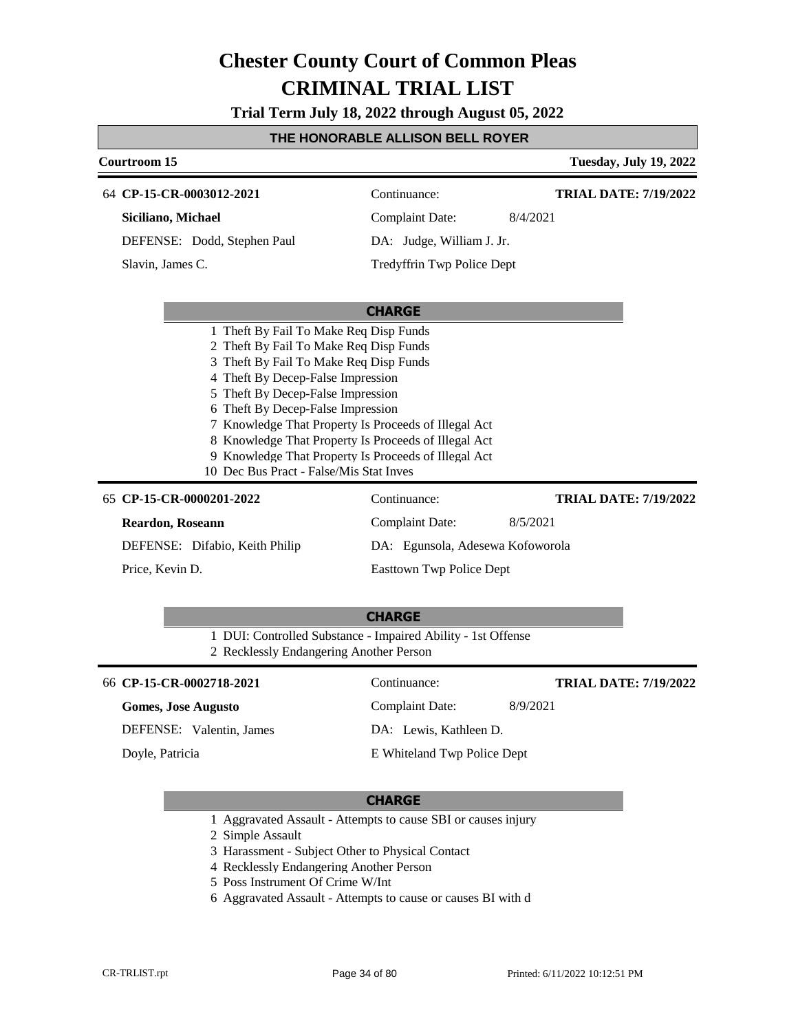# Chester County Court of Common Pleas
# CRIMINAL TRIAL LIST

**Trial Term July 18, 2022 through August 05, 2022**

**THE HONORABLE ALLISON BELL ROYER**

**Courtroom 15** — **Tuesday, July 19, 2022**

---

64 **CP-15-CR-0003012-2021** — Continuance: — **TRIAL DATE: 7/19/2022**

**Siciliano, Michael** — Complaint Date: 8/4/2021

DEFENSE: Dodd, Stephen Paul — DA: Judge, William J. Jr.

Slavin, James C. — Tredyffrin Twp Police Dept

**CHARGE**

1. Theft By Fail To Make Req Disp Funds
2. Theft By Fail To Make Req Disp Funds
3. Theft By Fail To Make Req Disp Funds
4. Theft By Decep-False Impression
5. Theft By Decep-False Impression
6. Theft By Decep-False Impression
7. Knowledge That Property Is Proceeds of Illegal Act
8. Knowledge That Property Is Proceeds of Illegal Act
9. Knowledge That Property Is Proceeds of Illegal Act
10. Dec Bus Pract - False/Mis Stat Inves

---

65 **CP-15-CR-0000201-2022** — Continuance: — **TRIAL DATE: 7/19/2022**

**Reardon, Roseann** — Complaint Date: 8/5/2021

DEFENSE: Difabio, Keith Philip — DA: Egunsola, Adesewa Kofoworola

Price, Kevin D. — Easttown Twp Police Dept

**CHARGE**

1. DUI: Controlled Substance - Impaired Ability - 1st Offense
2. Recklessly Endangering Another Person

---

66 **CP-15-CR-0002718-2021** — Continuance: — **TRIAL DATE: 7/19/2022**

**Gomes, Jose Augusto** — Complaint Date: 8/9/2021

DEFENSE: Valentin, James — DA: Lewis, Kathleen D.

Doyle, Patricia — E Whiteland Twp Police Dept

**CHARGE**

1. Aggravated Assault - Attempts to cause SBI or causes injury
2. Simple Assault
3. Harassment - Subject Other to Physical Contact
4. Recklessly Endangering Another Person
5. Poss Instrument Of Crime W/Int
6. Aggravated Assault - Attempts to cause or causes BI with d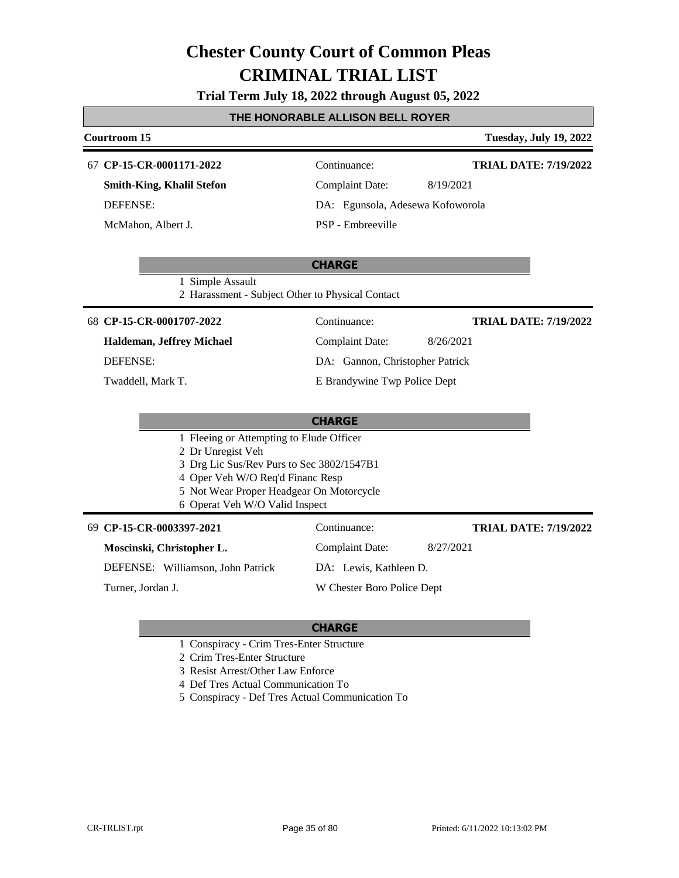# Chester County Court of Common Pleas
# CRIMINAL TRIAL LIST

**Trial Term July 18, 2022 through August 05, 2022**

**THE HONORABLE ALLISON BELL ROYER**

**Courtroom 15** | **Tuesday, July 19, 2022**

---

67 **CP-15-CR-0001171-2022** | Continuance: | **TRIAL DATE: 7/19/2022**

**Smith-King, Khalil Stefon** | Complaint Date: 8/19/2021

DEFENSE: | DA: Egunsola, Adesewa Kofoworola

McMahon, Albert J. | PSP - Embreeville

**CHARGE**

1 Simple Assault
2 Harassment - Subject Other to Physical Contact

---

68 **CP-15-CR-0001707-2022** | Continuance: | **TRIAL DATE: 7/19/2022**

**Haldeman, Jeffrey Michael** | Complaint Date: 8/26/2021

DEFENSE: | DA: Gannon, Christopher Patrick

Twaddell, Mark T. | E Brandywine Twp Police Dept

**CHARGE**

1 Fleeing or Attempting to Elude Officer
2 Dr Unregist Veh
3 Drg Lic Sus/Rev Purs to Sec 3802/1547B1
4 Oper Veh W/O Req'd Financ Resp
5 Not Wear Proper Headgear On Motorcycle
6 Operat Veh W/O Valid Inspect

---

69 **CP-15-CR-0003397-2021** | Continuance: | **TRIAL DATE: 7/19/2022**

**Moscinski, Christopher L.** | Complaint Date: 8/27/2021

DEFENSE: Williamson, John Patrick | DA: Lewis, Kathleen D.

Turner, Jordan J. | W Chester Boro Police Dept

**CHARGE**

1 Conspiracy - Crim Tres-Enter Structure
2 Crim Tres-Enter Structure
3 Resist Arrest/Other Law Enforce
4 Def Tres Actual Communication To
5 Conspiracy - Def Tres Actual Communication To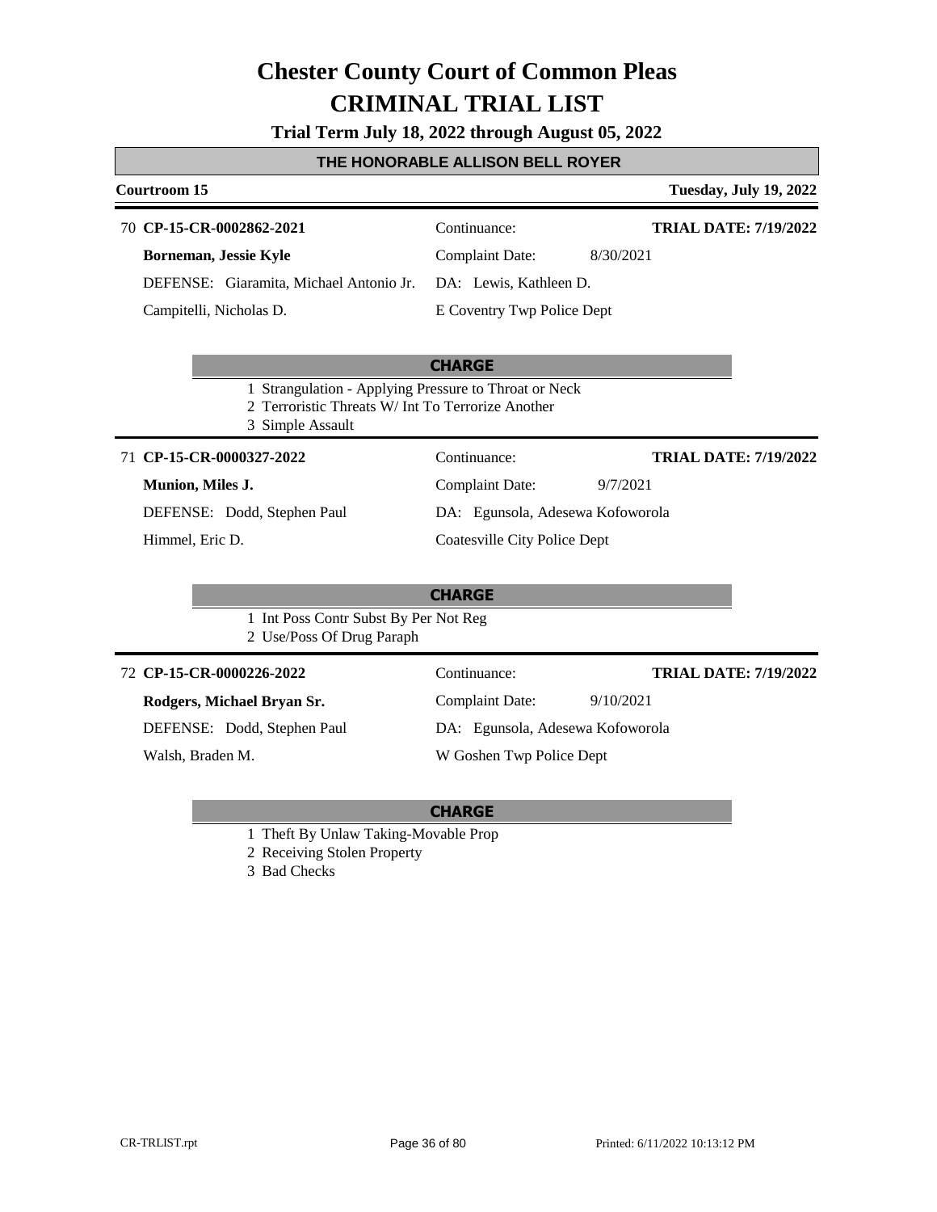# Chester County Court of Common Pleas
# CRIMINAL TRIAL LIST

**Trial Term July 18, 2022 through August 05, 2022**

### THE HONORABLE ALLISON BELL ROYER

**Courtroom 15** — **Tuesday, July 19, 2022**

---

70 **CP-15-CR-0002862-2021** — Continuance: — **TRIAL DATE: 7/19/2022**

**Borneman, Jessie Kyle** — Complaint Date: 8/30/2021

DEFENSE: Giaramita, Michael Antonio Jr. — DA: Lewis, Kathleen D.

Campitelli, Nicholas D. — E Coventry Twp Police Dept

**CHARGE**

1 Strangulation - Applying Pressure to Throat or Neck
2 Terroristic Threats W/ Int To Terrorize Another
3 Simple Assault

---

71 **CP-15-CR-0000327-2022** — Continuance: — **TRIAL DATE: 7/19/2022**

**Munion, Miles J.** — Complaint Date: 9/7/2021

DEFENSE: Dodd, Stephen Paul — DA: Egunsola, Adesewa Kofoworola

Himmel, Eric D. — Coatesville City Police Dept

**CHARGE**

1 Int Poss Contr Subst By Per Not Reg
2 Use/Poss Of Drug Paraph

---

72 **CP-15-CR-0000226-2022** — Continuance: — **TRIAL DATE: 7/19/2022**

**Rodgers, Michael Bryan Sr.** — Complaint Date: 9/10/2021

DEFENSE: Dodd, Stephen Paul — DA: Egunsola, Adesewa Kofoworola

Walsh, Braden M. — W Goshen Twp Police Dept

**CHARGE**

1 Theft By Unlaw Taking-Movable Prop
2 Receiving Stolen Property
3 Bad Checks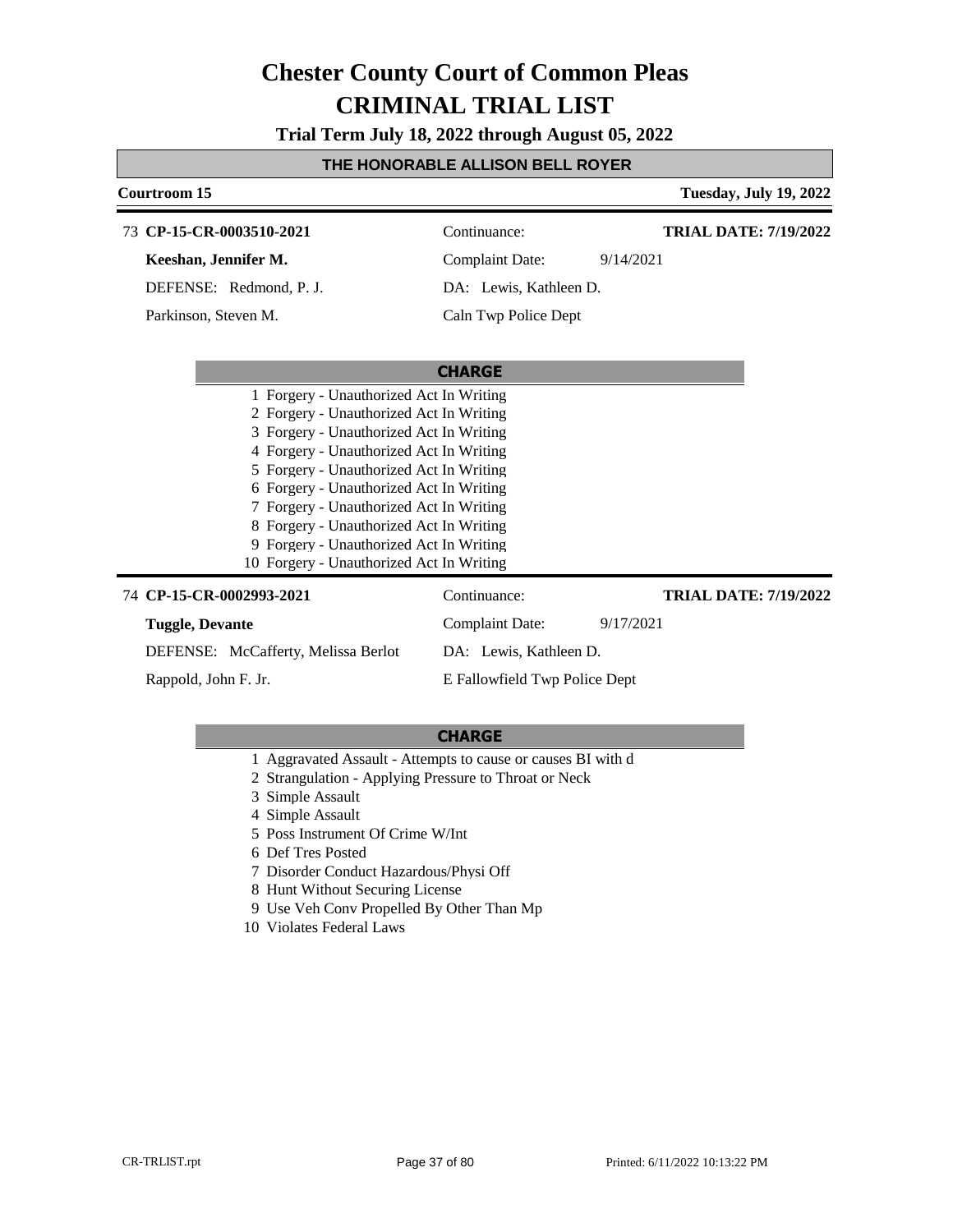# Chester County Court of Common Pleas
# CRIMINAL TRIAL LIST

**Trial Term July 18, 2022 through August 05, 2022**

**THE HONORABLE ALLISON BELL ROYER**

**Courtroom 15** | **Tuesday, July 19, 2022**

---

73 **CP-15-CR-0003510-2021** | Continuance: | **TRIAL DATE: 7/19/2022**

**Keeshan, Jennifer M.** | Complaint Date: 9/14/2021

DEFENSE: Redmond, P. J. | DA: Lewis, Kathleen D.

Parkinson, Steven M. | Caln Twp Police Dept

**CHARGE**

1 Forgery - Unauthorized Act In Writing
2 Forgery - Unauthorized Act In Writing
3 Forgery - Unauthorized Act In Writing
4 Forgery - Unauthorized Act In Writing
5 Forgery - Unauthorized Act In Writing
6 Forgery - Unauthorized Act In Writing
7 Forgery - Unauthorized Act In Writing
8 Forgery - Unauthorized Act In Writing
9 Forgery - Unauthorized Act In Writing
10 Forgery - Unauthorized Act In Writing

---

74 **CP-15-CR-0002993-2021** | Continuance: | **TRIAL DATE: 7/19/2022**

**Tuggle, Devante** | Complaint Date: 9/17/2021

DEFENSE: McCafferty, Melissa Berlot | DA: Lewis, Kathleen D.

Rappold, John F. Jr. | E Fallowfield Twp Police Dept

**CHARGE**

1 Aggravated Assault - Attempts to cause or causes BI with d
2 Strangulation - Applying Pressure to Throat or Neck
3 Simple Assault
4 Simple Assault
5 Poss Instrument Of Crime W/Int
6 Def Tres Posted
7 Disorder Conduct Hazardous/Physi Off
8 Hunt Without Securing License
9 Use Veh Conv Propelled By Other Than Mp
10 Violates Federal Laws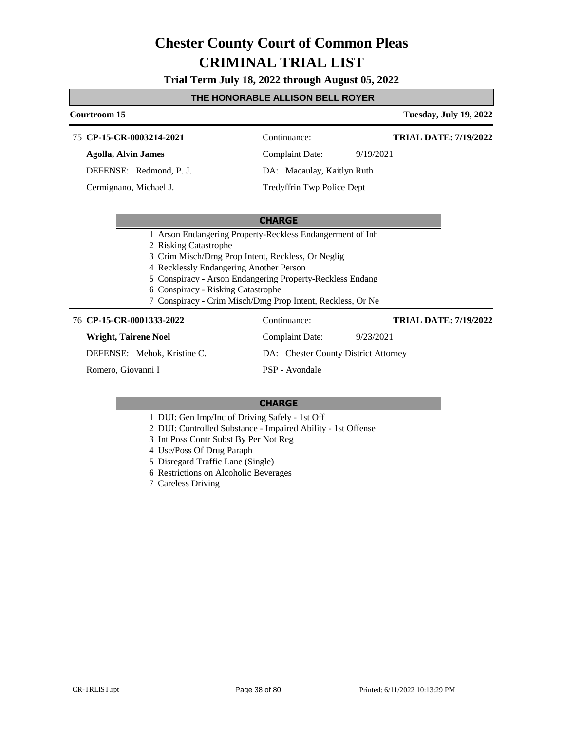# Chester County Court of Common Pleas
# CRIMINAL TRIAL LIST

**Trial Term July 18, 2022 through August 05, 2022**

## THE HONORABLE ALLISON BELL ROYER

**Courtroom 15** — **Tuesday, July 19, 2022**

---

75 **CP-15-CR-0003214-2021** | Continuance: | **TRIAL DATE: 7/19/2022**

**Agolla, Alvin James** | Complaint Date: 9/19/2021

DEFENSE: Redmond, P. J. | DA: Macaulay, Kaitlyn Ruth

Cermignano, Michael J. | Tredyffrin Twp Police Dept

**CHARGE**

1 Arson Endangering Property-Reckless Endangerment of Inh
2 Risking Catastrophe
3 Crim Misch/Dmg Prop Intent, Reckless, Or Neglig
4 Recklessly Endangering Another Person
5 Conspiracy - Arson Endangering Property-Reckless Endang
6 Conspiracy - Risking Catastrophe
7 Conspiracy - Crim Misch/Dmg Prop Intent, Reckless, Or Ne

---

76 **CP-15-CR-0001333-2022** | Continuance: | **TRIAL DATE: 7/19/2022**

**Wright, Tairene Noel** | Complaint Date: 9/23/2021

DEFENSE: Mehok, Kristine C. | DA: Chester County District Attorney

Romero, Giovanni I | PSP - Avondale

**CHARGE**

1 DUI: Gen Imp/Inc of Driving Safely - 1st Off
2 DUI: Controlled Substance - Impaired Ability - 1st Offense
3 Int Poss Contr Subst By Per Not Reg
4 Use/Poss Of Drug Paraph
5 Disregard Traffic Lane (Single)
6 Restrictions on Alcoholic Beverages
7 Careless Driving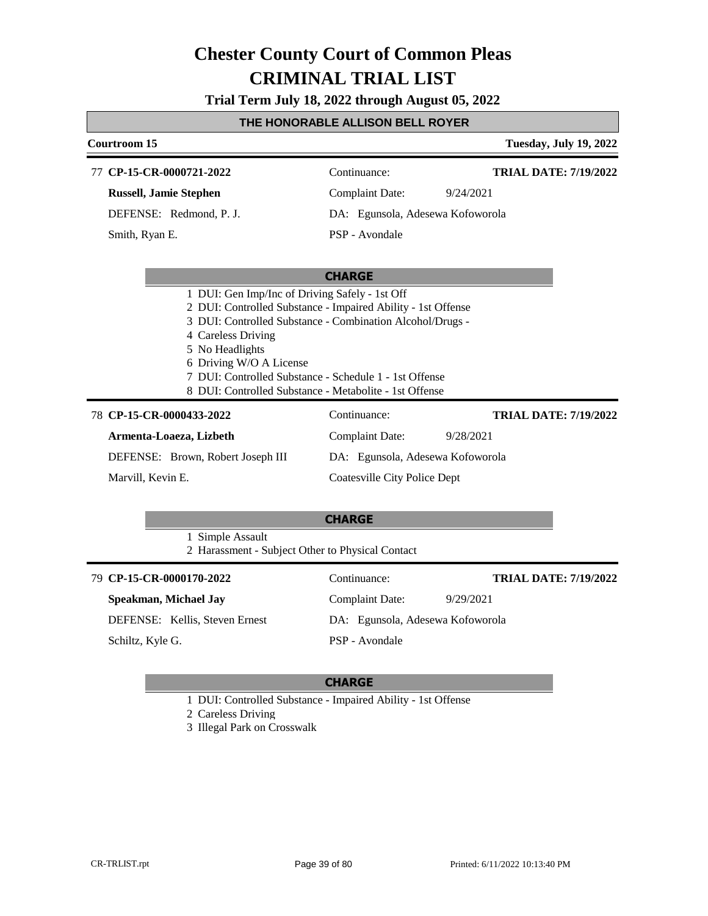# Chester County Court of Common Pleas
# CRIMINAL TRIAL LIST

**Trial Term July 18, 2022 through August 05, 2022**

**THE HONORABLE ALLISON BELL ROYER**

**Courtroom 15** — **Tuesday, July 19, 2022**

---

77 **CP-15-CR-0000721-2022** | Continuance: | **TRIAL DATE: 7/19/2022**

**Russell, Jamie Stephen** | Complaint Date: 9/24/2021

DEFENSE: Redmond, P. J. | DA: Egunsola, Adesewa Kofoworola

Smith, Ryan E. | PSP - Avondale

**CHARGE**

1. DUI: Gen Imp/Inc of Driving Safely - 1st Off
2. DUI: Controlled Substance - Impaired Ability - 1st Offense
3. DUI: Controlled Substance - Combination Alcohol/Drugs -
4. Careless Driving
5. No Headlights
6. Driving W/O A License
7. DUI: Controlled Substance - Schedule 1 - 1st Offense
8. DUI: Controlled Substance - Metabolite - 1st Offense

---

78 **CP-15-CR-0000433-2022** | Continuance: | **TRIAL DATE: 7/19/2022**

**Armenta-Loaeza, Lizbeth** | Complaint Date: 9/28/2021

DEFENSE: Brown, Robert Joseph III | DA: Egunsola, Adesewa Kofoworola

Marvill, Kevin E. | Coatesville City Police Dept

**CHARGE**

1. Simple Assault
2. Harassment - Subject Other to Physical Contact

---

79 **CP-15-CR-0000170-2022** | Continuance: | **TRIAL DATE: 7/19/2022**

**Speakman, Michael Jay** | Complaint Date: 9/29/2021

DEFENSE: Kellis, Steven Ernest | DA: Egunsola, Adesewa Kofoworola

Schiltz, Kyle G. | PSP - Avondale

**CHARGE**

1. DUI: Controlled Substance - Impaired Ability - 1st Offense
2. Careless Driving
3. Illegal Park on Crosswalk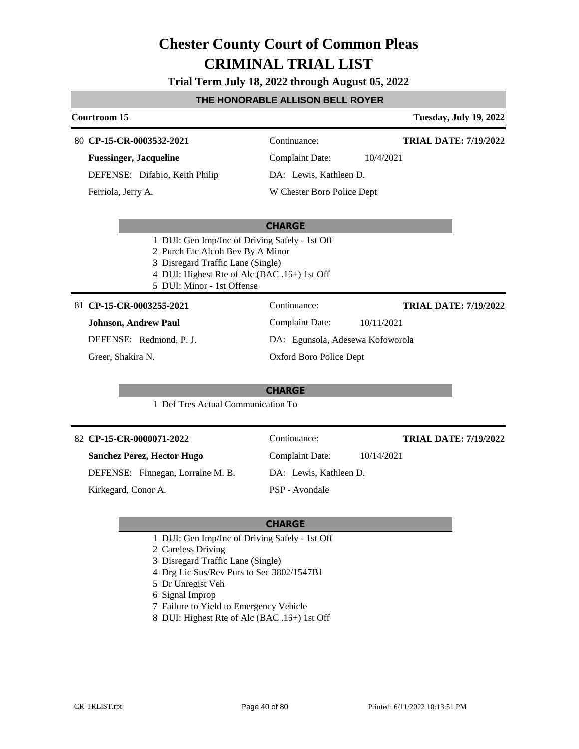# Chester County Court of Common Pleas
# CRIMINAL TRIAL LIST

**Trial Term July 18, 2022 through August 05, 2022**

**THE HONORABLE ALLISON BELL ROYER**

**Courtroom 15** — **Tuesday, July 19, 2022**

---

80 **CP-15-CR-0003532-2021**
Continuance:
**TRIAL DATE: 7/19/2022**

**Fuessinger, Jacqueline**
Complaint Date: 10/4/2021

DEFENSE: Difabio, Keith Philip
DA: Lewis, Kathleen D.

Ferriola, Jerry A.
W Chester Boro Police Dept

**CHARGE**

1 DUI: Gen Imp/Inc of Driving Safely - 1st Off
2 Purch Etc Alcoh Bev By A Minor
3 Disregard Traffic Lane (Single)
4 DUI: Highest Rte of Alc (BAC .16+) 1st Off
5 DUI: Minor - 1st Offense

---

81 **CP-15-CR-0003255-2021**
Continuance:
**TRIAL DATE: 7/19/2022**

**Johnson, Andrew Paul**
Complaint Date: 10/11/2021

DEFENSE: Redmond, P. J.
DA: Egunsola, Adesewa Kofoworola

Greer, Shakira N.
Oxford Boro Police Dept

**CHARGE**

1 Def Tres Actual Communication To

---

82 **CP-15-CR-0000071-2022**
Continuance:
**TRIAL DATE: 7/19/2022**

**Sanchez Perez, Hector Hugo**
Complaint Date: 10/14/2021

DEFENSE: Finnegan, Lorraine M. B.
DA: Lewis, Kathleen D.

Kirkegard, Conor A.
PSP - Avondale

**CHARGE**

1 DUI: Gen Imp/Inc of Driving Safely - 1st Off
2 Careless Driving
3 Disregard Traffic Lane (Single)
4 Drg Lic Sus/Rev Purs to Sec 3802/1547B1
5 Dr Unregist Veh
6 Signal Improp
7 Failure to Yield to Emergency Vehicle
8 DUI: Highest Rte of Alc (BAC .16+) 1st Off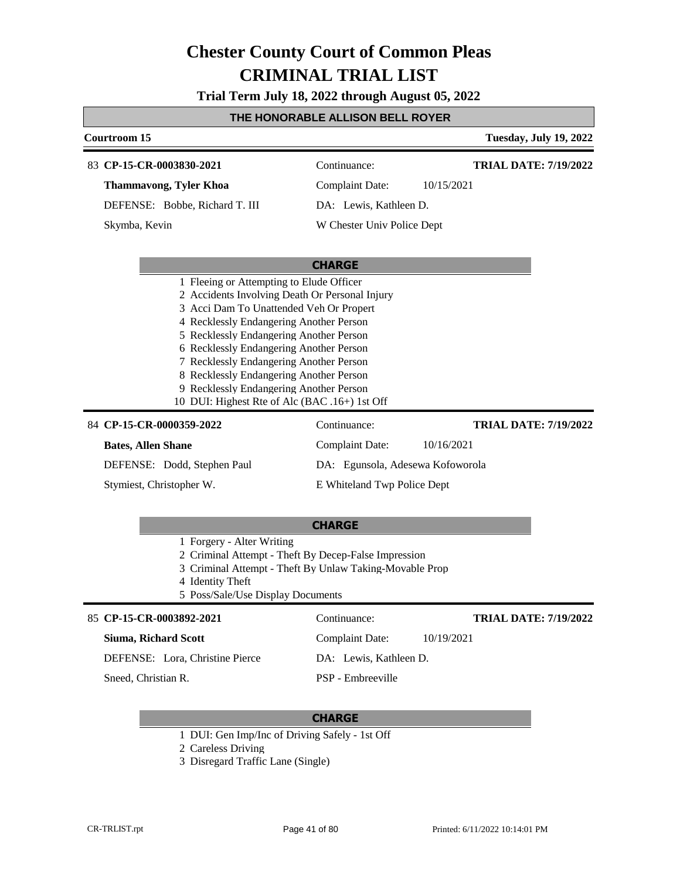# Chester County Court of Common Pleas
# CRIMINAL TRIAL LIST

**Trial Term July 18, 2022 through August 05, 2022**

**THE HONORABLE ALLISON BELL ROYER**

**Courtroom 15** — **Tuesday, July 19, 2022**

---

83 **CP-15-CR-0003830-2021** — Continuance: — **TRIAL DATE: 7/19/2022**

**Thammavong, Tyler Khoa** — Complaint Date: 10/15/2021

DEFENSE: Bobbe, Richard T. III — DA: Lewis, Kathleen D.

Skymba, Kevin — W Chester Univ Police Dept

**CHARGE**

1. Fleeing or Attempting to Elude Officer
2. Accidents Involving Death Or Personal Injury
3. Acci Dam To Unattended Veh Or Propert
4. Recklessly Endangering Another Person
5. Recklessly Endangering Another Person
6. Recklessly Endangering Another Person
7. Recklessly Endangering Another Person
8. Recklessly Endangering Another Person
9. Recklessly Endangering Another Person
10. DUI: Highest Rte of Alc (BAC .16+) 1st Off

---

84 **CP-15-CR-0000359-2022** — Continuance: — **TRIAL DATE: 7/19/2022**

**Bates, Allen Shane** — Complaint Date: 10/16/2021

DEFENSE: Dodd, Stephen Paul — DA: Egunsola, Adesewa Kofoworola

Stymiest, Christopher W. — E Whiteland Twp Police Dept

**CHARGE**

1. Forgery - Alter Writing
2. Criminal Attempt - Theft By Decep-False Impression
3. Criminal Attempt - Theft By Unlaw Taking-Movable Prop
4. Identity Theft
5. Poss/Sale/Use Display Documents

---

85 **CP-15-CR-0003892-2021** — Continuance: — **TRIAL DATE: 7/19/2022**

**Siuma, Richard Scott** — Complaint Date: 10/19/2021

DEFENSE: Lora, Christine Pierce — DA: Lewis, Kathleen D.

Sneed, Christian R. — PSP - Embreeville

**CHARGE**

1. DUI: Gen Imp/Inc of Driving Safely - 1st Off
2. Careless Driving
3. Disregard Traffic Lane (Single)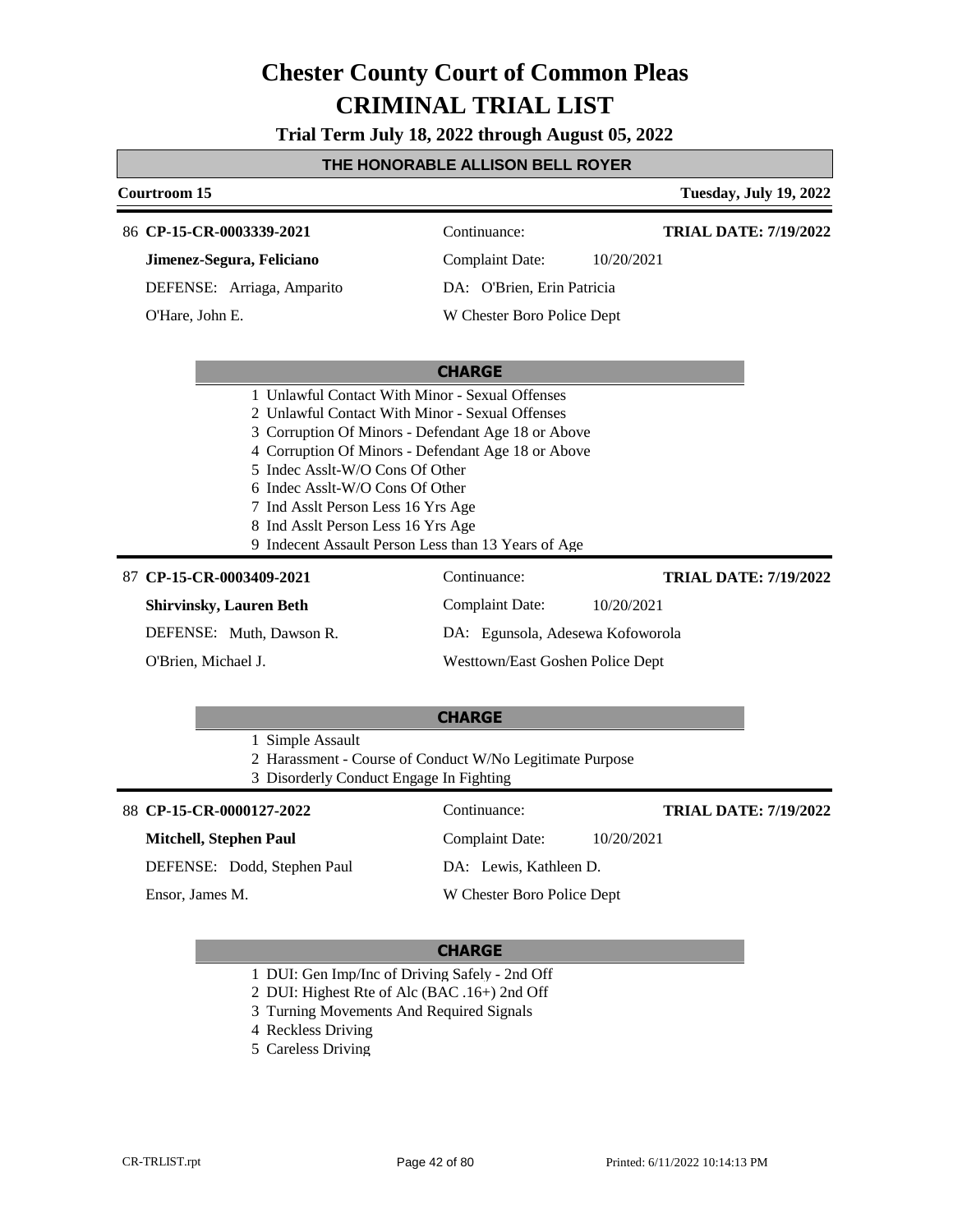# Chester County Court of Common Pleas
# CRIMINAL TRIAL LIST

**Trial Term July 18, 2022 through August 05, 2022**

**THE HONORABLE ALLISON BELL ROYER**

**Courtroom 15** — **Tuesday, July 19, 2022**

---

86 **CP-15-CR-0003339-2021** — Continuance: — **TRIAL DATE: 7/19/2022**

**Jimenez-Segura, Feliciano** — Complaint Date: 10/20/2021

DEFENSE: Arriaga, Amparito — DA: O'Brien, Erin Patricia

O'Hare, John E. — W Chester Boro Police Dept

**CHARGE**

1. Unlawful Contact With Minor - Sexual Offenses
2. Unlawful Contact With Minor - Sexual Offenses
3. Corruption Of Minors - Defendant Age 18 or Above
4. Corruption Of Minors - Defendant Age 18 or Above
5. Indec Asslt-W/O Cons Of Other
6. Indec Asslt-W/O Cons Of Other
7. Ind Asslt Person Less 16 Yrs Age
8. Ind Asslt Person Less 16 Yrs Age
9. Indecent Assault Person Less than 13 Years of Age

---

87 **CP-15-CR-0003409-2021** — Continuance: — **TRIAL DATE: 7/19/2022**

**Shirvinsky, Lauren Beth** — Complaint Date: 10/20/2021

DEFENSE: Muth, Dawson R. — DA: Egunsola, Adesewa Kofoworola

O'Brien, Michael J. — Westtown/East Goshen Police Dept

**CHARGE**

1. Simple Assault
2. Harassment - Course of Conduct W/No Legitimate Purpose
3. Disorderly Conduct Engage In Fighting

---

88 **CP-15-CR-0000127-2022** — Continuance: — **TRIAL DATE: 7/19/2022**

**Mitchell, Stephen Paul** — Complaint Date: 10/20/2021

DEFENSE: Dodd, Stephen Paul — DA: Lewis, Kathleen D.

Ensor, James M. — W Chester Boro Police Dept

**CHARGE**

1. DUI: Gen Imp/Inc of Driving Safely - 2nd Off
2. DUI: Highest Rte of Alc (BAC .16+) 2nd Off
3. Turning Movements And Required Signals
4. Reckless Driving
5. Careless Driving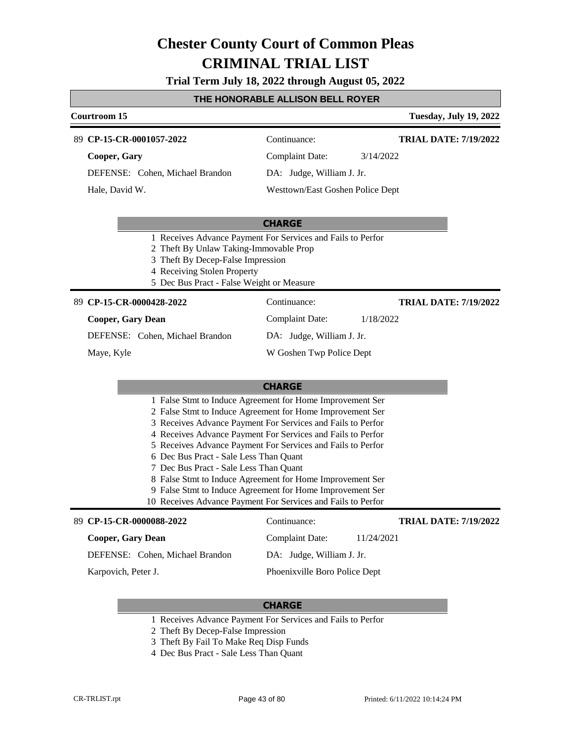# Chester County Court of Common Pleas
# CRIMINAL TRIAL LIST

**Trial Term July 18, 2022 through August 05, 2022**

## THE HONORABLE ALLISON BELL ROYER

**Courtroom 15** — **Tuesday, July 19, 2022**

---

89 **CP-15-CR-0001057-2022**

**Cooper, Gary**

DEFENSE: Cohen, Michael Brandon

Hale, David W.

Continuance:

Complaint Date: 3/14/2022

DA: Judge, William J. Jr.

Westtown/East Goshen Police Dept

**TRIAL DATE: 7/19/2022**

**CHARGE**

1 Receives Advance Payment For Services and Fails to Perfor
2 Theft By Unlaw Taking-Immovable Prop
3 Theft By Decep-False Impression
4 Receiving Stolen Property
5 Dec Bus Pract - False Weight or Measure

---

89 **CP-15-CR-0000428-2022**

**Cooper, Gary Dean**

DEFENSE: Cohen, Michael Brandon

Maye, Kyle

Continuance:

Complaint Date: 1/18/2022

DA: Judge, William J. Jr.

W Goshen Twp Police Dept

**TRIAL DATE: 7/19/2022**

**CHARGE**

1 False Stmt to Induce Agreement for Home Improvement Ser
2 False Stmt to Induce Agreement for Home Improvement Ser
3 Receives Advance Payment For Services and Fails to Perfor
4 Receives Advance Payment For Services and Fails to Perfor
5 Receives Advance Payment For Services and Fails to Perfor
6 Dec Bus Pract - Sale Less Than Quant
7 Dec Bus Pract - Sale Less Than Quant
8 False Stmt to Induce Agreement for Home Improvement Ser
9 False Stmt to Induce Agreement for Home Improvement Ser
10 Receives Advance Payment For Services and Fails to Perfor

---

89 **CP-15-CR-0000088-2022**

**Cooper, Gary Dean**

DEFENSE: Cohen, Michael Brandon

Karpovich, Peter J.

Continuance:

Complaint Date: 11/24/2021

DA: Judge, William J. Jr.

Phoenixville Boro Police Dept

**TRIAL DATE: 7/19/2022**

**CHARGE**

1 Receives Advance Payment For Services and Fails to Perfor
2 Theft By Decep-False Impression
3 Theft By Fail To Make Req Disp Funds
4 Dec Bus Pract - Sale Less Than Quant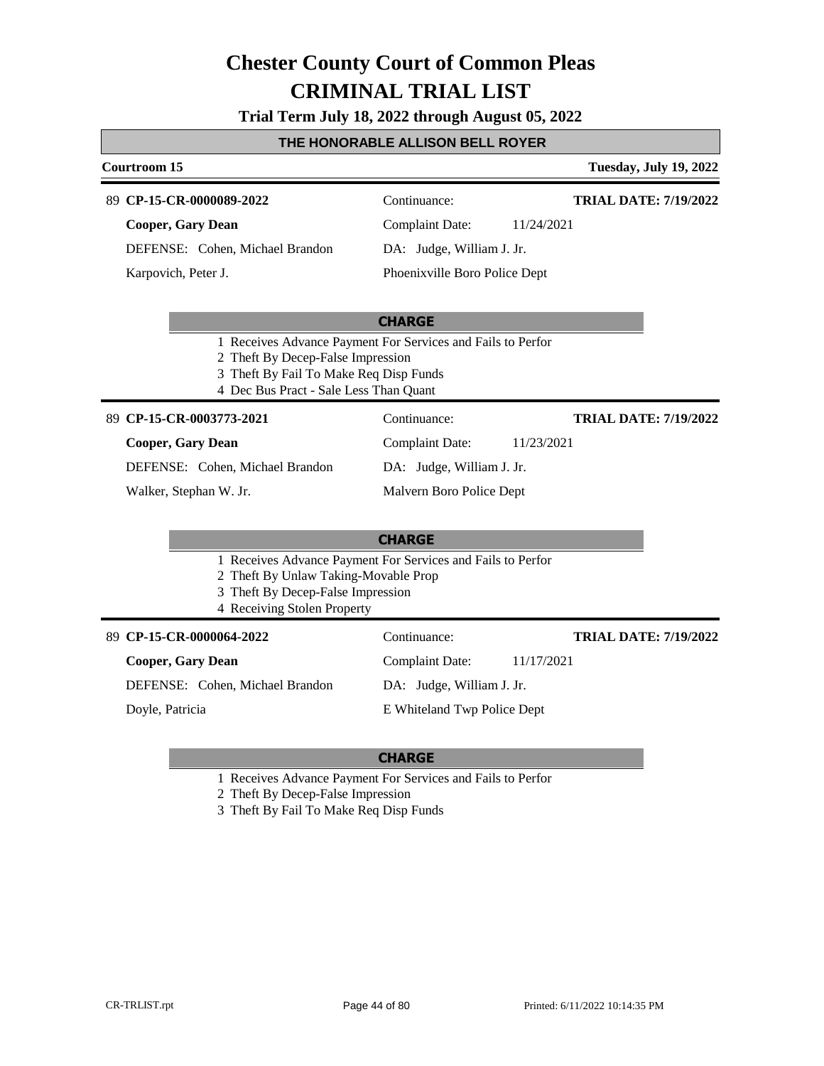# Chester County Court of Common Pleas
# CRIMINAL TRIAL LIST

**Trial Term July 18, 2022 through August 05, 2022**

**THE HONORABLE ALLISON BELL ROYER**

**Courtroom 15** — **Tuesday, July 19, 2022**

---

89 **CP-15-CR-0000089-2022**
Continuance:
**TRIAL DATE: 7/19/2022**

**Cooper, Gary Dean**
Complaint Date: 11/24/2021

DEFENSE: Cohen, Michael Brandon
DA: Judge, William J. Jr.

Karpovich, Peter J.
Phoenixville Boro Police Dept

**CHARGE**

1 Receives Advance Payment For Services and Fails to Perfor
2 Theft By Decep-False Impression
3 Theft By Fail To Make Req Disp Funds
4 Dec Bus Pract - Sale Less Than Quant

---

89 **CP-15-CR-0003773-2021**
Continuance:
**TRIAL DATE: 7/19/2022**

**Cooper, Gary Dean**
Complaint Date: 11/23/2021

DEFENSE: Cohen, Michael Brandon
DA: Judge, William J. Jr.

Walker, Stephan W. Jr.
Malvern Boro Police Dept

**CHARGE**

1 Receives Advance Payment For Services and Fails to Perfor
2 Theft By Unlaw Taking-Movable Prop
3 Theft By Decep-False Impression
4 Receiving Stolen Property

---

89 **CP-15-CR-0000064-2022**
Continuance:
**TRIAL DATE: 7/19/2022**

**Cooper, Gary Dean**
Complaint Date: 11/17/2021

DEFENSE: Cohen, Michael Brandon
DA: Judge, William J. Jr.

Doyle, Patricia
E Whiteland Twp Police Dept

**CHARGE**

1 Receives Advance Payment For Services and Fails to Perfor
2 Theft By Decep-False Impression
3 Theft By Fail To Make Req Disp Funds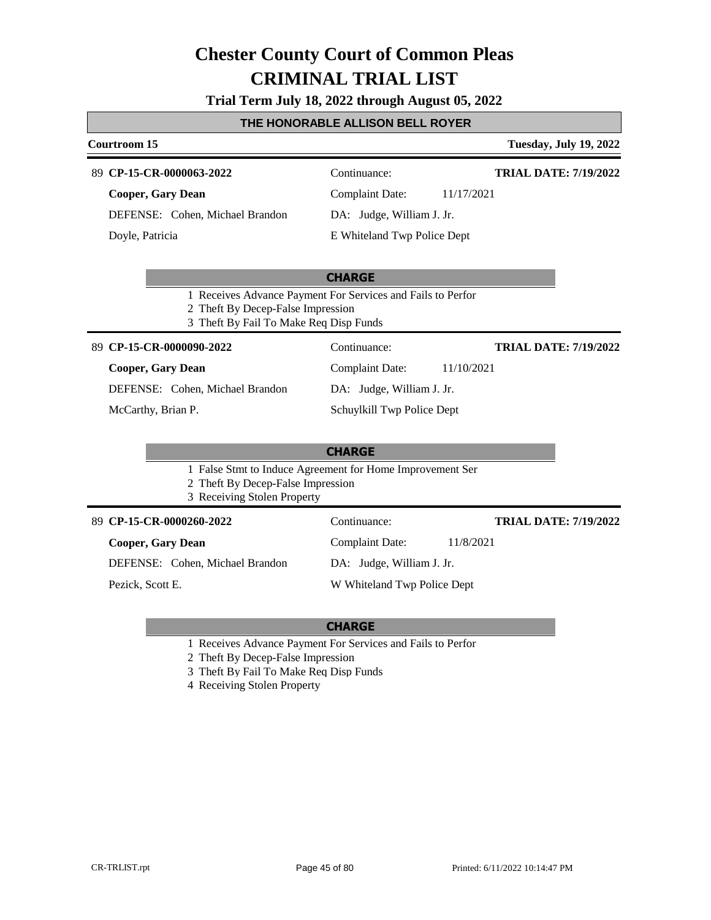# Chester County Court of Common Pleas
# CRIMINAL TRIAL LIST

**Trial Term July 18, 2022 through August 05, 2022**

## THE HONORABLE ALLISON BELL ROYER

**Courtroom 15** — **Tuesday, July 19, 2022**

---

89 **CP-15-CR-0000063-2022** — Continuance: — **TRIAL DATE: 7/19/2022**

**Cooper, Gary Dean** — Complaint Date: 11/17/2021

DEFENSE: Cohen, Michael Brandon — DA: Judge, William J. Jr.

Doyle, Patricia — E Whiteland Twp Police Dept

**CHARGE**

1 Receives Advance Payment For Services and Fails to Perfor
2 Theft By Decep-False Impression
3 Theft By Fail To Make Req Disp Funds

---

89 **CP-15-CR-0000090-2022** — Continuance: — **TRIAL DATE: 7/19/2022**

**Cooper, Gary Dean** — Complaint Date: 11/10/2021

DEFENSE: Cohen, Michael Brandon — DA: Judge, William J. Jr.

McCarthy, Brian P. — Schuylkill Twp Police Dept

**CHARGE**

1 False Stmt to Induce Agreement for Home Improvement Ser
2 Theft By Decep-False Impression
3 Receiving Stolen Property

---

89 **CP-15-CR-0000260-2022** — Continuance: — **TRIAL DATE: 7/19/2022**

**Cooper, Gary Dean** — Complaint Date: 11/8/2021

DEFENSE: Cohen, Michael Brandon — DA: Judge, William J. Jr.

Pezick, Scott E. — W Whiteland Twp Police Dept

**CHARGE**

1 Receives Advance Payment For Services and Fails to Perfor
2 Theft By Decep-False Impression
3 Theft By Fail To Make Req Disp Funds
4 Receiving Stolen Property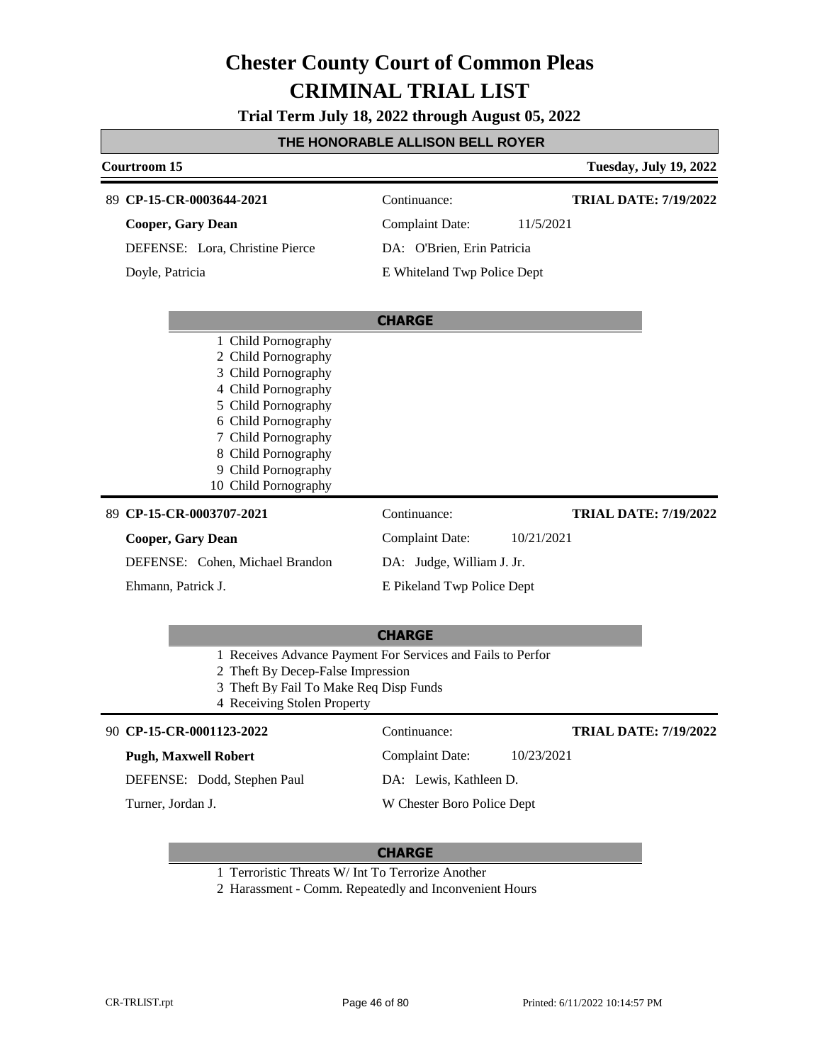# Chester County Court of Common Pleas
# CRIMINAL TRIAL LIST

**Trial Term July 18, 2022 through August 05, 2022**

**THE HONORABLE ALLISON BELL ROYER**

**Courtroom 15** | **Tuesday, July 19, 2022**

---

89 **CP-15-CR-0003644-2021**

**Cooper, Gary Dean**

DEFENSE: Lora, Christine Pierce

Doyle, Patricia

Continuance:

Complaint Date: 11/5/2021

DA: O'Brien, Erin Patricia

E Whiteland Twp Police Dept

**TRIAL DATE: 7/19/2022**

**CHARGE**

1 Child Pornography
2 Child Pornography
3 Child Pornography
4 Child Pornography
5 Child Pornography
6 Child Pornography
7 Child Pornography
8 Child Pornography
9 Child Pornography
10 Child Pornography

---

89 **CP-15-CR-0003707-2021**

**Cooper, Gary Dean**

DEFENSE: Cohen, Michael Brandon

Ehmann, Patrick J.

Continuance:

Complaint Date: 10/21/2021

DA: Judge, William J. Jr.

E Pikeland Twp Police Dept

**TRIAL DATE: 7/19/2022**

**CHARGE**

1 Receives Advance Payment For Services and Fails to Perfor
2 Theft By Decep-False Impression
3 Theft By Fail To Make Req Disp Funds
4 Receiving Stolen Property

---

90 **CP-15-CR-0001123-2022**

**Pugh, Maxwell Robert**

DEFENSE: Dodd, Stephen Paul

Turner, Jordan J.

Continuance:

Complaint Date: 10/23/2021

DA: Lewis, Kathleen D.

W Chester Boro Police Dept

**TRIAL DATE: 7/19/2022**

**CHARGE**

1 Terroristic Threats W/ Int To Terrorize Another
2 Harassment - Comm. Repeatedly and Inconvenient Hours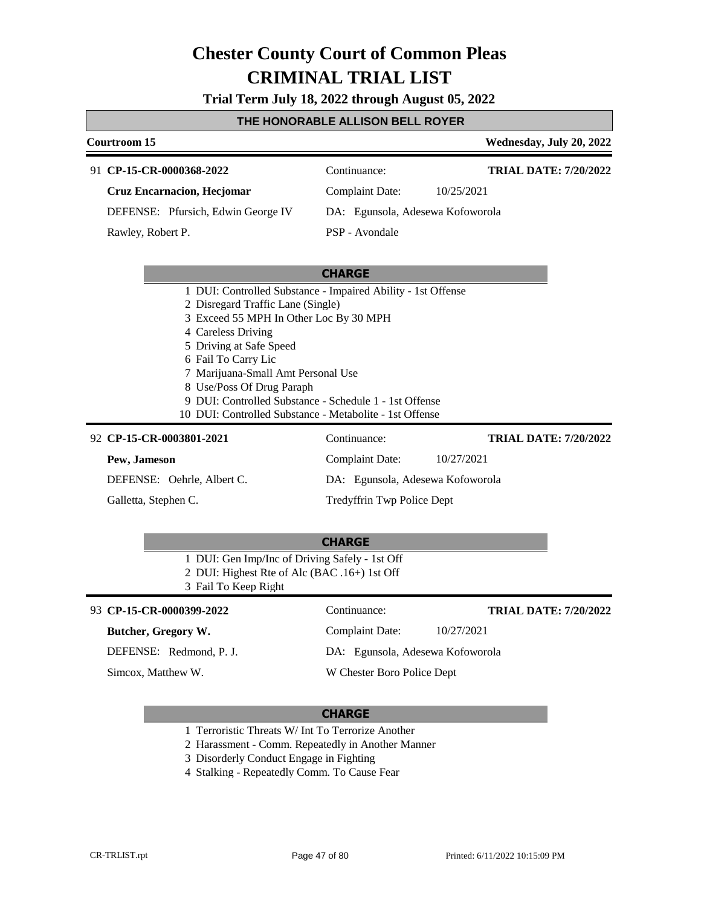# Chester County Court of Common Pleas
# CRIMINAL TRIAL LIST

**Trial Term July 18, 2022 through August 05, 2022**

## THE HONORABLE ALLISON BELL ROYER

**Courtroom 15** — **Wednesday, July 20, 2022**

---

91 **CP-15-CR-0000368-2022** | Continuance: | **TRIAL DATE: 7/20/2022**

**Cruz Encarnacion, Hecjomar** | Complaint Date: 10/25/2021

DEFENSE: Pfursich, Edwin George IV | DA: Egunsola, Adesewa Kofoworola

Rawley, Robert P. | PSP - Avondale

**CHARGE**

1. DUI: Controlled Substance - Impaired Ability - 1st Offense
2. Disregard Traffic Lane (Single)
3. Exceed 55 MPH In Other Loc By 30 MPH
4. Careless Driving
5. Driving at Safe Speed
6. Fail To Carry Lic
7. Marijuana-Small Amt Personal Use
8. Use/Poss Of Drug Paraph
9. DUI: Controlled Substance - Schedule 1 - 1st Offense
10. DUI: Controlled Substance - Metabolite - 1st Offense

---

92 **CP-15-CR-0003801-2021** | Continuance: | **TRIAL DATE: 7/20/2022**

**Pew, Jameson** | Complaint Date: 10/27/2021

DEFENSE: Oehrle, Albert C. | DA: Egunsola, Adesewa Kofoworola

Galletta, Stephen C. | Tredyffrin Twp Police Dept

**CHARGE**

1. DUI: Gen Imp/Inc of Driving Safely - 1st Off
2. DUI: Highest Rte of Alc (BAC .16+) 1st Off
3. Fail To Keep Right

---

93 **CP-15-CR-0000399-2022** | Continuance: | **TRIAL DATE: 7/20/2022**

**Butcher, Gregory W.** | Complaint Date: 10/27/2021

DEFENSE: Redmond, P. J. | DA: Egunsola, Adesewa Kofoworola

Simcox, Matthew W. | W Chester Boro Police Dept

**CHARGE**

1. Terroristic Threats W/ Int To Terrorize Another
2. Harassment - Comm. Repeatedly in Another Manner
3. Disorderly Conduct Engage in Fighting
4. Stalking - Repeatedly Comm. To Cause Fear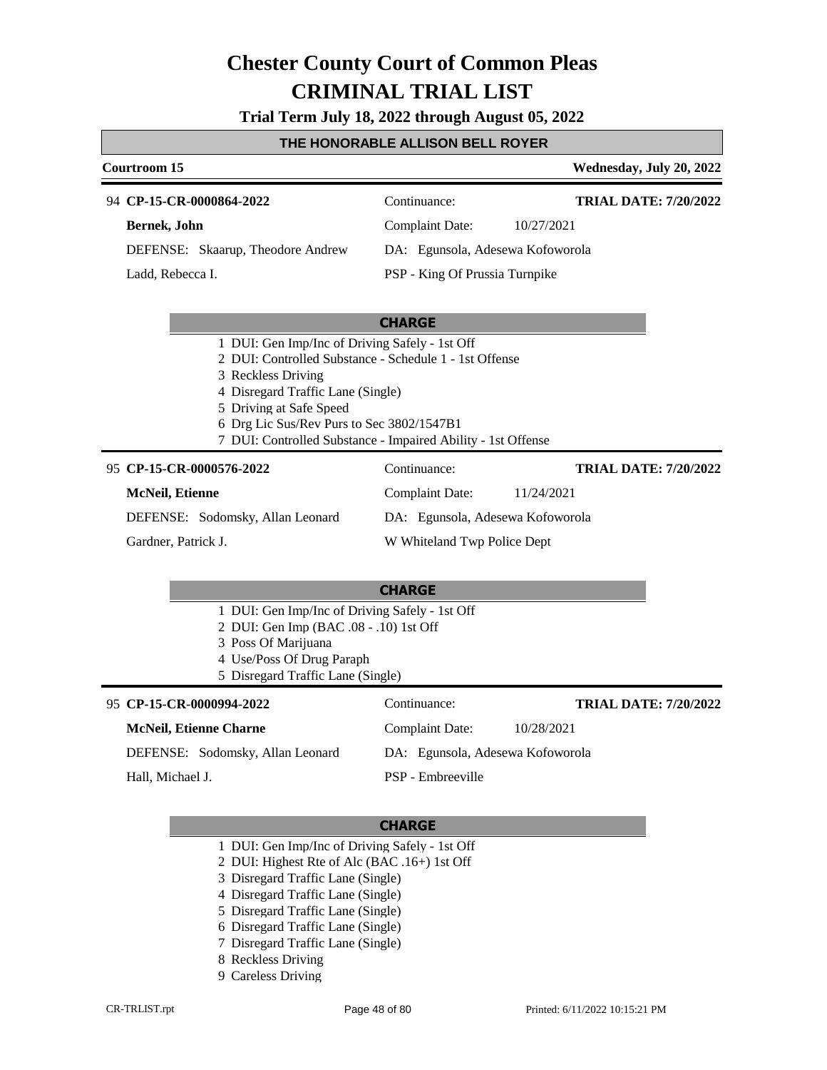# Chester County Court of Common Pleas
# CRIMINAL TRIAL LIST

**Trial Term July 18, 2022 through August 05, 2022**

**THE HONORABLE ALLISON BELL ROYER**

**Courtroom 15** — **Wednesday, July 20, 2022**

---

94 **CP-15-CR-0000864-2022** | Continuance: | **TRIAL DATE: 7/20/2022**

**Bernek, John** | Complaint Date: 10/27/2021

DEFENSE: Skaarup, Theodore Andrew | DA: Egunsola, Adesewa Kofoworola

Ladd, Rebecca I. | PSP - King Of Prussia Turnpike

**CHARGE**

1 DUI: Gen Imp/Inc of Driving Safely - 1st Off
2 DUI: Controlled Substance - Schedule 1 - 1st Offense
3 Reckless Driving
4 Disregard Traffic Lane (Single)
5 Driving at Safe Speed
6 Drg Lic Sus/Rev Purs to Sec 3802/1547B1
7 DUI: Controlled Substance - Impaired Ability - 1st Offense

---

95 **CP-15-CR-0000576-2022** | Continuance: | **TRIAL DATE: 7/20/2022**

**McNeil, Etienne** | Complaint Date: 11/24/2021

DEFENSE: Sodomsky, Allan Leonard | DA: Egunsola, Adesewa Kofoworola

Gardner, Patrick J. | W Whiteland Twp Police Dept

**CHARGE**

1 DUI: Gen Imp/Inc of Driving Safely - 1st Off
2 DUI: Gen Imp (BAC .08 - .10) 1st Off
3 Poss Of Marijuana
4 Use/Poss Of Drug Paraph
5 Disregard Traffic Lane (Single)

---

95 **CP-15-CR-0000994-2022** | Continuance: | **TRIAL DATE: 7/20/2022**

**McNeil, Etienne Charne** | Complaint Date: 10/28/2021

DEFENSE: Sodomsky, Allan Leonard | DA: Egunsola, Adesewa Kofoworola

Hall, Michael J. | PSP - Embreeville

**CHARGE**

1 DUI: Gen Imp/Inc of Driving Safely - 1st Off
2 DUI: Highest Rte of Alc (BAC .16+) 1st Off
3 Disregard Traffic Lane (Single)
4 Disregard Traffic Lane (Single)
5 Disregard Traffic Lane (Single)
6 Disregard Traffic Lane (Single)
7 Disregard Traffic Lane (Single)
8 Reckless Driving
9 Careless Driving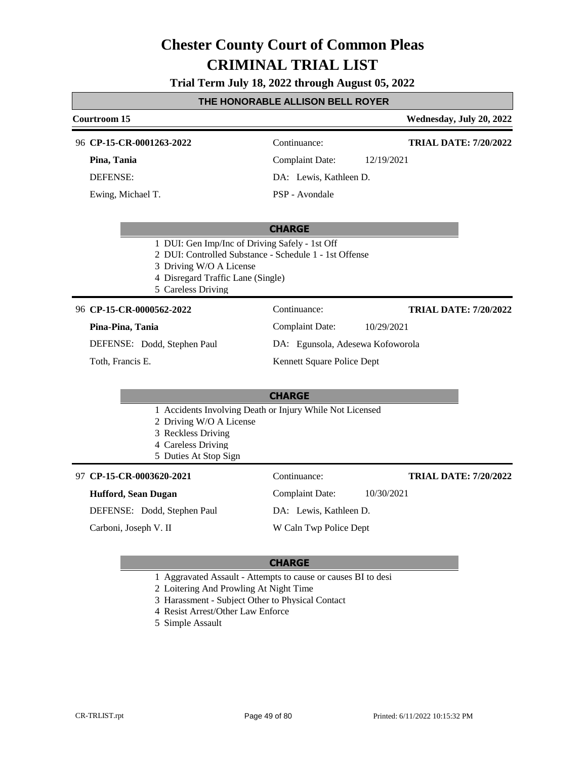# Chester County Court of Common Pleas

# CRIMINAL TRIAL LIST

**Trial Term July 18, 2022 through August 05, 2022**

## THE HONORABLE ALLISON BELL ROYER

**Courtroom 15** — **Wednesday, July 20, 2022**

---

96 **CP-15-CR-0001263-2022**

**Pina, Tania**

DEFENSE:

Ewing, Michael T.

Continuance:

Complaint Date: 12/19/2021

DA: Lewis, Kathleen D.

PSP - Avondale

**TRIAL DATE: 7/20/2022**

**CHARGE**

1. DUI: Gen Imp/Inc of Driving Safely - 1st Off
2. DUI: Controlled Substance - Schedule 1 - 1st Offense
3. Driving W/O A License
4. Disregard Traffic Lane (Single)
5. Careless Driving

---

96 **CP-15-CR-0000562-2022**

**Pina-Pina, Tania**

DEFENSE: Dodd, Stephen Paul

Toth, Francis E.

Continuance:

Complaint Date: 10/29/2021

DA: Egunsola, Adesewa Kofoworola

Kennett Square Police Dept

**TRIAL DATE: 7/20/2022**

**CHARGE**

1. Accidents Involving Death or Injury While Not Licensed
2. Driving W/O A License
3. Reckless Driving
4. Careless Driving
5. Duties At Stop Sign

---

97 **CP-15-CR-0003620-2021**

**Hufford, Sean Dugan**

DEFENSE: Dodd, Stephen Paul

Carboni, Joseph V. II

Continuance:

Complaint Date: 10/30/2021

DA: Lewis, Kathleen D.

W Caln Twp Police Dept

**TRIAL DATE: 7/20/2022**

**CHARGE**

1. Aggravated Assault - Attempts to cause or causes BI to desi
2. Loitering And Prowling At Night Time
3. Harassment - Subject Other to Physical Contact
4. Resist Arrest/Other Law Enforce
5. Simple Assault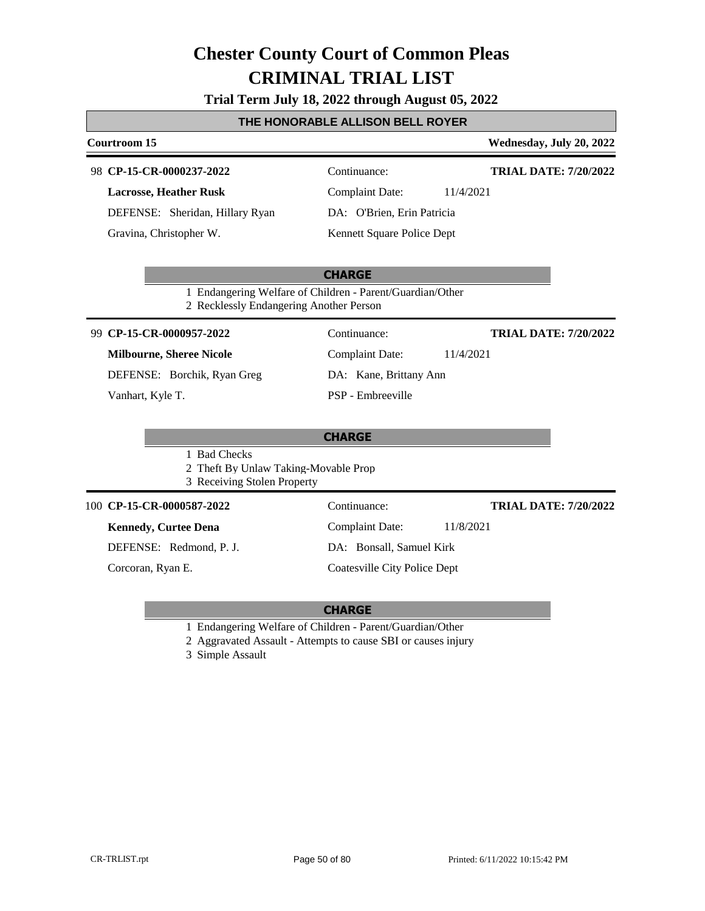# Chester County Court of Common Pleas
# CRIMINAL TRIAL LIST

**Trial Term July 18, 2022 through August 05, 2022**

**THE HONORABLE ALLISON BELL ROYER**

**Courtroom 15** — **Wednesday, July 20, 2022**

---

98 **CP-15-CR-0000237-2022** — Continuance: — **TRIAL DATE: 7/20/2022**

**Lacrosse, Heather Rusk** — Complaint Date: 11/4/2021

DEFENSE: Sheridan, Hillary Ryan — DA: O'Brien, Erin Patricia

Gravina, Christopher W. — Kennett Square Police Dept

**CHARGE**

1 Endangering Welfare of Children - Parent/Guardian/Other
2 Recklessly Endangering Another Person

---

99 **CP-15-CR-0000957-2022** — Continuance: — **TRIAL DATE: 7/20/2022**

**Milbourne, Sheree Nicole** — Complaint Date: 11/4/2021

DEFENSE: Borchik, Ryan Greg — DA: Kane, Brittany Ann

Vanhart, Kyle T. — PSP - Embreeville

**CHARGE**

1 Bad Checks
2 Theft By Unlaw Taking-Movable Prop
3 Receiving Stolen Property

---

100 **CP-15-CR-0000587-2022** — Continuance: — **TRIAL DATE: 7/20/2022**

**Kennedy, Curtee Dena** — Complaint Date: 11/8/2021

DEFENSE: Redmond, P. J. — DA: Bonsall, Samuel Kirk

Corcoran, Ryan E. — Coatesville City Police Dept

**CHARGE**

1 Endangering Welfare of Children - Parent/Guardian/Other
2 Aggravated Assault - Attempts to cause SBI or causes injury
3 Simple Assault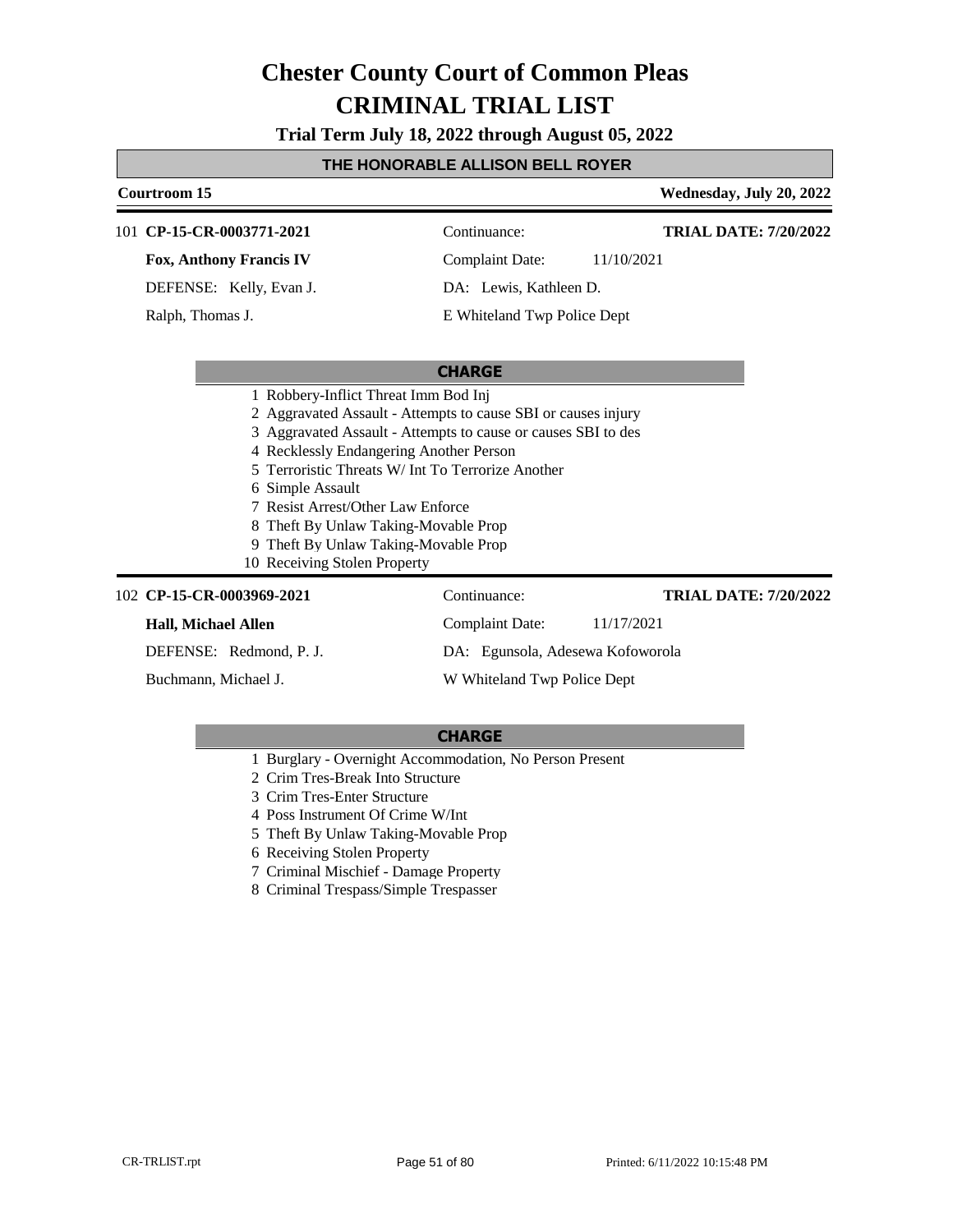# Chester County Court of Common Pleas
# CRIMINAL TRIAL LIST

**Trial Term July 18, 2022 through August 05, 2022**

**THE HONORABLE ALLISON BELL ROYER**

**Courtroom 15** — **Wednesday, July 20, 2022**

---

101 **CP-15-CR-0003771-2021** — Continuance: — **TRIAL DATE: 7/20/2022**

**Fox, Anthony Francis IV** — Complaint Date: 11/10/2021

DEFENSE: Kelly, Evan J. — DA: Lewis, Kathleen D.

Ralph, Thomas J. — E Whiteland Twp Police Dept

**CHARGE**

1. Robbery-Inflict Threat Imm Bod Inj
2. Aggravated Assault - Attempts to cause SBI or causes injury
3. Aggravated Assault - Attempts to cause or causes SBI to des
4. Recklessly Endangering Another Person
5. Terroristic Threats W/ Int To Terrorize Another
6. Simple Assault
7. Resist Arrest/Other Law Enforce
8. Theft By Unlaw Taking-Movable Prop
9. Theft By Unlaw Taking-Movable Prop
10. Receiving Stolen Property

---

102 **CP-15-CR-0003969-2021** — Continuance: — **TRIAL DATE: 7/20/2022**

**Hall, Michael Allen** — Complaint Date: 11/17/2021

DEFENSE: Redmond, P. J. — DA: Egunsola, Adesewa Kofoworola

Buchmann, Michael J. — W Whiteland Twp Police Dept

**CHARGE**

1. Burglary - Overnight Accommodation, No Person Present
2. Crim Tres-Break Into Structure
3. Crim Tres-Enter Structure
4. Poss Instrument Of Crime W/Int
5. Theft By Unlaw Taking-Movable Prop
6. Receiving Stolen Property
7. Criminal Mischief - Damage Property
8. Criminal Trespass/Simple Trespasser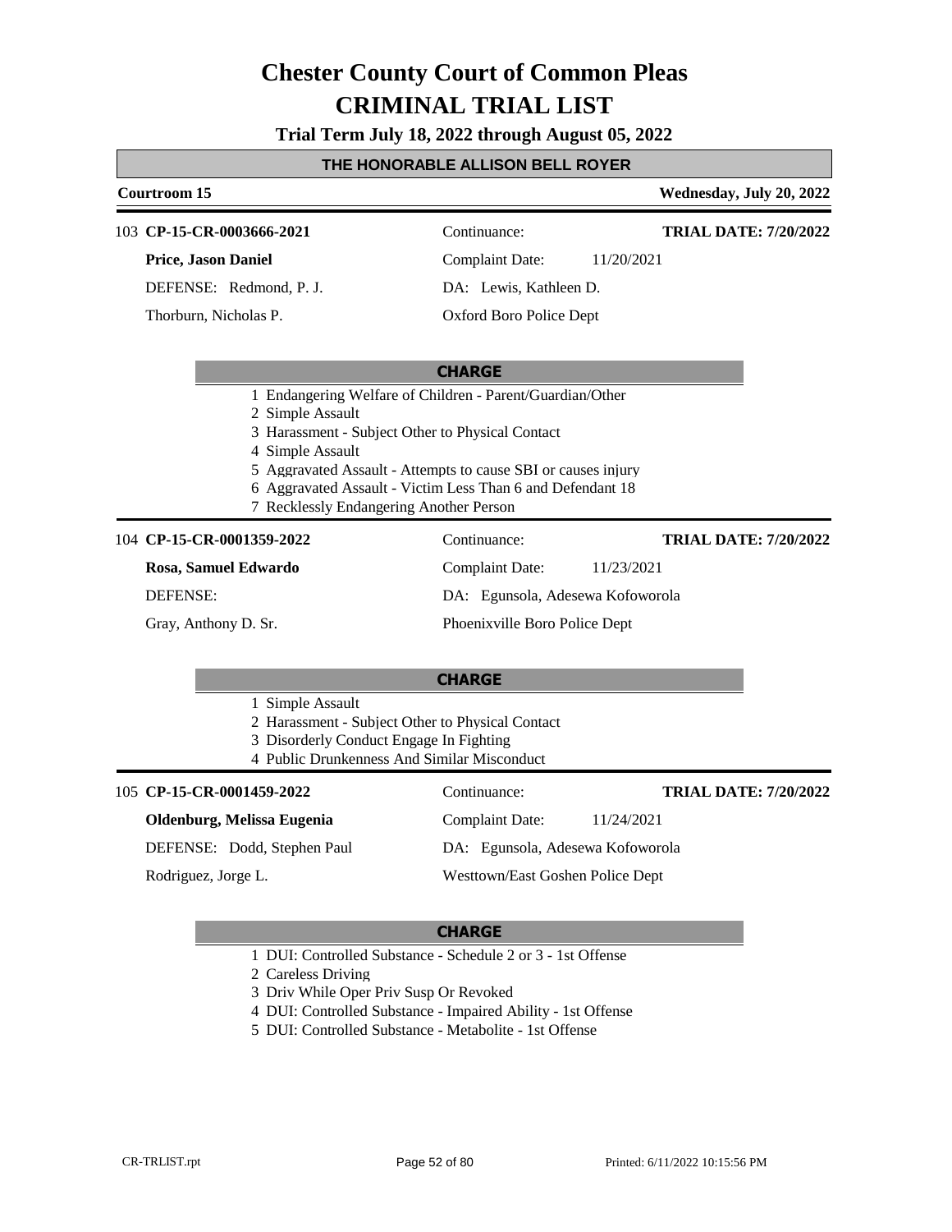# Chester County Court of Common Pleas

# CRIMINAL TRIAL LIST

**Trial Term July 18, 2022 through August 05, 2022**

**THE HONORABLE ALLISON BELL ROYER**

**Courtroom 15** — **Wednesday, July 20, 2022**

---

103 **CP-15-CR-0003666-2021** — Continuance: — **TRIAL DATE: 7/20/2022**

**Price, Jason Daniel** — Complaint Date: 11/20/2021

DEFENSE: Redmond, P. J. — DA: Lewis, Kathleen D.

Thorburn, Nicholas P. — Oxford Boro Police Dept

**CHARGE**

1. Endangering Welfare of Children - Parent/Guardian/Other
2. Simple Assault
3. Harassment - Subject Other to Physical Contact
4. Simple Assault
5. Aggravated Assault - Attempts to cause SBI or causes injury
6. Aggravated Assault - Victim Less Than 6 and Defendant 18
7. Recklessly Endangering Another Person

---

104 **CP-15-CR-0001359-2022** — Continuance: — **TRIAL DATE: 7/20/2022**

**Rosa, Samuel Edwardo** — Complaint Date: 11/23/2021

DEFENSE: — DA: Egunsola, Adesewa Kofoworola

Gray, Anthony D. Sr. — Phoenixville Boro Police Dept

**CHARGE**

1. Simple Assault
2. Harassment - Subject Other to Physical Contact
3. Disorderly Conduct Engage In Fighting
4. Public Drunkenness And Similar Misconduct

---

105 **CP-15-CR-0001459-2022** — Continuance: — **TRIAL DATE: 7/20/2022**

**Oldenburg, Melissa Eugenia** — Complaint Date: 11/24/2021

DEFENSE: Dodd, Stephen Paul — DA: Egunsola, Adesewa Kofoworola

Rodriguez, Jorge L. — Westtown/East Goshen Police Dept

**CHARGE**

1. DUI: Controlled Substance - Schedule 2 or 3 - 1st Offense
2. Careless Driving
3. Driv While Oper Priv Susp Or Revoked
4. DUI: Controlled Substance - Impaired Ability - 1st Offense
5. DUI: Controlled Substance - Metabolite - 1st Offense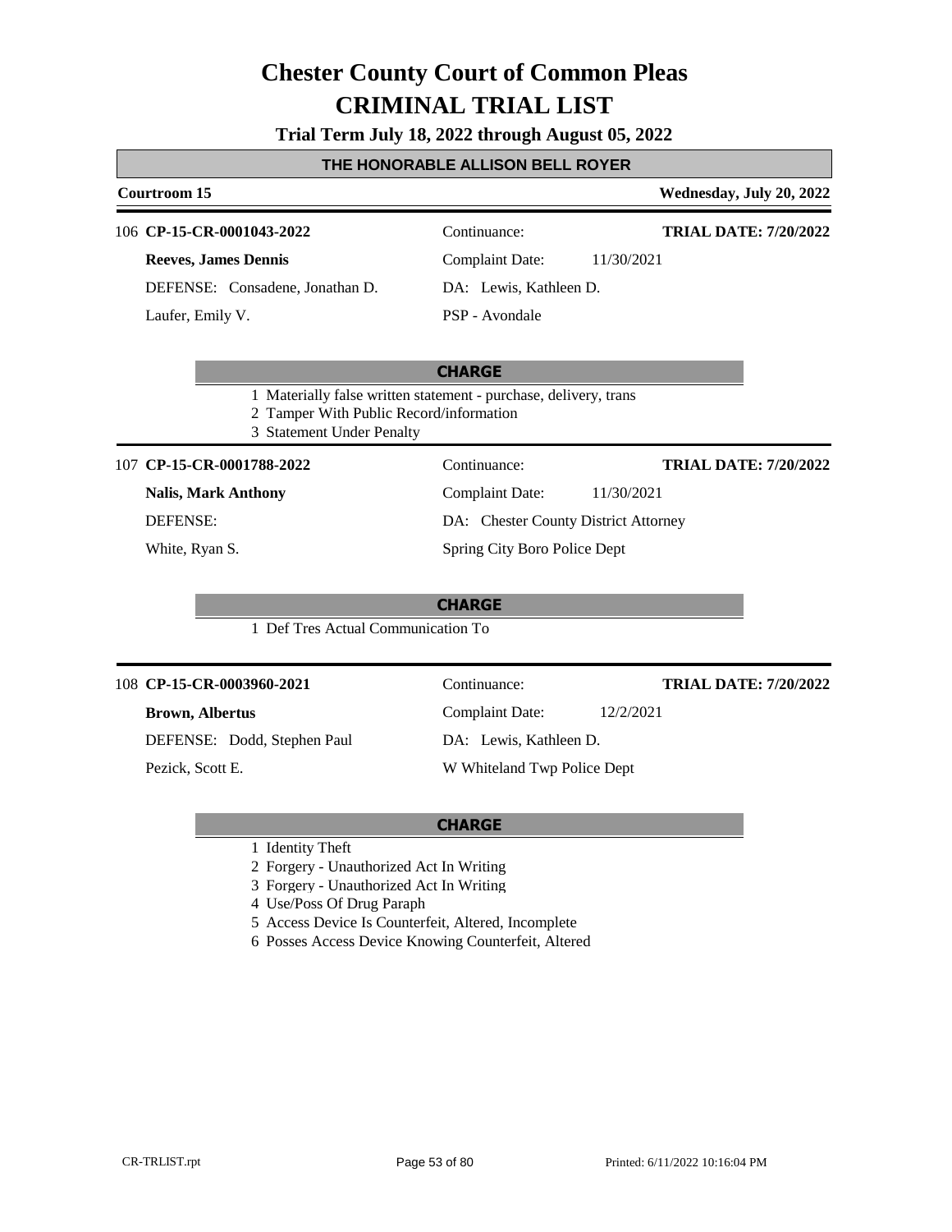# Chester County Court of Common Pleas
# CRIMINAL TRIAL LIST

**Trial Term July 18, 2022 through August 05, 2022**

### THE HONORABLE ALLISON BELL ROYER

**Courtroom 15** — **Wednesday, July 20, 2022**

---

106 **CP-15-CR-0001043-2022**
Continuance:
**TRIAL DATE: 7/20/2022**

**Reeves, James Dennis**
Complaint Date: 11/30/2021

DEFENSE: Consadene, Jonathan D.
DA: Lewis, Kathleen D.

Laufer, Emily V.
PSP - Avondale

**CHARGE**

1 Materially false written statement - purchase, delivery, trans
2 Tamper With Public Record/information
3 Statement Under Penalty

---

107 **CP-15-CR-0001788-2022**
Continuance:
**TRIAL DATE: 7/20/2022**

**Nalis, Mark Anthony**
Complaint Date: 11/30/2021

DEFENSE:
DA: Chester County District Attorney

White, Ryan S.
Spring City Boro Police Dept

**CHARGE**

1 Def Tres Actual Communication To

---

108 **CP-15-CR-0003960-2021**
Continuance:
**TRIAL DATE: 7/20/2022**

**Brown, Albertus**
Complaint Date: 12/2/2021

DEFENSE: Dodd, Stephen Paul
DA: Lewis, Kathleen D.

Pezick, Scott E.
W Whiteland Twp Police Dept

**CHARGE**

1 Identity Theft
2 Forgery - Unauthorized Act In Writing
3 Forgery - Unauthorized Act In Writing
4 Use/Poss Of Drug Paraph
5 Access Device Is Counterfeit, Altered, Incomplete
6 Posses Access Device Knowing Counterfeit, Altered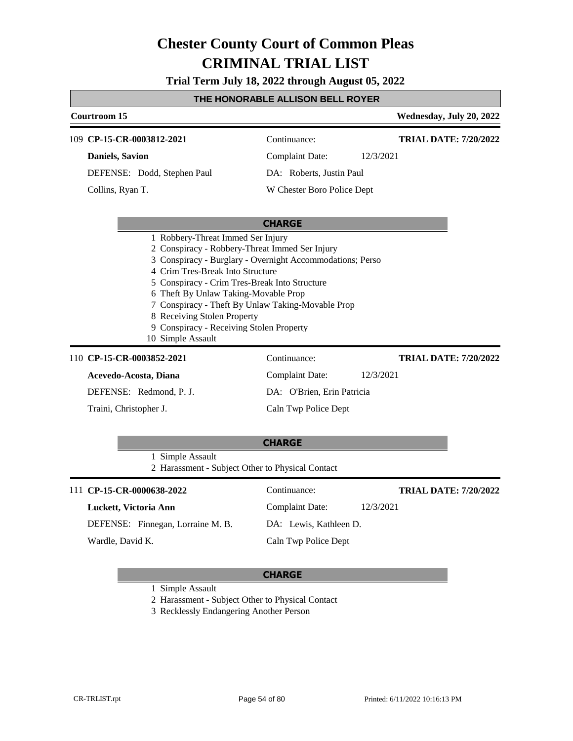# Chester County Court of Common Pleas
# CRIMINAL TRIAL LIST

**Trial Term July 18, 2022 through August 05, 2022**

**THE HONORABLE ALLISON BELL ROYER**

**Courtroom 15** — **Wednesday, July 20, 2022**

---

109 **CP-15-CR-0003812-2021** | Continuance: | **TRIAL DATE: 7/20/2022**

**Daniels, Savion** | Complaint Date: 12/3/2021

DEFENSE: Dodd, Stephen Paul | DA: Roberts, Justin Paul

Collins, Ryan T. | W Chester Boro Police Dept

**CHARGE**

1. Robbery-Threat Immed Ser Injury
2. Conspiracy - Robbery-Threat Immed Ser Injury
3. Conspiracy - Burglary - Overnight Accommodations; Perso
4. Crim Tres-Break Into Structure
5. Conspiracy - Crim Tres-Break Into Structure
6. Theft By Unlaw Taking-Movable Prop
7. Conspiracy - Theft By Unlaw Taking-Movable Prop
8. Receiving Stolen Property
9. Conspiracy - Receiving Stolen Property
10. Simple Assault

---

110 **CP-15-CR-0003852-2021** | Continuance: | **TRIAL DATE: 7/20/2022**

**Acevedo-Acosta, Diana** | Complaint Date: 12/3/2021

DEFENSE: Redmond, P. J. | DA: O'Brien, Erin Patricia

Traini, Christopher J. | Caln Twp Police Dept

**CHARGE**

1. Simple Assault
2. Harassment - Subject Other to Physical Contact

---

111 **CP-15-CR-0000638-2022** | Continuance: | **TRIAL DATE: 7/20/2022**

**Luckett, Victoria Ann** | Complaint Date: 12/3/2021

DEFENSE: Finnegan, Lorraine M. B. | DA: Lewis, Kathleen D.

Wardle, David K. | Caln Twp Police Dept

**CHARGE**

1. Simple Assault
2. Harassment - Subject Other to Physical Contact
3. Recklessly Endangering Another Person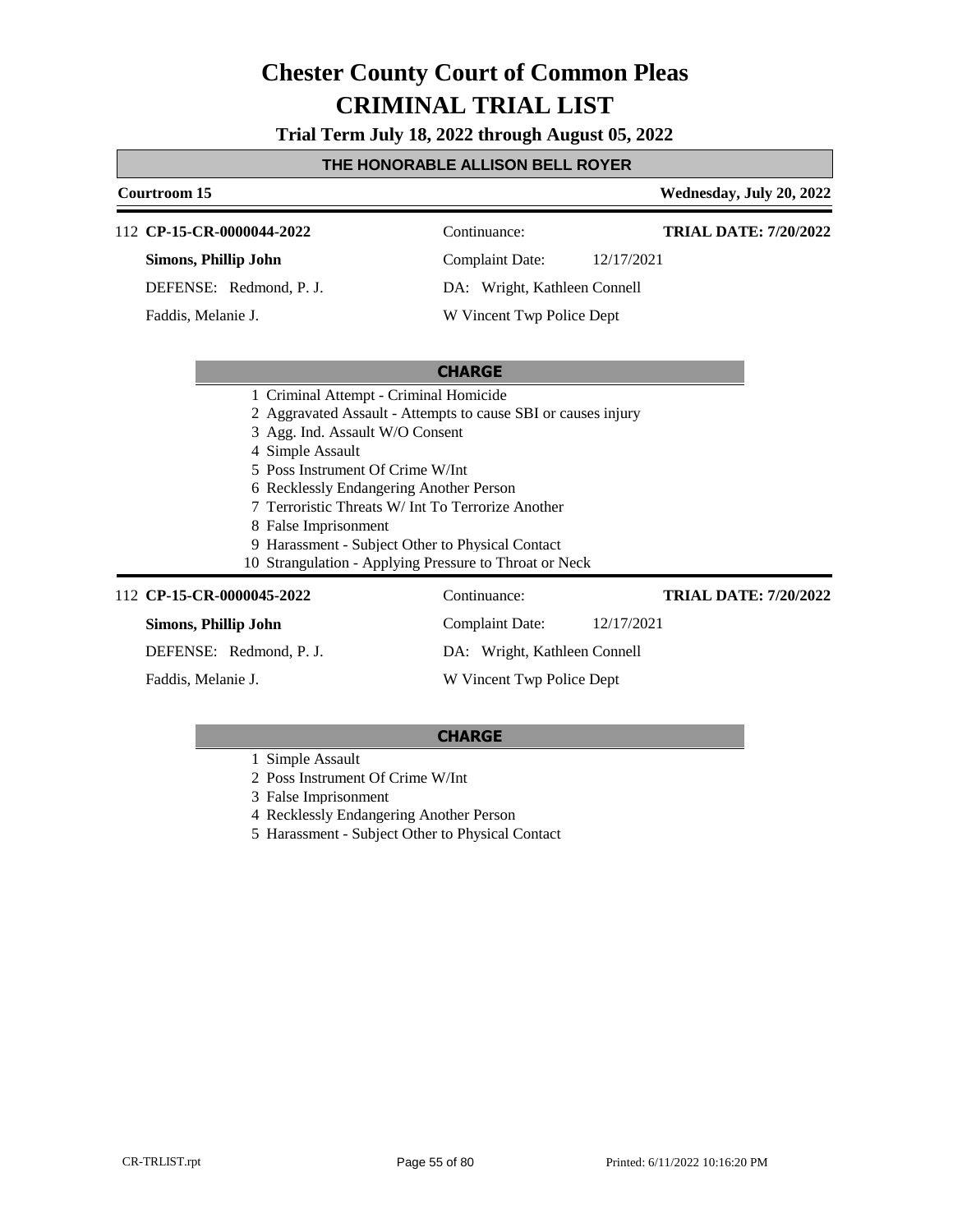# Chester County Court of Common Pleas
# CRIMINAL TRIAL LIST

**Trial Term July 18, 2022 through August 05, 2022**

## THE HONORABLE ALLISON BELL ROYER

**Courtroom 15** | **Wednesday, July 20, 2022**

---

112 **CP-15-CR-0000044-2022** | Continuance: | **TRIAL DATE: 7/20/2022**

**Simons, Phillip John** | Complaint Date: 12/17/2021

DEFENSE: Redmond, P. J. | DA: Wright, Kathleen Connell

Faddis, Melanie J. | W Vincent Twp Police Dept

### CHARGE

1 Criminal Attempt - Criminal Homicide
2 Aggravated Assault - Attempts to cause SBI or causes injury
3 Agg. Ind. Assault W/O Consent
4 Simple Assault
5 Poss Instrument Of Crime W/Int
6 Recklessly Endangering Another Person
7 Terroristic Threats W/ Int To Terrorize Another
8 False Imprisonment
9 Harassment - Subject Other to Physical Contact
10 Strangulation - Applying Pressure to Throat or Neck

---

112 **CP-15-CR-0000045-2022** | Continuance: | **TRIAL DATE: 7/20/2022**

**Simons, Phillip John** | Complaint Date: 12/17/2021

DEFENSE: Redmond, P. J. | DA: Wright, Kathleen Connell

Faddis, Melanie J. | W Vincent Twp Police Dept

### CHARGE

1 Simple Assault
2 Poss Instrument Of Crime W/Int
3 False Imprisonment
4 Recklessly Endangering Another Person
5 Harassment - Subject Other to Physical Contact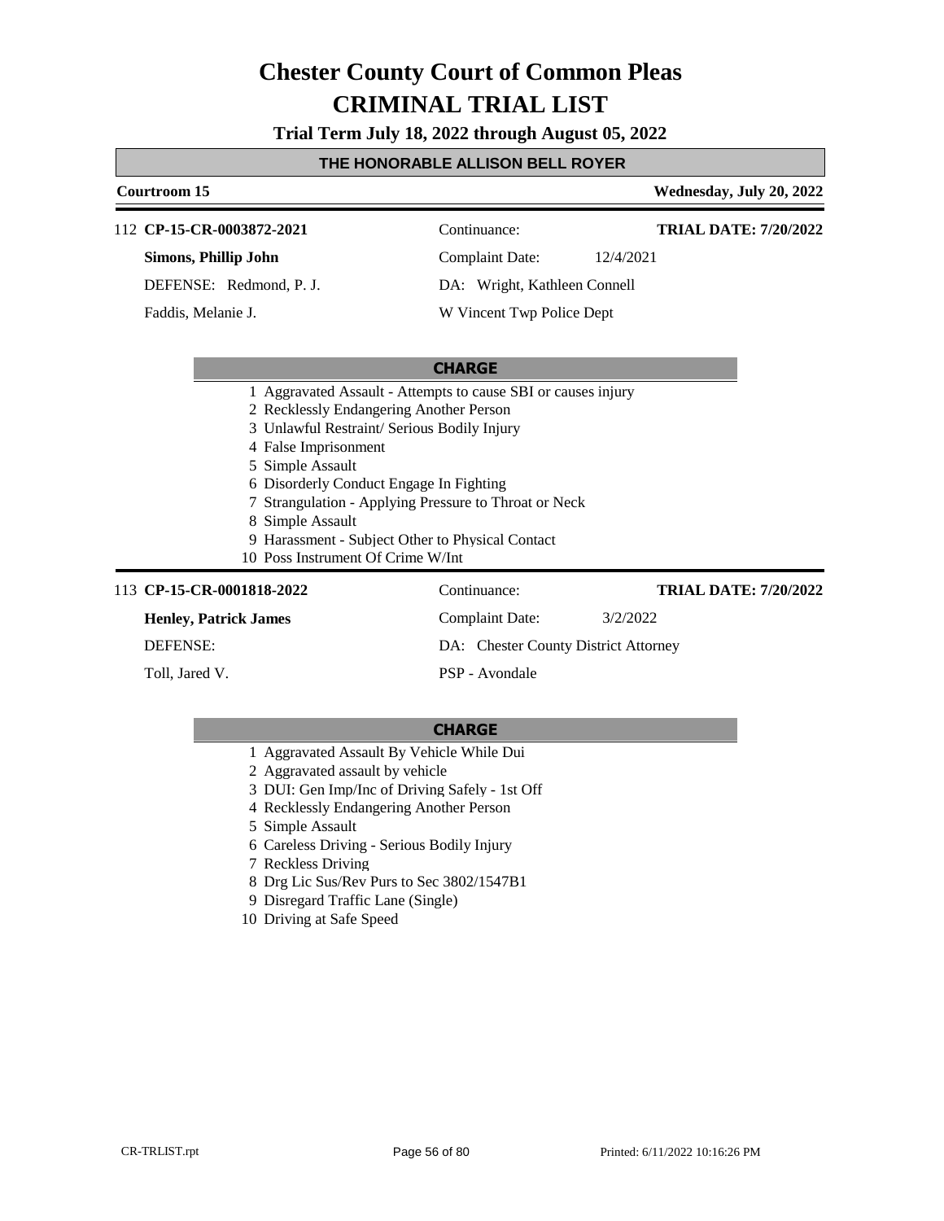# Chester County Court of Common Pleas
# CRIMINAL TRIAL LIST

**Trial Term July 18, 2022 through August 05, 2022**

**THE HONORABLE ALLISON BELL ROYER**

**Courtroom 15** — **Wednesday, July 20, 2022**

---

112 **CP-15-CR-0003872-2021** | Continuance: | **TRIAL DATE: 7/20/2022**

**Simons, Phillip John** | Complaint Date: 12/4/2021

DEFENSE: Redmond, P. J. | DA: Wright, Kathleen Connell

Faddis, Melanie J. | W Vincent Twp Police Dept

**CHARGE**

1 Aggravated Assault - Attempts to cause SBI or causes injury
2 Recklessly Endangering Another Person
3 Unlawful Restraint/ Serious Bodily Injury
4 False Imprisonment
5 Simple Assault
6 Disorderly Conduct Engage In Fighting
7 Strangulation - Applying Pressure to Throat or Neck
8 Simple Assault
9 Harassment - Subject Other to Physical Contact
10 Poss Instrument Of Crime W/Int

---

113 **CP-15-CR-0001818-2022** | Continuance: | **TRIAL DATE: 7/20/2022**

**Henley, Patrick James** | Complaint Date: 3/2/2022

DEFENSE: | DA: Chester County District Attorney

Toll, Jared V. | PSP - Avondale

**CHARGE**

1 Aggravated Assault By Vehicle While Dui
2 Aggravated assault by vehicle
3 DUI: Gen Imp/Inc of Driving Safely - 1st Off
4 Recklessly Endangering Another Person
5 Simple Assault
6 Careless Driving - Serious Bodily Injury
7 Reckless Driving
8 Drg Lic Sus/Rev Purs to Sec 3802/1547B1
9 Disregard Traffic Lane (Single)
10 Driving at Safe Speed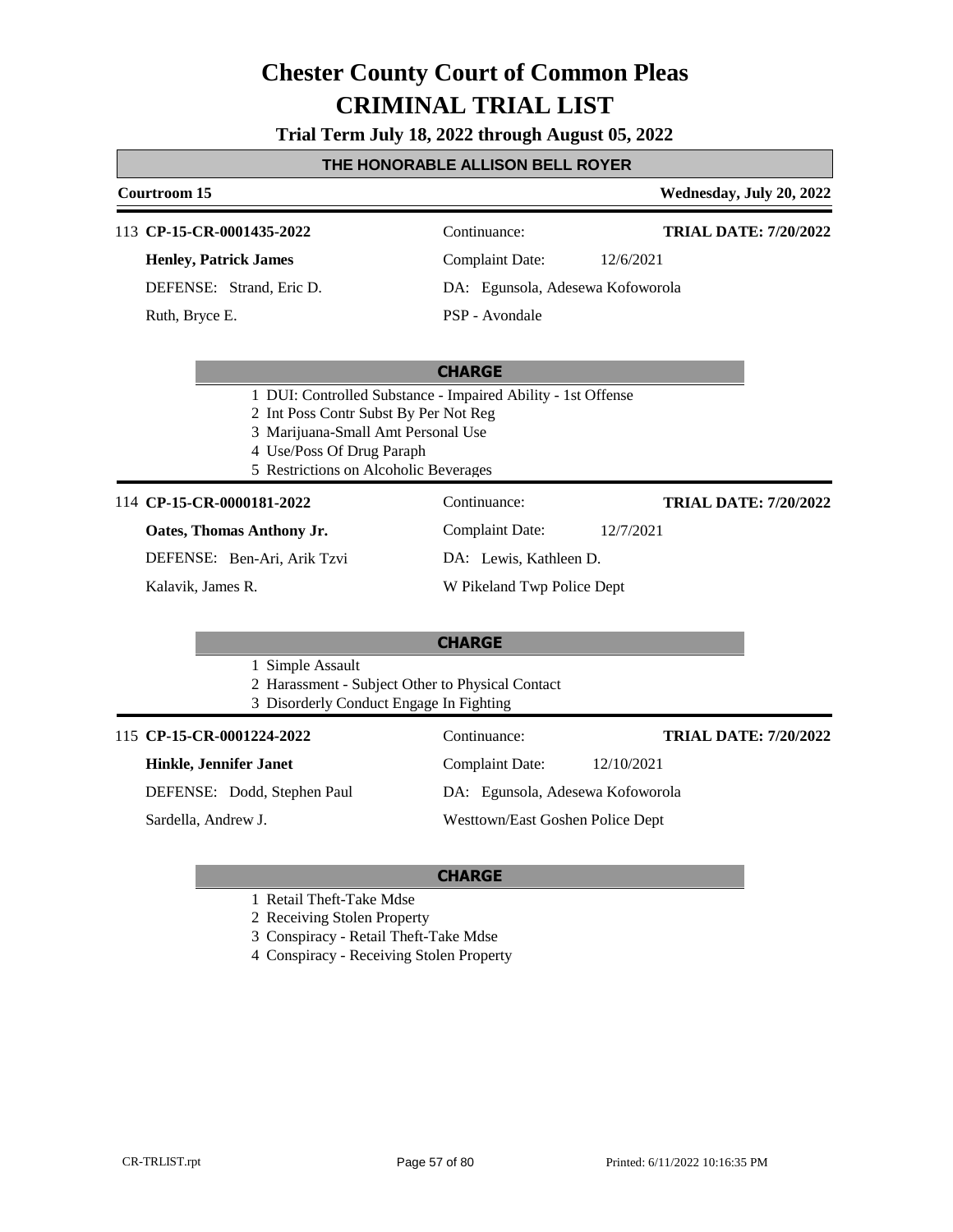# Chester County Court of Common Pleas
# CRIMINAL TRIAL LIST

**Trial Term July 18, 2022 through August 05, 2022**

**THE HONORABLE ALLISON BELL ROYER**

**Courtroom 15** — **Wednesday, July 20, 2022**

---

113 **CP-15-CR-0001435-2022**

| | | |
|---|---|---|
| **Henley, Patrick James** | Continuance: | **TRIAL DATE: 7/20/2022** |
| DEFENSE: Strand, Eric D. | Complaint Date: 12/6/2021 | |
| Ruth, Bryce E. | DA: Egunsola, Adesewa Kofoworola | |
| | PSP - Avondale | |

**CHARGE**

1. DUI: Controlled Substance - Impaired Ability - 1st Offense
2. Int Poss Contr Subst By Per Not Reg
3. Marijuana-Small Amt Personal Use
4. Use/Poss Of Drug Paraph
5. Restrictions on Alcoholic Beverages

---

114 **CP-15-CR-0000181-2022**

| | | |
|---|---|---|
| **Oates, Thomas Anthony Jr.** | Continuance: | **TRIAL DATE: 7/20/2022** |
| DEFENSE: Ben-Ari, Arik Tzvi | Complaint Date: 12/7/2021 | |
| Kalavik, James R. | DA: Lewis, Kathleen D. | |
| | W Pikeland Twp Police Dept | |

**CHARGE**

1. Simple Assault
2. Harassment - Subject Other to Physical Contact
3. Disorderly Conduct Engage In Fighting

---

115 **CP-15-CR-0001224-2022**

| | | |
|---|---|---|
| **Hinkle, Jennifer Janet** | Continuance: | **TRIAL DATE: 7/20/2022** |
| DEFENSE: Dodd, Stephen Paul | Complaint Date: 12/10/2021 | |
| Sardella, Andrew J. | DA: Egunsola, Adesewa Kofoworola | |
| | Westtown/East Goshen Police Dept | |

**CHARGE**

1. Retail Theft-Take Mdse
2. Receiving Stolen Property
3. Conspiracy - Retail Theft-Take Mdse
4. Conspiracy - Receiving Stolen Property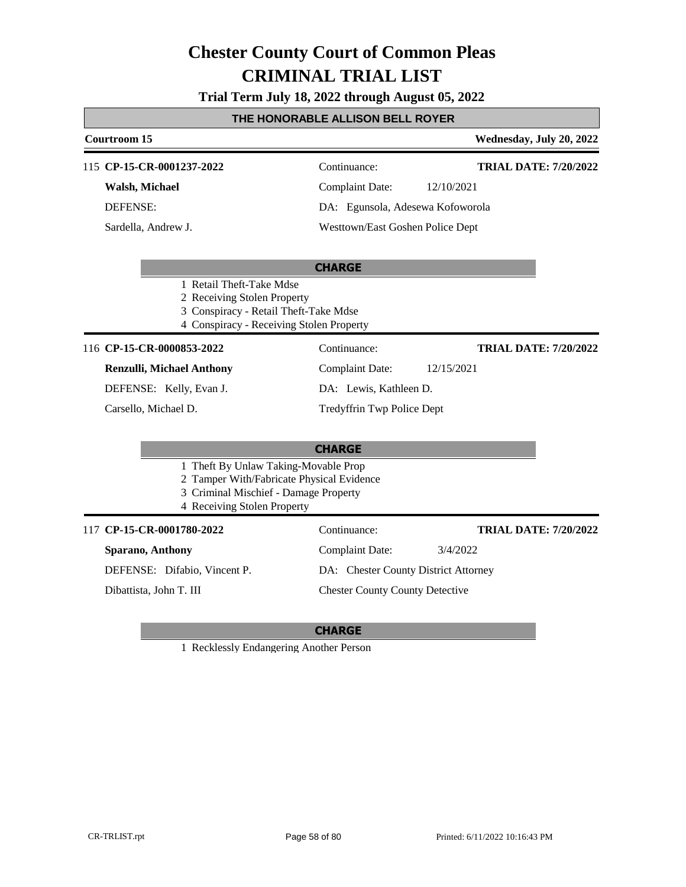# Chester County Court of Common Pleas
# CRIMINAL TRIAL LIST

**Trial Term July 18, 2022 through August 05, 2022**

**THE HONORABLE ALLISON BELL ROYER**

**Courtroom 15** | **Wednesday, July 20, 2022**

---

115 **CP-15-CR-0001237-2022** | Continuance: | **TRIAL DATE: 7/20/2022**

**Walsh, Michael** | Complaint Date: 12/10/2021

DEFENSE: | DA: Egunsola, Adesewa Kofoworola

Sardella, Andrew J. | Westtown/East Goshen Police Dept

**CHARGE**

1 Retail Theft-Take Mdse
2 Receiving Stolen Property
3 Conspiracy - Retail Theft-Take Mdse
4 Conspiracy - Receiving Stolen Property

---

116 **CP-15-CR-0000853-2022** | Continuance: | **TRIAL DATE: 7/20/2022**

**Renzulli, Michael Anthony** | Complaint Date: 12/15/2021

DEFENSE: Kelly, Evan J. | DA: Lewis, Kathleen D.

Carsello, Michael D. | Tredyffrin Twp Police Dept

**CHARGE**

1 Theft By Unlaw Taking-Movable Prop
2 Tamper With/Fabricate Physical Evidence
3 Criminal Mischief - Damage Property
4 Receiving Stolen Property

---

117 **CP-15-CR-0001780-2022** | Continuance: | **TRIAL DATE: 7/20/2022**

**Sparano, Anthony** | Complaint Date: 3/4/2022

DEFENSE: Difabio, Vincent P. | DA: Chester County District Attorney

Dibattista, John T. III | Chester County County Detective

**CHARGE**

1 Recklessly Endangering Another Person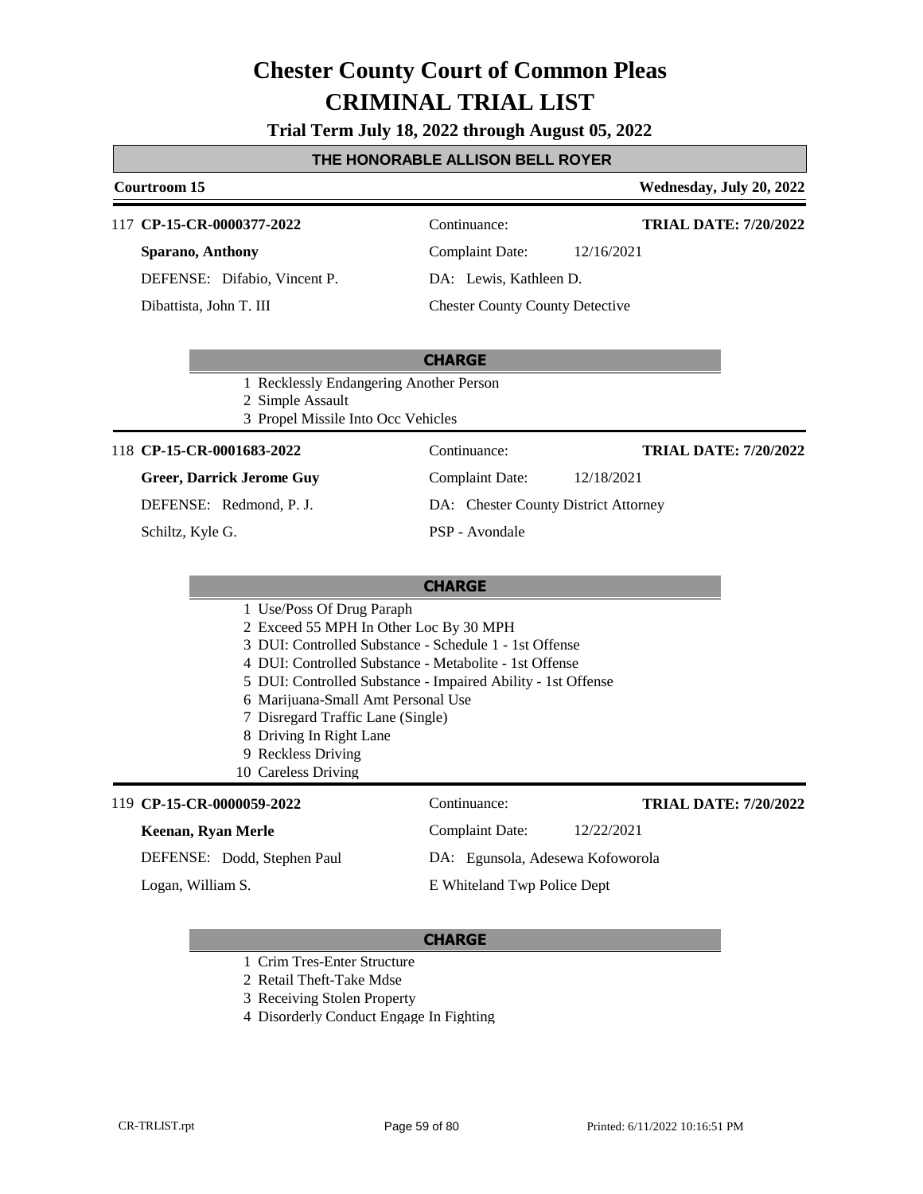# Chester County Court of Common Pleas
# CRIMINAL TRIAL LIST

**Trial Term July 18, 2022 through August 05, 2022**

**THE HONORABLE ALLISON BELL ROYER**

**Courtroom 15** — **Wednesday, July 20, 2022**

---

117 **CP-15-CR-0000377-2022** — Continuance: — **TRIAL DATE: 7/20/2022**

**Sparano, Anthony** — Complaint Date: 12/16/2021

DEFENSE: Difabio, Vincent P. — DA: Lewis, Kathleen D.

Dibattista, John T. III — Chester County County Detective

**CHARGE**

1. Recklessly Endangering Another Person
2. Simple Assault
3. Propel Missile Into Occ Vehicles

---

118 **CP-15-CR-0001683-2022** — Continuance: — **TRIAL DATE: 7/20/2022**

**Greer, Darrick Jerome Guy** — Complaint Date: 12/18/2021

DEFENSE: Redmond, P. J. — DA: Chester County District Attorney

Schiltz, Kyle G. — PSP - Avondale

**CHARGE**

1. Use/Poss Of Drug Paraph
2. Exceed 55 MPH In Other Loc By 30 MPH
3. DUI: Controlled Substance - Schedule 1 - 1st Offense
4. DUI: Controlled Substance - Metabolite - 1st Offense
5. DUI: Controlled Substance - Impaired Ability - 1st Offense
6. Marijuana-Small Amt Personal Use
7. Disregard Traffic Lane (Single)
8. Driving In Right Lane
9. Reckless Driving
10. Careless Driving

---

119 **CP-15-CR-0000059-2022** — Continuance: — **TRIAL DATE: 7/20/2022**

**Keenan, Ryan Merle** — Complaint Date: 12/22/2021

DEFENSE: Dodd, Stephen Paul — DA: Egunsola, Adesewa Kofoworola

Logan, William S. — E Whiteland Twp Police Dept

**CHARGE**

1. Crim Tres-Enter Structure
2. Retail Theft-Take Mdse
3. Receiving Stolen Property
4. Disorderly Conduct Engage In Fighting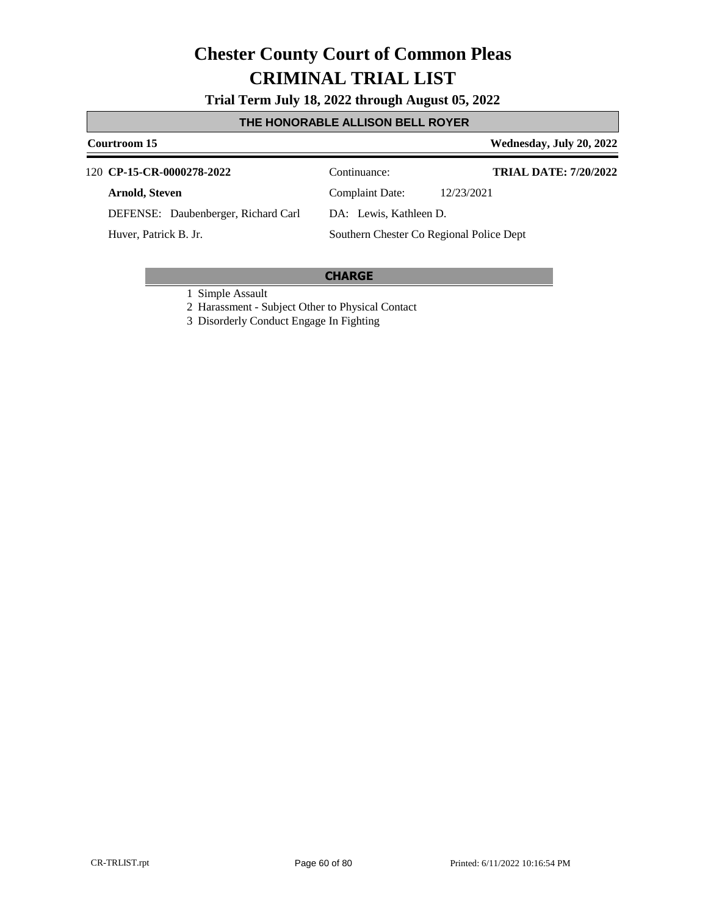# Chester County Court of Common Pleas
# CRIMINAL TRIAL LIST

**Trial Term July 18, 2022 through August 05, 2022**

**THE HONORABLE ALLISON BELL ROYER**

**Courtroom 15** | **Wednesday, July 20, 2022**

120 **CP-15-CR-0000278-2022** | Continuance: | **TRIAL DATE: 7/20/2022**

**Arnold, Steven** | Complaint Date: 12/23/2021

DEFENSE: Daubenberger, Richard Carl | DA: Lewis, Kathleen D.

Huver, Patrick B. Jr. | Southern Chester Co Regional Police Dept

**CHARGE**

1 Simple Assault
2 Harassment - Subject Other to Physical Contact
3 Disorderly Conduct Engage In Fighting

CR-TRLIST.rpt | Printed: 6/11/2022 10:16:54 PM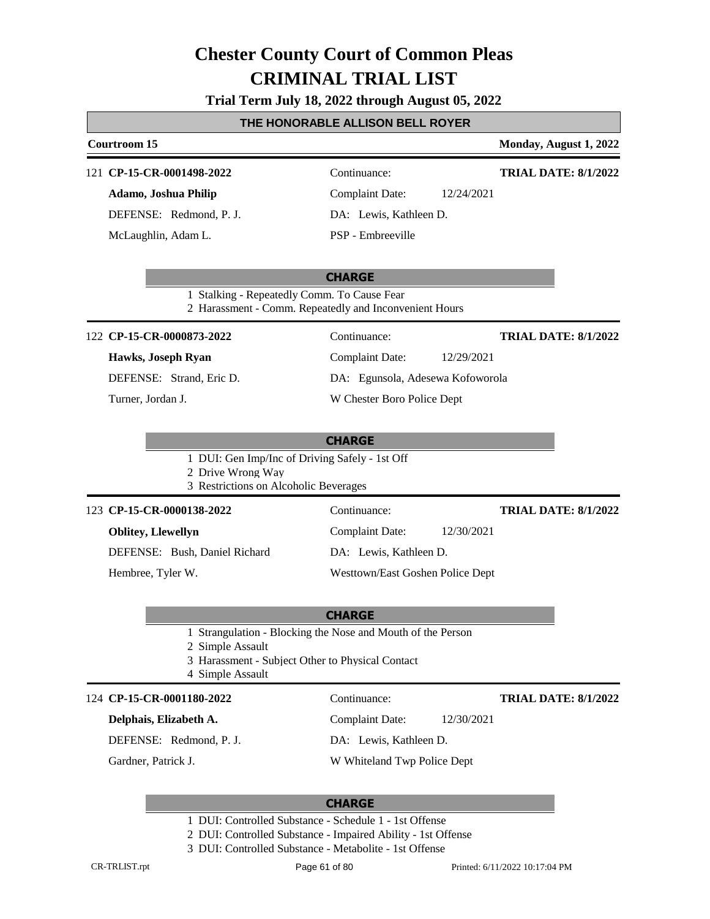# Chester County Court of Common Pleas

# CRIMINAL TRIAL LIST

**Trial Term July 18, 2022 through August 05, 2022**

## THE HONORABLE ALLISON BELL ROYER

**Courtroom 15** — **Monday, August 1, 2022**

---

121 **CP-15-CR-0001498-2022** | Continuance: | **TRIAL DATE: 8/1/2022**

**Adamo, Joshua Philip** | Complaint Date: 12/24/2021

DEFENSE: Redmond, P. J. | DA: Lewis, Kathleen D.

McLaughlin, Adam L. | PSP - Embreeville

**CHARGE**

1 Stalking - Repeatedly Comm. To Cause Fear
2 Harassment - Comm. Repeatedly and Inconvenient Hours

---

122 **CP-15-CR-0000873-2022** | Continuance: | **TRIAL DATE: 8/1/2022**

**Hawks, Joseph Ryan** | Complaint Date: 12/29/2021

DEFENSE: Strand, Eric D. | DA: Egunsola, Adesewa Kofoworola

Turner, Jordan J. | W Chester Boro Police Dept

**CHARGE**

1 DUI: Gen Imp/Inc of Driving Safely - 1st Off
2 Drive Wrong Way
3 Restrictions on Alcoholic Beverages

---

123 **CP-15-CR-0000138-2022** | Continuance: | **TRIAL DATE: 8/1/2022**

**Oblitey, Llewellyn** | Complaint Date: 12/30/2021

DEFENSE: Bush, Daniel Richard | DA: Lewis, Kathleen D.

Hembree, Tyler W. | Westtown/East Goshen Police Dept

**CHARGE**

1 Strangulation - Blocking the Nose and Mouth of the Person
2 Simple Assault
3 Harassment - Subject Other to Physical Contact
4 Simple Assault

---

124 **CP-15-CR-0001180-2022** | Continuance: | **TRIAL DATE: 8/1/2022**

**Delphais, Elizabeth A.** | Complaint Date: 12/30/2021

DEFENSE: Redmond, P. J. | DA: Lewis, Kathleen D.

Gardner, Patrick J. | W Whiteland Twp Police Dept

**CHARGE**

1 DUI: Controlled Substance - Schedule 1 - 1st Offense
2 DUI: Controlled Substance - Impaired Ability - 1st Offense
3 DUI: Controlled Substance - Metabolite - 1st Offense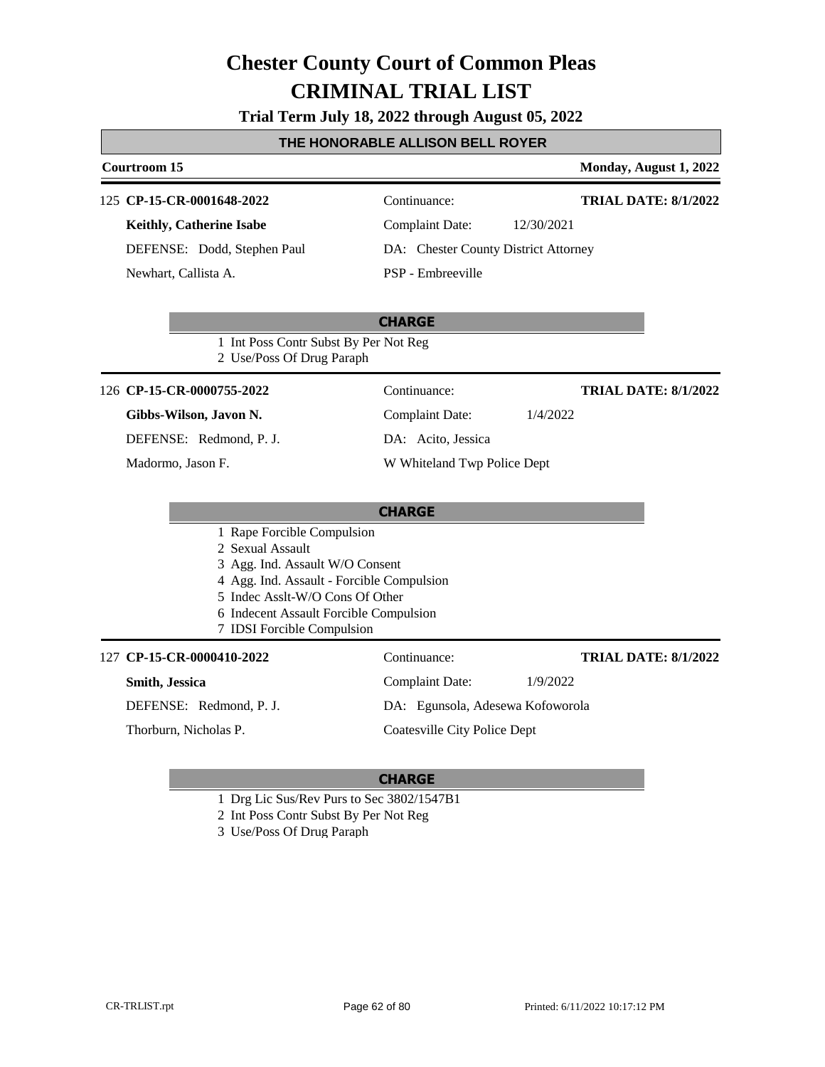# Chester County Court of Common Pleas
# CRIMINAL TRIAL LIST

**Trial Term July 18, 2022 through August 05, 2022**

**THE HONORABLE ALLISON BELL ROYER**

**Courtroom 15** — **Monday, August 1, 2022**

---

125 **CP-15-CR-0001648-2022** — Continuance: — **TRIAL DATE: 8/1/2022**

**Keithly, Catherine Isabe** — Complaint Date: 12/30/2021

DEFENSE: Dodd, Stephen Paul — DA: Chester County District Attorney

Newhart, Callista A. — PSP - Embreeville

**CHARGE**

1 Int Poss Contr Subst By Per Not Reg
2 Use/Poss Of Drug Paraph

---

126 **CP-15-CR-0000755-2022** — Continuance: — **TRIAL DATE: 8/1/2022**

**Gibbs-Wilson, Javon N.** — Complaint Date: 1/4/2022

DEFENSE: Redmond, P. J. — DA: Acito, Jessica

Madormo, Jason F. — W Whiteland Twp Police Dept

**CHARGE**

1 Rape Forcible Compulsion
2 Sexual Assault
3 Agg. Ind. Assault W/O Consent
4 Agg. Ind. Assault - Forcible Compulsion
5 Indec Asslt-W/O Cons Of Other
6 Indecent Assault Forcible Compulsion
7 IDSI Forcible Compulsion

---

127 **CP-15-CR-0000410-2022** — Continuance: — **TRIAL DATE: 8/1/2022**

**Smith, Jessica** — Complaint Date: 1/9/2022

DEFENSE: Redmond, P. J. — DA: Egunsola, Adesewa Kofoworola

Thorburn, Nicholas P. — Coatesville City Police Dept

**CHARGE**

1 Drg Lic Sus/Rev Purs to Sec 3802/1547B1
2 Int Poss Contr Subst By Per Not Reg
3 Use/Poss Of Drug Paraph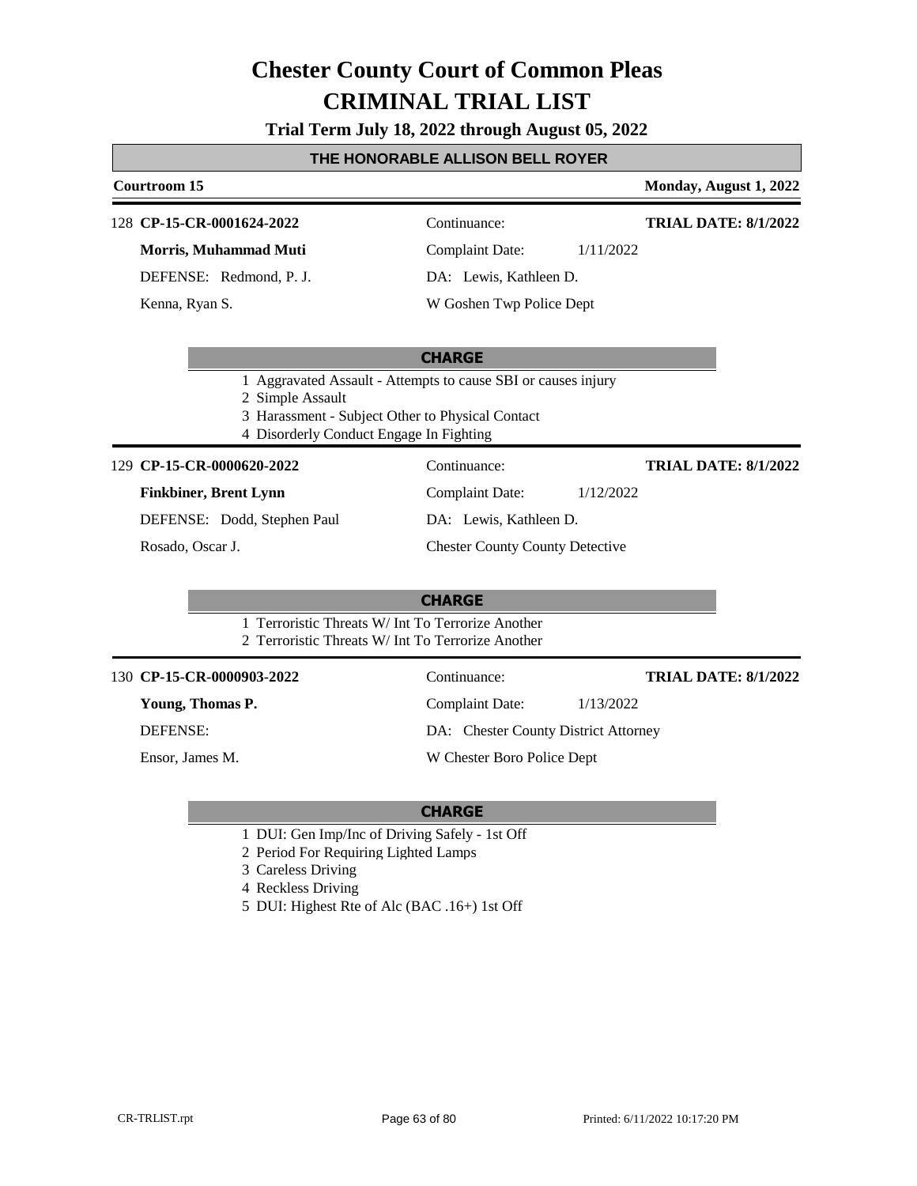# Chester County Court of Common Pleas
# CRIMINAL TRIAL LIST

**Trial Term July 18, 2022 through August 05, 2022**

## THE HONORABLE ALLISON BELL ROYER

**Courtroom 15** — **Monday, August 1, 2022**

---

128 **CP-15-CR-0001624-2022** — Continuance: — **TRIAL DATE: 8/1/2022**

**Morris, Muhammad Muti** — Complaint Date: 1/11/2022

DEFENSE: Redmond, P. J. — DA: Lewis, Kathleen D.

Kenna, Ryan S. — W Goshen Twp Police Dept

**CHARGE**

1 Aggravated Assault - Attempts to cause SBI or causes injury
2 Simple Assault
3 Harassment - Subject Other to Physical Contact
4 Disorderly Conduct Engage In Fighting

---

129 **CP-15-CR-0000620-2022** — Continuance: — **TRIAL DATE: 8/1/2022**

**Finkbiner, Brent Lynn** — Complaint Date: 1/12/2022

DEFENSE: Dodd, Stephen Paul — DA: Lewis, Kathleen D.

Rosado, Oscar J. — Chester County County Detective

**CHARGE**

1 Terroristic Threats W/ Int To Terrorize Another
2 Terroristic Threats W/ Int To Terrorize Another

---

130 **CP-15-CR-0000903-2022** — Continuance: — **TRIAL DATE: 8/1/2022**

**Young, Thomas P.** — Complaint Date: 1/13/2022

DEFENSE: — DA: Chester County District Attorney

Ensor, James M. — W Chester Boro Police Dept

**CHARGE**

1 DUI: Gen Imp/Inc of Driving Safely - 1st Off
2 Period For Requiring Lighted Lamps
3 Careless Driving
4 Reckless Driving
5 DUI: Highest Rte of Alc (BAC .16+) 1st Off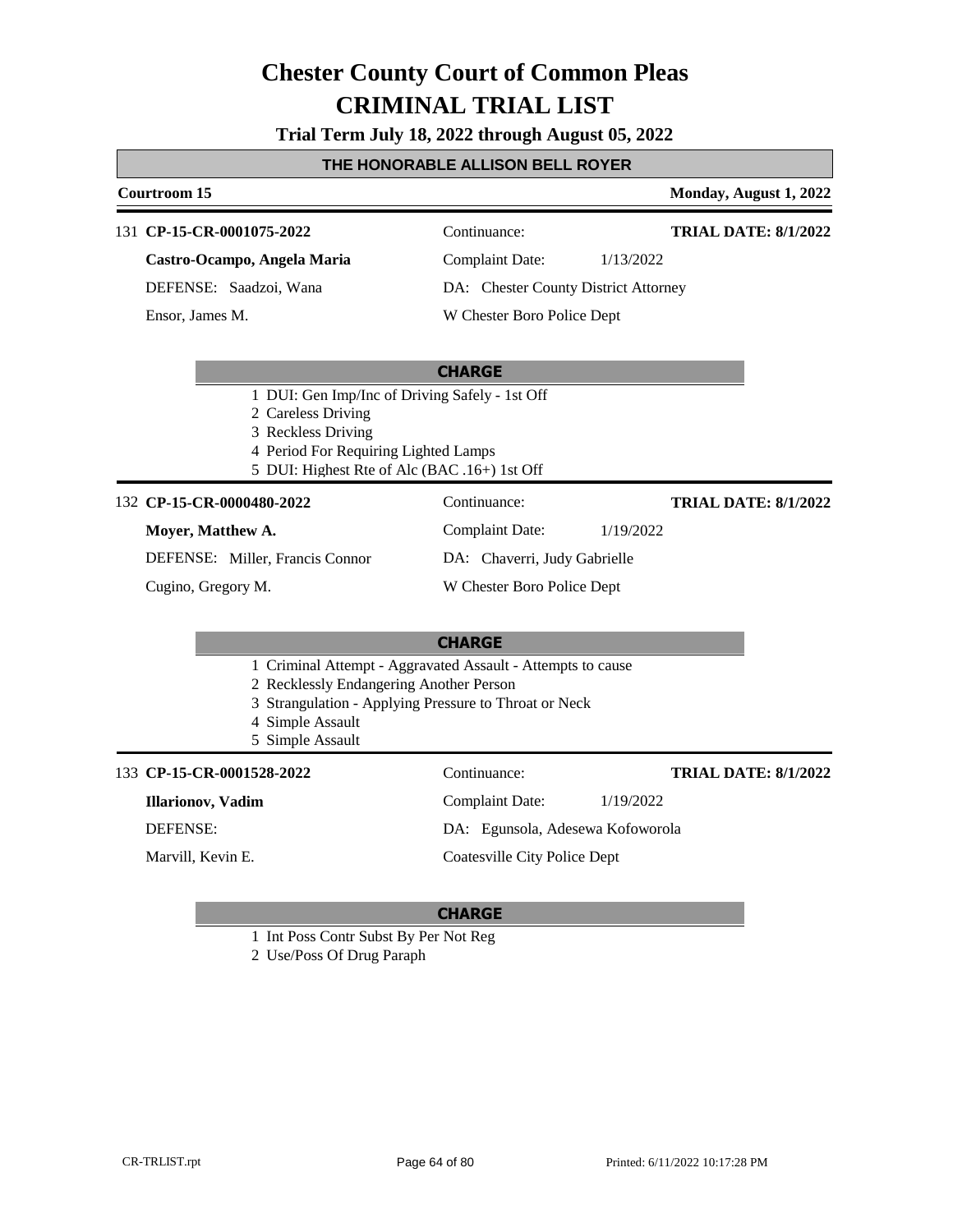# Chester County Court of Common Pleas
# CRIMINAL TRIAL LIST

**Trial Term July 18, 2022 through August 05, 2022**

## THE HONORABLE ALLISON BELL ROYER

**Courtroom 15** — **Monday, August 1, 2022**

---

131 **CP-15-CR-0001075-2022** — Continuance: — **TRIAL DATE: 8/1/2022**

**Castro-Ocampo, Angela Maria** — Complaint Date: 1/13/2022

DEFENSE: Saadzoi, Wana — DA: Chester County District Attorney

Ensor, James M. — W Chester Boro Police Dept

**CHARGE**

1 DUI: Gen Imp/Inc of Driving Safely - 1st Off
2 Careless Driving
3 Reckless Driving
4 Period For Requiring Lighted Lamps
5 DUI: Highest Rte of Alc (BAC .16+) 1st Off

---

132 **CP-15-CR-0000480-2022** — Continuance: — **TRIAL DATE: 8/1/2022**

**Moyer, Matthew A.** — Complaint Date: 1/19/2022

DEFENSE: Miller, Francis Connor — DA: Chaverri, Judy Gabrielle

Cugino, Gregory M. — W Chester Boro Police Dept

**CHARGE**

1 Criminal Attempt - Aggravated Assault - Attempts to cause
2 Recklessly Endangering Another Person
3 Strangulation - Applying Pressure to Throat or Neck
4 Simple Assault
5 Simple Assault

---

133 **CP-15-CR-0001528-2022** — Continuance: — **TRIAL DATE: 8/1/2022**

**Illarionov, Vadim** — Complaint Date: 1/19/2022

DEFENSE: — DA: Egunsola, Adesewa Kofoworola

Marvill, Kevin E. — Coatesville City Police Dept

**CHARGE**

1 Int Poss Contr Subst By Per Not Reg
2 Use/Poss Of Drug Paraph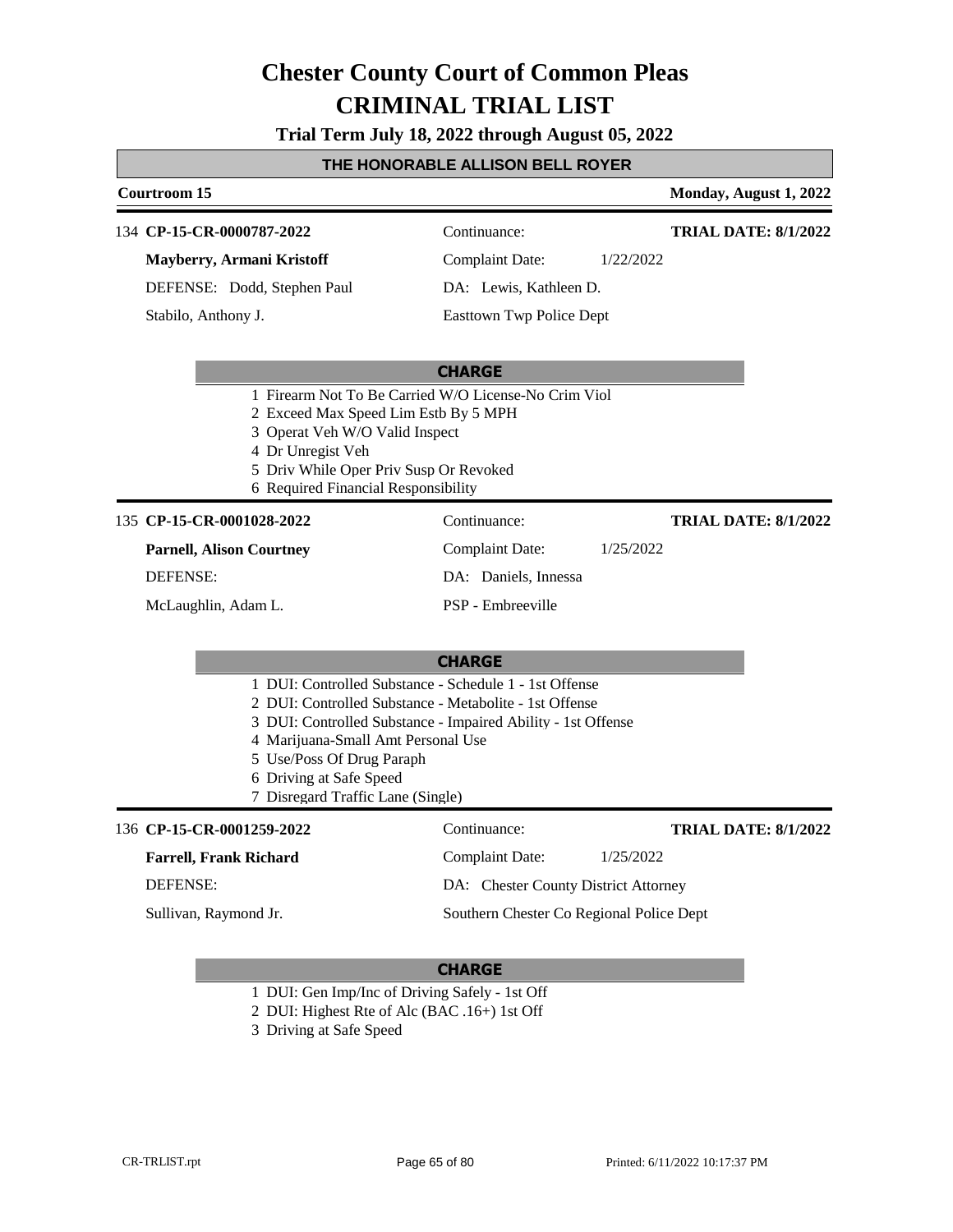# Chester County Court of Common Pleas
# CRIMINAL TRIAL LIST

**Trial Term July 18, 2022 through August 05, 2022**

**THE HONORABLE ALLISON BELL ROYER**

**Courtroom 15** | **Monday, August 1, 2022**

---

134 **CP-15-CR-0000787-2022**
Continuance:
**TRIAL DATE: 8/1/2022**

**Mayberry, Armani Kristoff**
Complaint Date: 1/22/2022

DEFENSE: Dodd, Stephen Paul
DA: Lewis, Kathleen D.

Stabilo, Anthony J.
Easttown Twp Police Dept

**CHARGE**

1 Firearm Not To Be Carried W/O License-No Crim Viol
2 Exceed Max Speed Lim Estb By 5 MPH
3 Operat Veh W/O Valid Inspect
4 Dr Unregist Veh
5 Driv While Oper Priv Susp Or Revoked
6 Required Financial Responsibility

---

135 **CP-15-CR-0001028-2022**
Continuance:
**TRIAL DATE: 8/1/2022**

**Parnell, Alison Courtney**
Complaint Date: 1/25/2022

DEFENSE:
DA: Daniels, Innessa

McLaughlin, Adam L.
PSP - Embreeville

**CHARGE**

1 DUI: Controlled Substance - Schedule 1 - 1st Offense
2 DUI: Controlled Substance - Metabolite - 1st Offense
3 DUI: Controlled Substance - Impaired Ability - 1st Offense
4 Marijuana-Small Amt Personal Use
5 Use/Poss Of Drug Paraph
6 Driving at Safe Speed
7 Disregard Traffic Lane (Single)

---

136 **CP-15-CR-0001259-2022**
Continuance:
**TRIAL DATE: 8/1/2022**

**Farrell, Frank Richard**
Complaint Date: 1/25/2022

DEFENSE:
DA: Chester County District Attorney

Sullivan, Raymond Jr.
Southern Chester Co Regional Police Dept

**CHARGE**

1 DUI: Gen Imp/Inc of Driving Safely - 1st Off
2 DUI: Highest Rte of Alc (BAC .16+) 1st Off
3 Driving at Safe Speed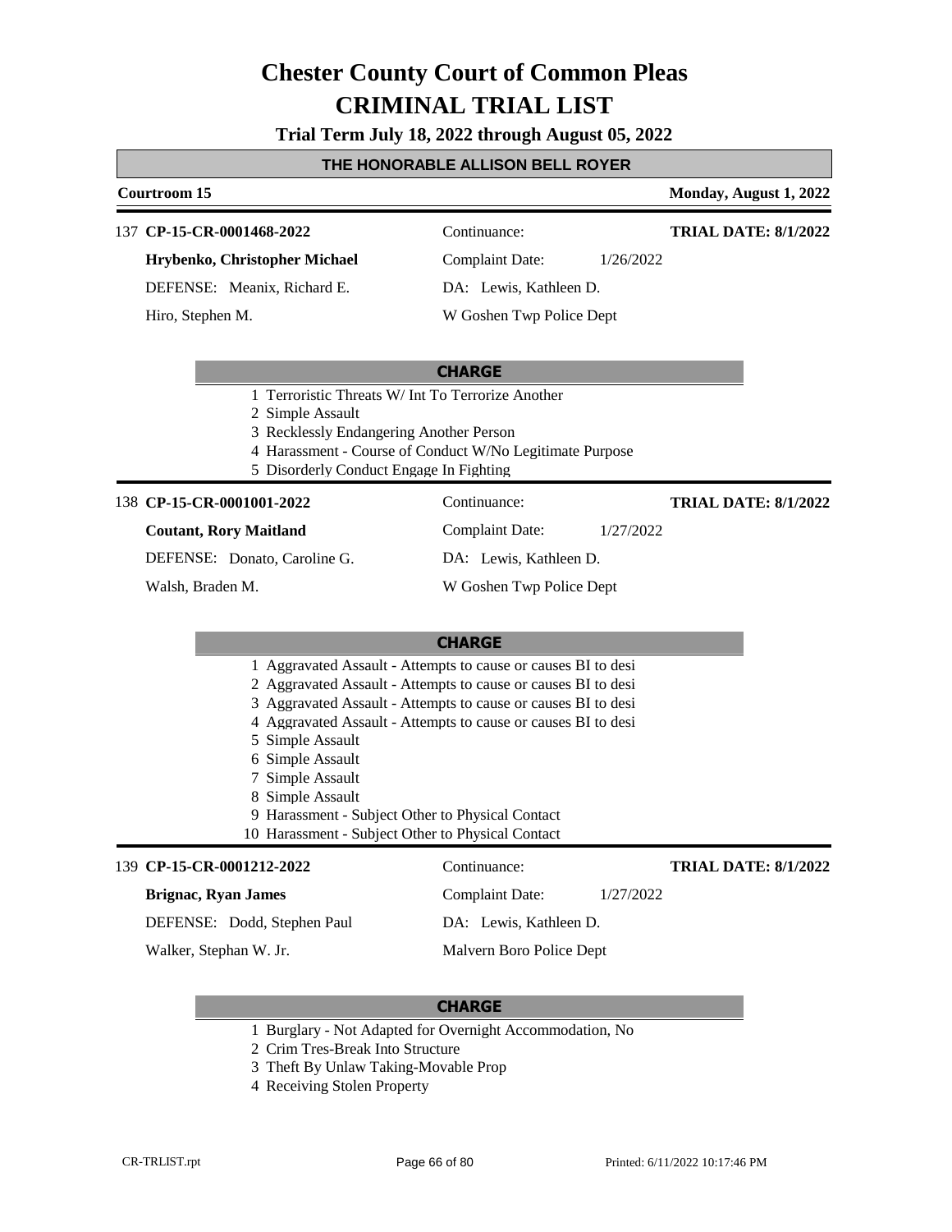# Chester County Court of Common Pleas
# CRIMINAL TRIAL LIST

**Trial Term July 18, 2022 through August 05, 2022**

## THE HONORABLE ALLISON BELL ROYER

**Courtroom 15** — **Monday, August 1, 2022**

---

137 **CP-15-CR-0001468-2022** | Continuance: | **TRIAL DATE: 8/1/2022**

**Hrybenko, Christopher Michael** | Complaint Date: 1/26/2022

DEFENSE: Meanix, Richard E. | DA: Lewis, Kathleen D.

Hiro, Stephen M. | W Goshen Twp Police Dept

**CHARGE**

1 Terroristic Threats W/ Int To Terrorize Another
2 Simple Assault
3 Recklessly Endangering Another Person
4 Harassment - Course of Conduct W/No Legitimate Purpose
5 Disorderly Conduct Engage In Fighting

---

138 **CP-15-CR-0001001-2022** | Continuance: | **TRIAL DATE: 8/1/2022**

**Coutant, Rory Maitland** | Complaint Date: 1/27/2022

DEFENSE: Donato, Caroline G. | DA: Lewis, Kathleen D.

Walsh, Braden M. | W Goshen Twp Police Dept

**CHARGE**

1 Aggravated Assault - Attempts to cause or causes BI to desi
2 Aggravated Assault - Attempts to cause or causes BI to desi
3 Aggravated Assault - Attempts to cause or causes BI to desi
4 Aggravated Assault - Attempts to cause or causes BI to desi
5 Simple Assault
6 Simple Assault
7 Simple Assault
8 Simple Assault
9 Harassment - Subject Other to Physical Contact
10 Harassment - Subject Other to Physical Contact

---

139 **CP-15-CR-0001212-2022** | Continuance: | **TRIAL DATE: 8/1/2022**

**Brignac, Ryan James** | Complaint Date: 1/27/2022

DEFENSE: Dodd, Stephen Paul | DA: Lewis, Kathleen D.

Walker, Stephan W. Jr. | Malvern Boro Police Dept

**CHARGE**

1 Burglary - Not Adapted for Overnight Accommodation, No
2 Crim Tres-Break Into Structure
3 Theft By Unlaw Taking-Movable Prop
4 Receiving Stolen Property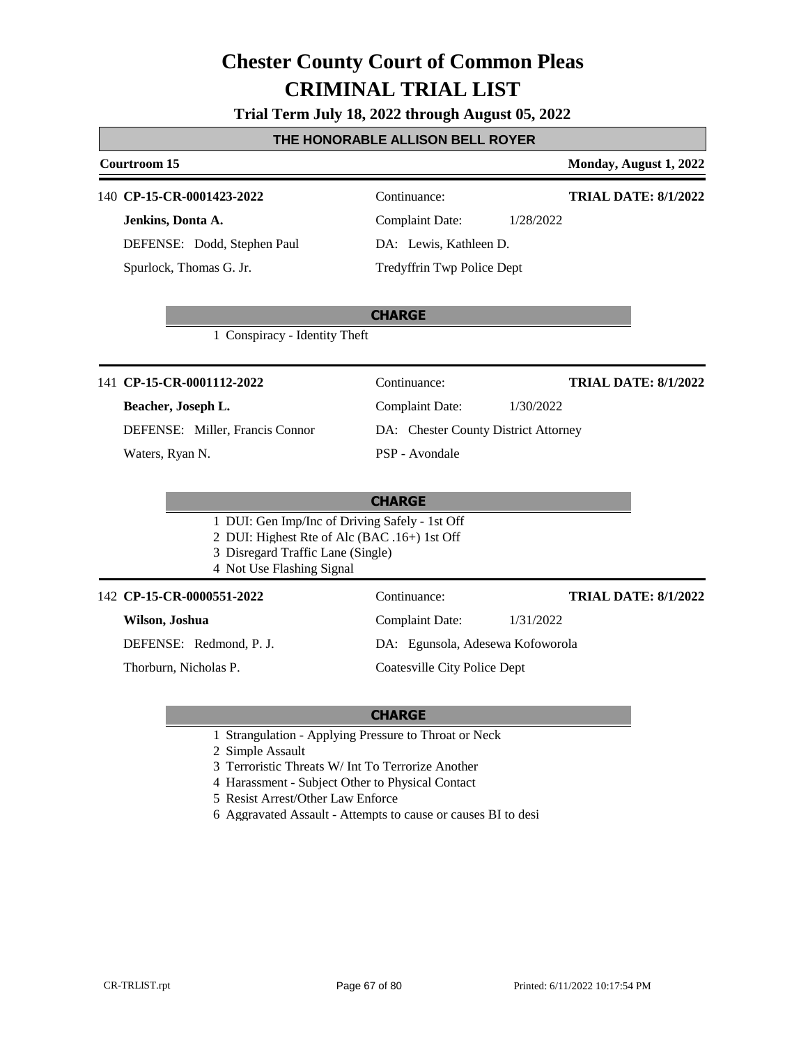# Chester County Court of Common Pleas
# CRIMINAL TRIAL LIST

**Trial Term July 18, 2022 through August 05, 2022**

## THE HONORABLE ALLISON BELL ROYER

**Courtroom 15** — **Monday, August 1, 2022**

---

140 **CP-15-CR-0001423-2022** — Continuance: — **TRIAL DATE: 8/1/2022**

**Jenkins, Donta A.** — Complaint Date: 1/28/2022

DEFENSE: Dodd, Stephen Paul — DA: Lewis, Kathleen D.

Spurlock, Thomas G. Jr. — Tredyffrin Twp Police Dept

**CHARGE**

1 Conspiracy - Identity Theft

---

141 **CP-15-CR-0001112-2022** — Continuance: — **TRIAL DATE: 8/1/2022**

**Beacher, Joseph L.** — Complaint Date: 1/30/2022

DEFENSE: Miller, Francis Connor — DA: Chester County District Attorney

Waters, Ryan N. — PSP - Avondale

**CHARGE**

1 DUI: Gen Imp/Inc of Driving Safely - 1st Off
2 DUI: Highest Rte of Alc (BAC .16+) 1st Off
3 Disregard Traffic Lane (Single)
4 Not Use Flashing Signal

---

142 **CP-15-CR-0000551-2022** — Continuance: — **TRIAL DATE: 8/1/2022**

**Wilson, Joshua** — Complaint Date: 1/31/2022

DEFENSE: Redmond, P. J. — DA: Egunsola, Adesewa Kofoworola

Thorburn, Nicholas P. — Coatesville City Police Dept

**CHARGE**

1 Strangulation - Applying Pressure to Throat or Neck
2 Simple Assault
3 Terroristic Threats W/ Int To Terrorize Another
4 Harassment - Subject Other to Physical Contact
5 Resist Arrest/Other Law Enforce
6 Aggravated Assault - Attempts to cause or causes BI to desi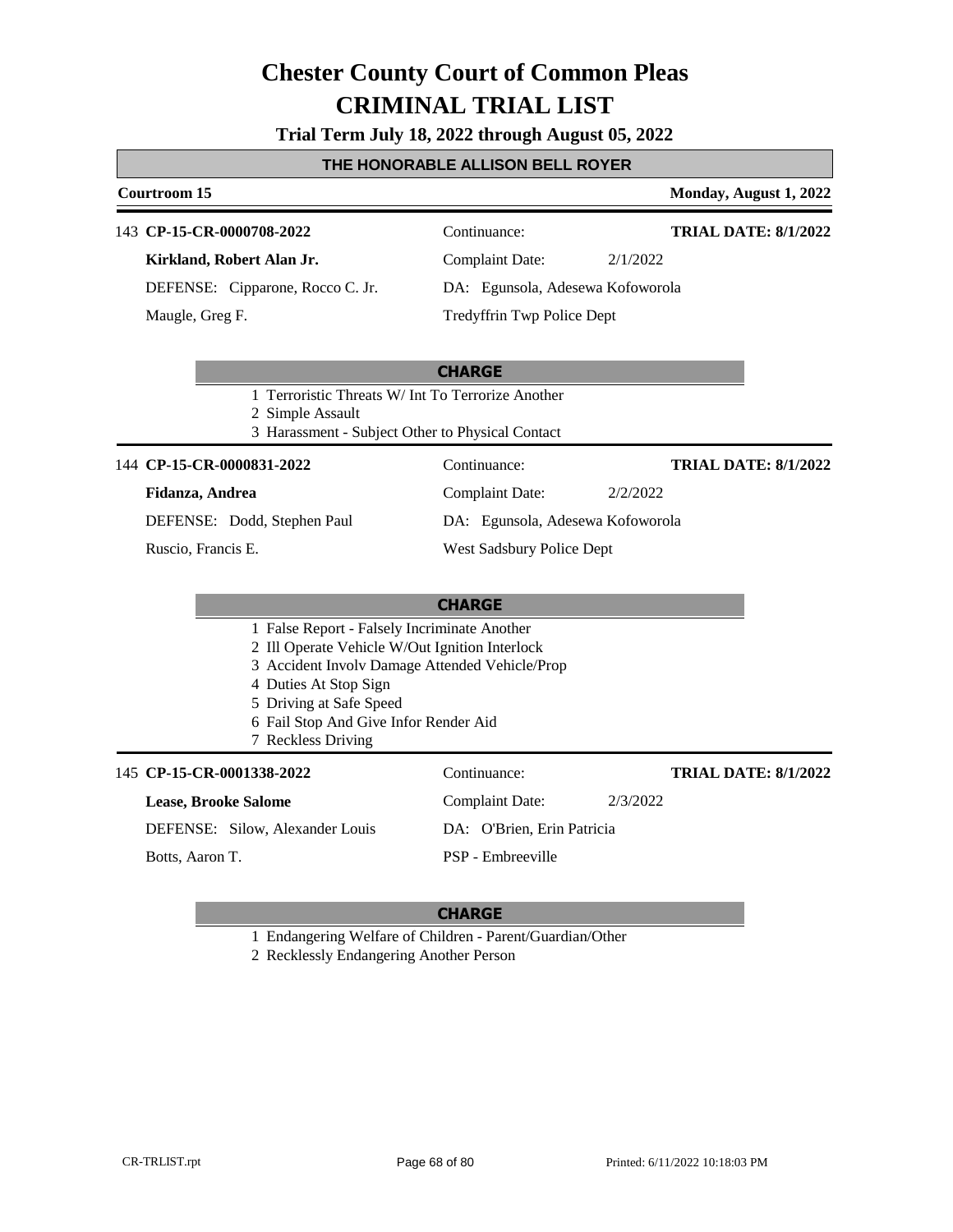# Chester County Court of Common Pleas
# CRIMINAL TRIAL LIST

**Trial Term July 18, 2022 through August 05, 2022**

## THE HONORABLE ALLISON BELL ROYER

**Courtroom 15** — **Monday, August 1, 2022**

---

143 **CP-15-CR-0000708-2022** — Continuance: — **TRIAL DATE: 8/1/2022**

**Kirkland, Robert Alan Jr.** — Complaint Date: 2/1/2022

DEFENSE: Cipparone, Rocco C. Jr. — DA: Egunsola, Adesewa Kofoworola

Maugle, Greg F. — Tredyffrin Twp Police Dept

**CHARGE**

1 Terroristic Threats W/ Int To Terrorize Another
2 Simple Assault
3 Harassment - Subject Other to Physical Contact

---

144 **CP-15-CR-0000831-2022** — Continuance: — **TRIAL DATE: 8/1/2022**

**Fidanza, Andrea** — Complaint Date: 2/2/2022

DEFENSE: Dodd, Stephen Paul — DA: Egunsola, Adesewa Kofoworola

Ruscio, Francis E. — West Sadsbury Police Dept

**CHARGE**

1 False Report - Falsely Incriminate Another
2 Ill Operate Vehicle W/Out Ignition Interlock
3 Accident Involv Damage Attended Vehicle/Prop
4 Duties At Stop Sign
5 Driving at Safe Speed
6 Fail Stop And Give Infor Render Aid
7 Reckless Driving

---

145 **CP-15-CR-0001338-2022** — Continuance: — **TRIAL DATE: 8/1/2022**

**Lease, Brooke Salome** — Complaint Date: 2/3/2022

DEFENSE: Silow, Alexander Louis — DA: O'Brien, Erin Patricia

Botts, Aaron T. — PSP - Embreeville

**CHARGE**

1 Endangering Welfare of Children - Parent/Guardian/Other
2 Recklessly Endangering Another Person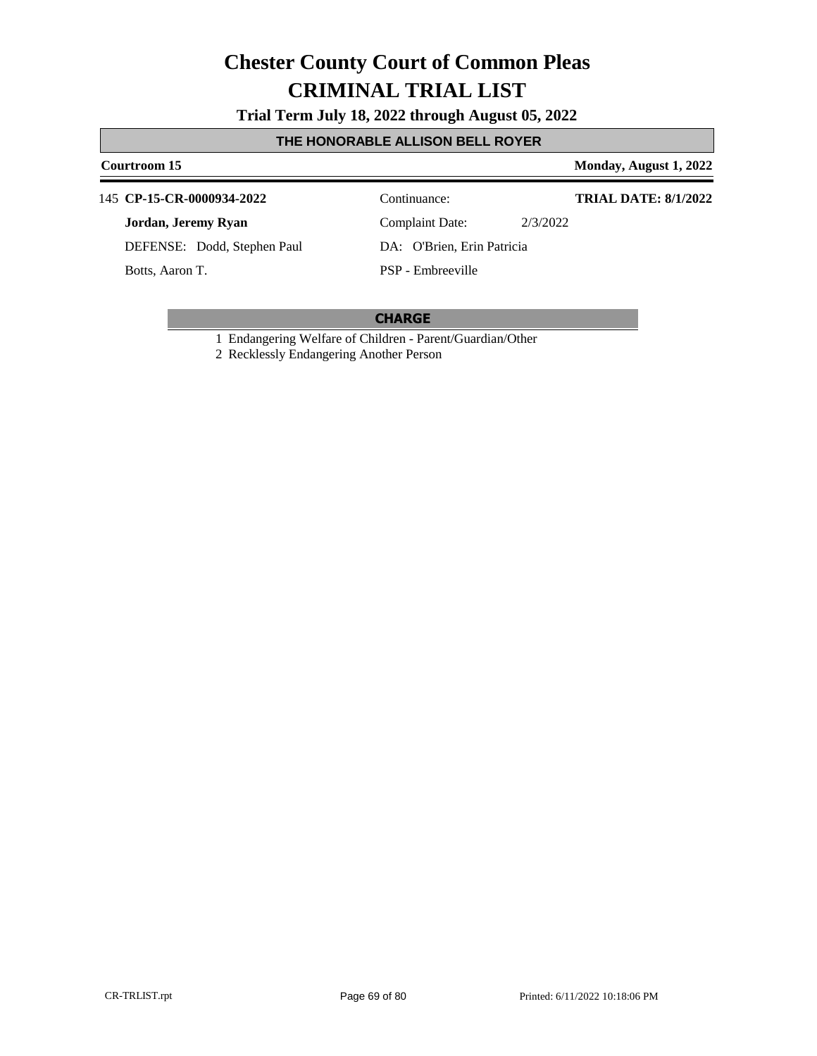# Chester County Court of Common Pleas

# CRIMINAL TRIAL LIST

**Trial Term July 18, 2022 through August 05, 2022**

## THE HONORABLE ALLISON BELL ROYER

**Courtroom 15** | **Monday, August 1, 2022**

145 **CP-15-CR-0000934-2022** | Continuance: | **TRIAL DATE: 8/1/2022**

**Jordan, Jeremy Ryan** | Complaint Date: 2/3/2022

DEFENSE: Dodd, Stephen Paul | DA: O'Brien, Erin Patricia

Botts, Aaron T. | PSP - Embreeville

**CHARGE**

1 Endangering Welfare of Children - Parent/Guardian/Other

2 Recklessly Endangering Another Person

CR-TRLIST.rpt | Printed: 6/11/2022 10:18:06 PM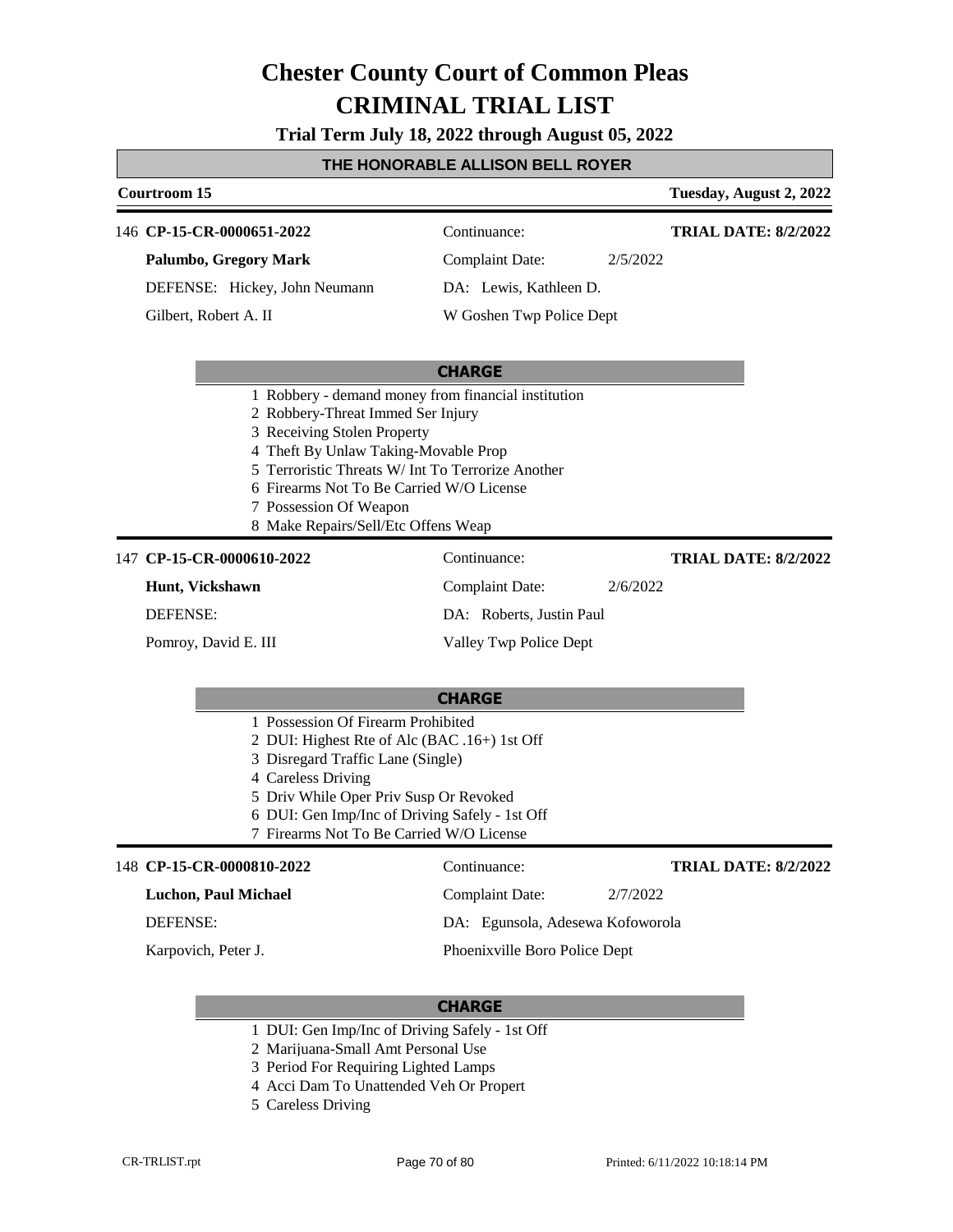# Chester County Court of Common Pleas
# CRIMINAL TRIAL LIST

**Trial Term July 18, 2022 through August 05, 2022**

**THE HONORABLE ALLISON BELL ROYER**

**Courtroom 15** | **Tuesday, August 2, 2022**

---

146 **CP-15-CR-0000651-2022** | Continuance: | **TRIAL DATE: 8/2/2022**

**Palumbo, Gregory Mark** | Complaint Date: 2/5/2022

DEFENSE: Hickey, John Neumann | DA: Lewis, Kathleen D.

Gilbert, Robert A. II | W Goshen Twp Police Dept

**CHARGE**

1. Robbery - demand money from financial institution
2. Robbery-Threat Immed Ser Injury
3. Receiving Stolen Property
4. Theft By Unlaw Taking-Movable Prop
5. Terroristic Threats W/ Int To Terrorize Another
6. Firearms Not To Be Carried W/O License
7. Possession Of Weapon
8. Make Repairs/Sell/Etc Offens Weap

---

147 **CP-15-CR-0000610-2022** | Continuance: | **TRIAL DATE: 8/2/2022**

**Hunt, Vickshawn** | Complaint Date: 2/6/2022

DEFENSE: | DA: Roberts, Justin Paul

Pomroy, David E. III | Valley Twp Police Dept

**CHARGE**

1. Possession Of Firearm Prohibited
2. DUI: Highest Rte of Alc (BAC .16+) 1st Off
3. Disregard Traffic Lane (Single)
4. Careless Driving
5. Driv While Oper Priv Susp Or Revoked
6. DUI: Gen Imp/Inc of Driving Safely - 1st Off
7. Firearms Not To Be Carried W/O License

---

148 **CP-15-CR-0000810-2022** | Continuance: | **TRIAL DATE: 8/2/2022**

**Luchon, Paul Michael** | Complaint Date: 2/7/2022

DEFENSE: | DA: Egunsola, Adesewa Kofoworola

Karpovich, Peter J. | Phoenixville Boro Police Dept

**CHARGE**

1. DUI: Gen Imp/Inc of Driving Safely - 1st Off
2. Marijuana-Small Amt Personal Use
3. Period For Requiring Lighted Lamps
4. Acci Dam To Unattended Veh Or Propert
5. Careless Driving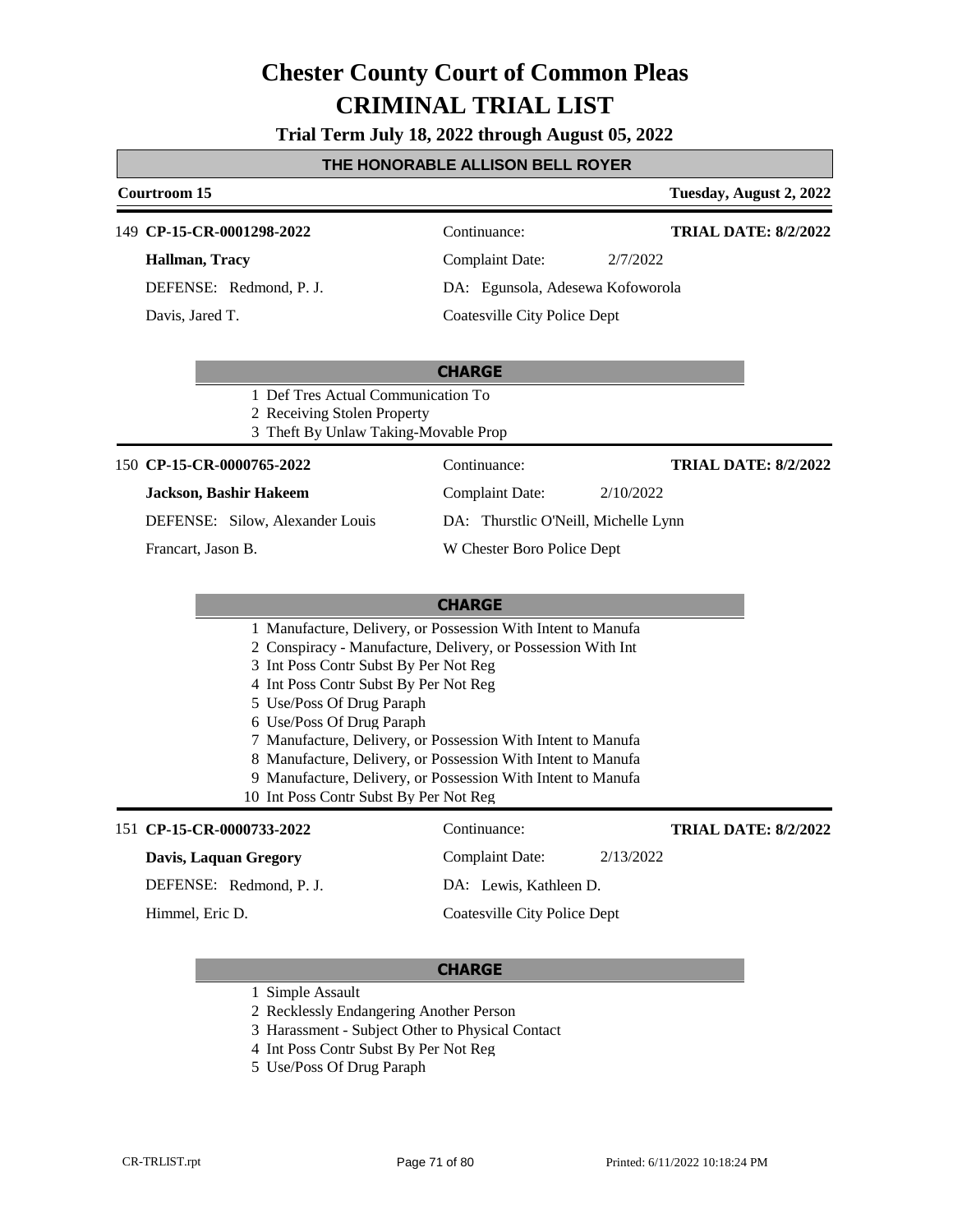# Chester County Court of Common Pleas
# CRIMINAL TRIAL LIST

**Trial Term July 18, 2022 through August 05, 2022**

## THE HONORABLE ALLISON BELL ROYER

**Courtroom 15** — **Tuesday, August 2, 2022**

---

149 **CP-15-CR-0001298-2022** | Continuance: | **TRIAL DATE: 8/2/2022**

**Hallman, Tracy** | Complaint Date: 2/7/2022

DEFENSE: Redmond, P. J. | DA: Egunsola, Adesewa Kofoworola

Davis, Jared T. | Coatesville City Police Dept

**CHARGE**

1 Def Tres Actual Communication To
2 Receiving Stolen Property
3 Theft By Unlaw Taking-Movable Prop

---

150 **CP-15-CR-0000765-2022** | Continuance: | **TRIAL DATE: 8/2/2022**

**Jackson, Bashir Hakeem** | Complaint Date: 2/10/2022

DEFENSE: Silow, Alexander Louis | DA: Thurstlic O'Neill, Michelle Lynn

Francart, Jason B. | W Chester Boro Police Dept

**CHARGE**

1 Manufacture, Delivery, or Possession With Intent to Manufa
2 Conspiracy - Manufacture, Delivery, or Possession With Int
3 Int Poss Contr Subst By Per Not Reg
4 Int Poss Contr Subst By Per Not Reg
5 Use/Poss Of Drug Paraph
6 Use/Poss Of Drug Paraph
7 Manufacture, Delivery, or Possession With Intent to Manufa
8 Manufacture, Delivery, or Possession With Intent to Manufa
9 Manufacture, Delivery, or Possession With Intent to Manufa
10 Int Poss Contr Subst By Per Not Reg

---

151 **CP-15-CR-0000733-2022** | Continuance: | **TRIAL DATE: 8/2/2022**

**Davis, Laquan Gregory** | Complaint Date: 2/13/2022

DEFENSE: Redmond, P. J. | DA: Lewis, Kathleen D.

Himmel, Eric D. | Coatesville City Police Dept

**CHARGE**

1 Simple Assault
2 Recklessly Endangering Another Person
3 Harassment - Subject Other to Physical Contact
4 Int Poss Contr Subst By Per Not Reg
5 Use/Poss Of Drug Paraph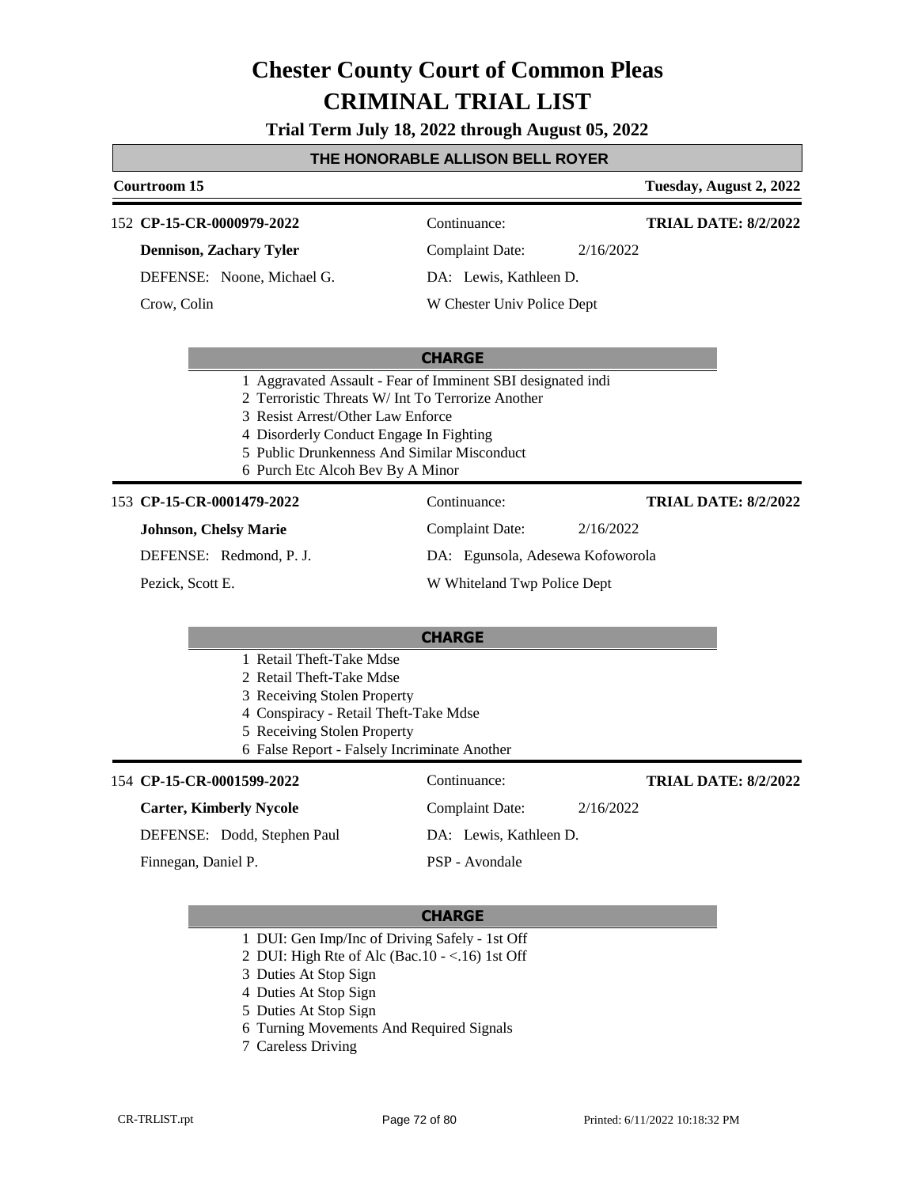# Chester County Court of Common Pleas

# CRIMINAL TRIAL LIST

**Trial Term July 18, 2022 through August 05, 2022**

## THE HONORABLE ALLISON BELL ROYER

**Courtroom 15** — **Tuesday, August 2, 2022**

---

152 **CP-15-CR-0000979-2022**

**Dennison, Zachary Tyler**

DEFENSE: Noone, Michael G.

Crow, Colin

Continuance:

Complaint Date: 2/16/2022

DA: Lewis, Kathleen D.

W Chester Univ Police Dept

**TRIAL DATE: 8/2/2022**

**CHARGE**

1. Aggravated Assault - Fear of Imminent SBI designated indi
2. Terroristic Threats W/ Int To Terrorize Another
3. Resist Arrest/Other Law Enforce
4. Disorderly Conduct Engage In Fighting
5. Public Drunkenness And Similar Misconduct
6. Purch Etc Alcoh Bev By A Minor

---

153 **CP-15-CR-0001479-2022**

**Johnson, Chelsy Marie**

DEFENSE: Redmond, P. J.

Pezick, Scott E.

Continuance:

Complaint Date: 2/16/2022

DA: Egunsola, Adesewa Kofoworola

W Whiteland Twp Police Dept

**TRIAL DATE: 8/2/2022**

**CHARGE**

1. Retail Theft-Take Mdse
2. Retail Theft-Take Mdse
3. Receiving Stolen Property
4. Conspiracy - Retail Theft-Take Mdse
5. Receiving Stolen Property
6. False Report - Falsely Incriminate Another

---

154 **CP-15-CR-0001599-2022**

**Carter, Kimberly Nycole**

DEFENSE: Dodd, Stephen Paul

Finnegan, Daniel P.

Continuance:

Complaint Date: 2/16/2022

DA: Lewis, Kathleen D.

PSP - Avondale

**TRIAL DATE: 8/2/2022**

**CHARGE**

1. DUI: Gen Imp/Inc of Driving Safely - 1st Off
2. DUI: High Rte of Alc (Bac.10 - <.16) 1st Off
3. Duties At Stop Sign
4. Duties At Stop Sign
5. Duties At Stop Sign
6. Turning Movements And Required Signals
7. Careless Driving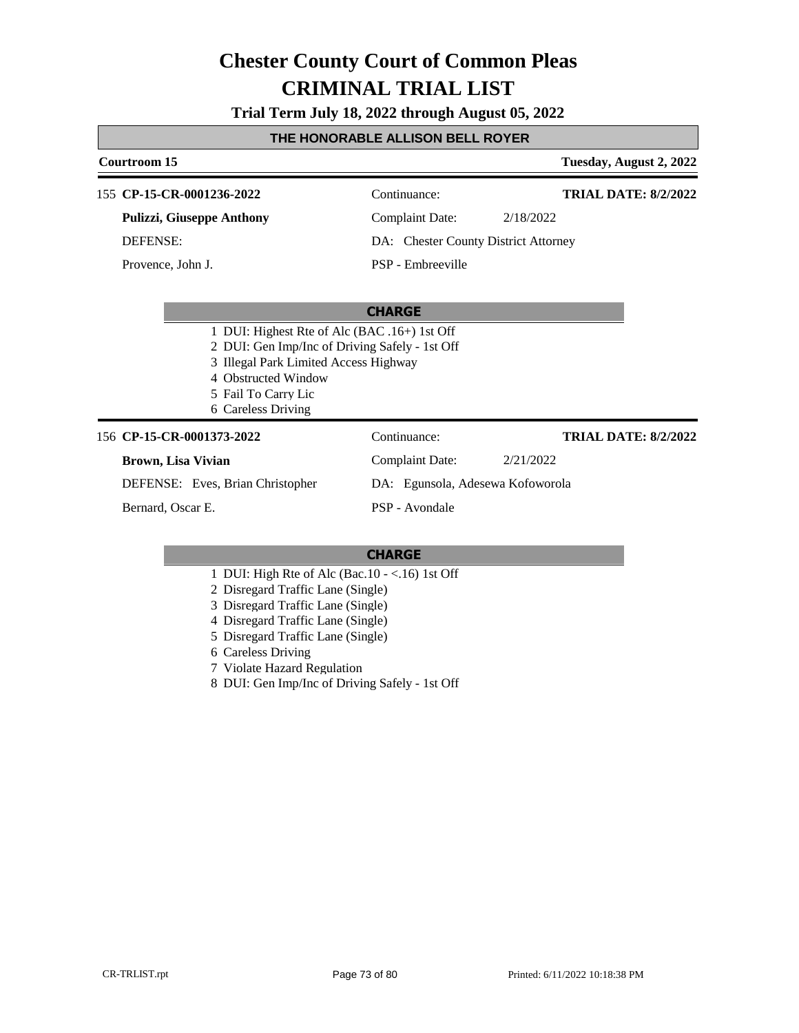# Chester County Court of Common Pleas
# CRIMINAL TRIAL LIST

**Trial Term July 18, 2022 through August 05, 2022**

## THE HONORABLE ALLISON BELL ROYER

**Courtroom 15** — **Tuesday, August 2, 2022**

---

155 **CP-15-CR-0001236-2022** — Continuance: — **TRIAL DATE: 8/2/2022**

**Pulizzi, Giuseppe Anthony** — Complaint Date: 2/18/2022

DEFENSE: — DA: Chester County District Attorney

Provence, John J. — PSP - Embreeville

**CHARGE**

1 DUI: Highest Rte of Alc (BAC .16+) 1st Off
2 DUI: Gen Imp/Inc of Driving Safely - 1st Off
3 Illegal Park Limited Access Highway
4 Obstructed Window
5 Fail To Carry Lic
6 Careless Driving

---

156 **CP-15-CR-0001373-2022** — Continuance: — **TRIAL DATE: 8/2/2022**

**Brown, Lisa Vivian** — Complaint Date: 2/21/2022

DEFENSE: Eves, Brian Christopher — DA: Egunsola, Adesewa Kofoworola

Bernard, Oscar E. — PSP - Avondale

**CHARGE**

1 DUI: High Rte of Alc (Bac.10 - <.16) 1st Off
2 Disregard Traffic Lane (Single)
3 Disregard Traffic Lane (Single)
4 Disregard Traffic Lane (Single)
5 Disregard Traffic Lane (Single)
6 Careless Driving
7 Violate Hazard Regulation
8 DUI: Gen Imp/Inc of Driving Safely - 1st Off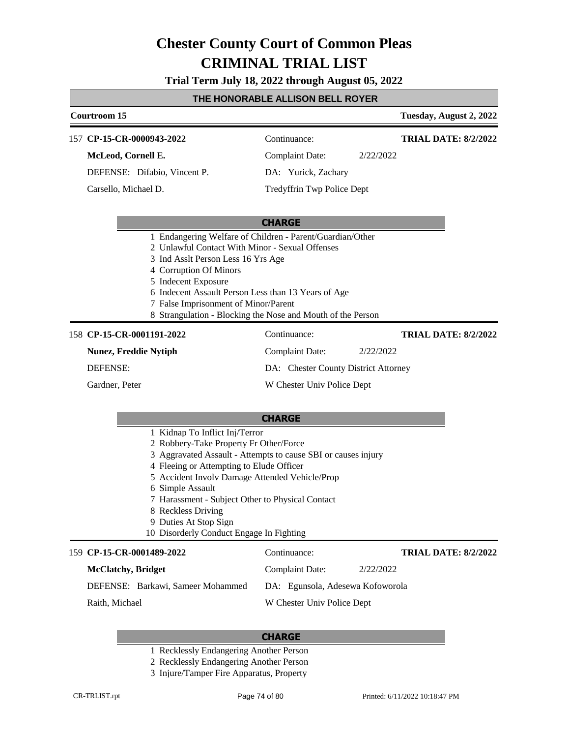# Chester County Court of Common Pleas

# CRIMINAL TRIAL LIST

**Trial Term July 18, 2022 through August 05, 2022**

**THE HONORABLE ALLISON BELL ROYER**

**Courtroom 15** — **Tuesday, August 2, 2022**

---

157 **CP-15-CR-0000943-2022**

**McLeod, Cornell E.**

DEFENSE: Difabio, Vincent P.

Carsello, Michael D.

Continuance:

**TRIAL DATE: 8/2/2022**

Complaint Date: 2/22/2022

DA: Yurick, Zachary

Tredyffrin Twp Police Dept

**CHARGE**

1. Endangering Welfare of Children - Parent/Guardian/Other
2. Unlawful Contact With Minor - Sexual Offenses
3. Ind Asslt Person Less 16 Yrs Age
4. Corruption Of Minors
5. Indecent Exposure
6. Indecent Assault Person Less than 13 Years of Age
7. False Imprisonment of Minor/Parent
8. Strangulation - Blocking the Nose and Mouth of the Person

---

158 **CP-15-CR-0001191-2022**

**Nunez, Freddie Nytiph**

DEFENSE:

Gardner, Peter

Continuance:

**TRIAL DATE: 8/2/2022**

Complaint Date: 2/22/2022

DA: Chester County District Attorney

W Chester Univ Police Dept

**CHARGE**

1. Kidnap To Inflict Inj/Terror
2. Robbery-Take Property Fr Other/Force
3. Aggravated Assault - Attempts to cause SBI or causes injury
4. Fleeing or Attempting to Elude Officer
5. Accident Involv Damage Attended Vehicle/Prop
6. Simple Assault
7. Harassment - Subject Other to Physical Contact
8. Reckless Driving
9. Duties At Stop Sign
10. Disorderly Conduct Engage In Fighting

---

159 **CP-15-CR-0001489-2022**

**McClatchy, Bridget**

DEFENSE: Barkawi, Sameer Mohammed

Raith, Michael

Continuance:

**TRIAL DATE: 8/2/2022**

Complaint Date: 2/22/2022

DA: Egunsola, Adesewa Kofoworola

W Chester Univ Police Dept

**CHARGE**

1. Recklessly Endangering Another Person
2. Recklessly Endangering Another Person
3. Injure/Tamper Fire Apparatus, Property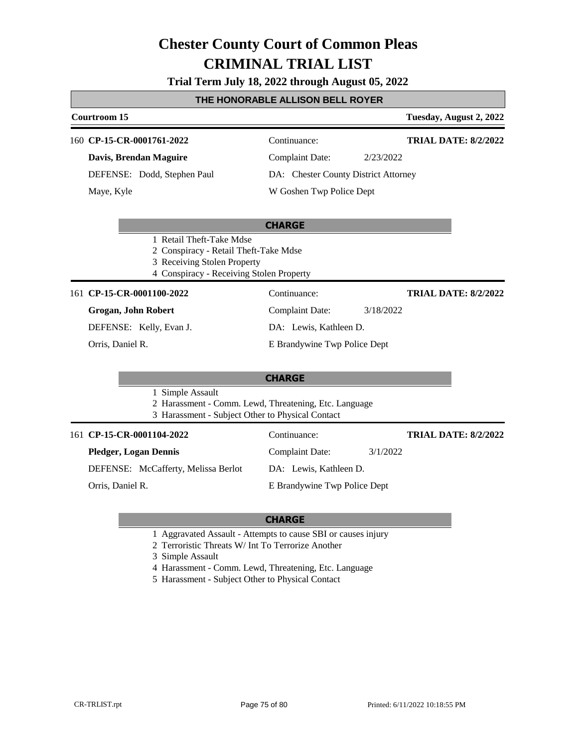# Chester County Court of Common Pleas
# CRIMINAL TRIAL LIST

**Trial Term July 18, 2022 through August 05, 2022**

**THE HONORABLE ALLISON BELL ROYER**

**Courtroom 15** — **Tuesday, August 2, 2022**

---

160 **CP-15-CR-0001761-2022** | Continuance: | **TRIAL DATE: 8/2/2022**

**Davis, Brendan Maguire** | Complaint Date: 2/23/2022

DEFENSE: Dodd, Stephen Paul | DA: Chester County District Attorney

Maye, Kyle | W Goshen Twp Police Dept

**CHARGE**

1 Retail Theft-Take Mdse
2 Conspiracy - Retail Theft-Take Mdse
3 Receiving Stolen Property
4 Conspiracy - Receiving Stolen Property

---

161 **CP-15-CR-0001100-2022** | Continuance: | **TRIAL DATE: 8/2/2022**

**Grogan, John Robert** | Complaint Date: 3/18/2022

DEFENSE: Kelly, Evan J. | DA: Lewis, Kathleen D.

Orris, Daniel R. | E Brandywine Twp Police Dept

**CHARGE**

1 Simple Assault
2 Harassment - Comm. Lewd, Threatening, Etc. Language
3 Harassment - Subject Other to Physical Contact

---

161 **CP-15-CR-0001104-2022** | Continuance: | **TRIAL DATE: 8/2/2022**

**Pledger, Logan Dennis** | Complaint Date: 3/1/2022

DEFENSE: McCafferty, Melissa Berlot | DA: Lewis, Kathleen D.

Orris, Daniel R. | E Brandywine Twp Police Dept

**CHARGE**

1 Aggravated Assault - Attempts to cause SBI or causes injury
2 Terroristic Threats W/ Int To Terrorize Another
3 Simple Assault
4 Harassment - Comm. Lewd, Threatening, Etc. Language
5 Harassment - Subject Other to Physical Contact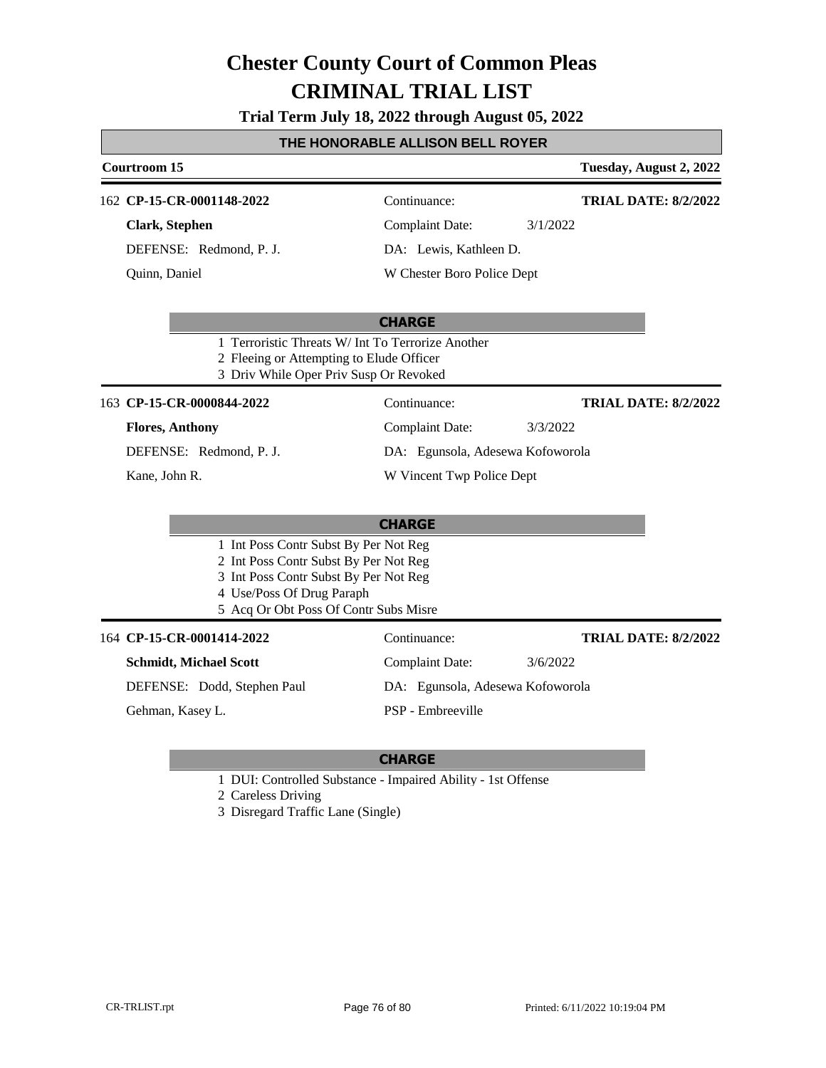# Chester County Court of Common Pleas
# CRIMINAL TRIAL LIST

**Trial Term July 18, 2022 through August 05, 2022**

**THE HONORABLE ALLISON BELL ROYER**

**Courtroom 15** — **Tuesday, August 2, 2022**

---

162 **CP-15-CR-0001148-2022**

**Clark, Stephen**

DEFENSE: Redmond, P. J.

Quinn, Daniel

Continuance:

Complaint Date: 3/1/2022

DA: Lewis, Kathleen D.

W Chester Boro Police Dept

**TRIAL DATE: 8/2/2022**

**CHARGE**

1 Terroristic Threats W/ Int To Terrorize Another
2 Fleeing or Attempting to Elude Officer
3 Driv While Oper Priv Susp Or Revoked

---

163 **CP-15-CR-0000844-2022**

**Flores, Anthony**

DEFENSE: Redmond, P. J.

Kane, John R.

Continuance:

Complaint Date: 3/3/2022

DA: Egunsola, Adesewa Kofoworola

W Vincent Twp Police Dept

**TRIAL DATE: 8/2/2022**

**CHARGE**

1 Int Poss Contr Subst By Per Not Reg
2 Int Poss Contr Subst By Per Not Reg
3 Int Poss Contr Subst By Per Not Reg
4 Use/Poss Of Drug Paraph
5 Acq Or Obt Poss Of Contr Subs Misre

---

164 **CP-15-CR-0001414-2022**

**Schmidt, Michael Scott**

DEFENSE: Dodd, Stephen Paul

Gehman, Kasey L.

Continuance:

Complaint Date: 3/6/2022

DA: Egunsola, Adesewa Kofoworola

PSP - Embreeville

**TRIAL DATE: 8/2/2022**

**CHARGE**

1 DUI: Controlled Substance - Impaired Ability - 1st Offense
2 Careless Driving
3 Disregard Traffic Lane (Single)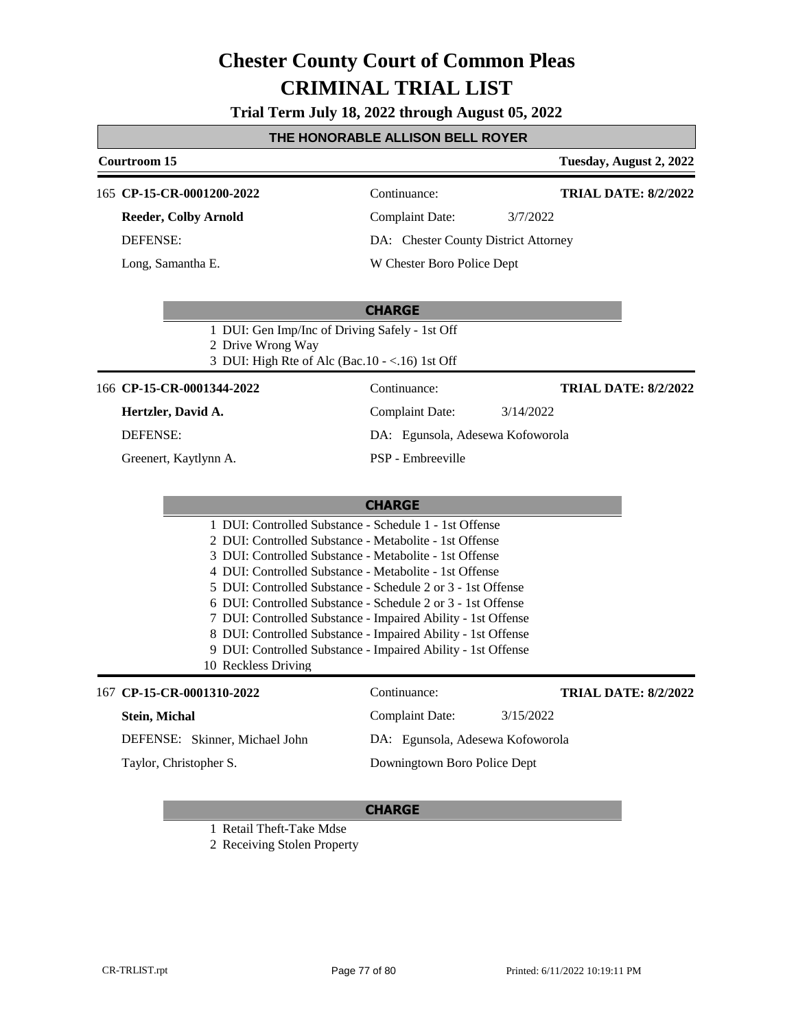# Chester County Court of Common Pleas
# CRIMINAL TRIAL LIST

**Trial Term July 18, 2022 through August 05, 2022**

**THE HONORABLE ALLISON BELL ROYER**

**Courtroom 15** — **Tuesday, August 2, 2022**

---

165 **CP-15-CR-0001200-2022**

Continuance:

**TRIAL DATE: 8/2/2022**

**Reeder, Colby Arnold**

Complaint Date: 3/7/2022

DEFENSE:

DA: Chester County District Attorney

Long, Samantha E.

W Chester Boro Police Dept

**CHARGE**

1. DUI: Gen Imp/Inc of Driving Safely - 1st Off
2. Drive Wrong Way
3. DUI: High Rte of Alc (Bac.10 - <.16) 1st Off

---

166 **CP-15-CR-0001344-2022**

Continuance:

**TRIAL DATE: 8/2/2022**

**Hertzler, David A.**

Complaint Date: 3/14/2022

DEFENSE:

DA: Egunsola, Adesewa Kofoworola

Greenert, Kaytlynn A.

PSP - Embreeville

**CHARGE**

1. DUI: Controlled Substance - Schedule 1 - 1st Offense
2. DUI: Controlled Substance - Metabolite - 1st Offense
3. DUI: Controlled Substance - Metabolite - 1st Offense
4. DUI: Controlled Substance - Metabolite - 1st Offense
5. DUI: Controlled Substance - Schedule 2 or 3 - 1st Offense
6. DUI: Controlled Substance - Schedule 2 or 3 - 1st Offense
7. DUI: Controlled Substance - Impaired Ability - 1st Offense
8. DUI: Controlled Substance - Impaired Ability - 1st Offense
9. DUI: Controlled Substance - Impaired Ability - 1st Offense
10. Reckless Driving

---

167 **CP-15-CR-0001310-2022**

Continuance:

**TRIAL DATE: 8/2/2022**

**Stein, Michal**

Complaint Date: 3/15/2022

DEFENSE: Skinner, Michael John

DA: Egunsola, Adesewa Kofoworola

Taylor, Christopher S.

Downingtown Boro Police Dept

**CHARGE**

1. Retail Theft-Take Mdse
2. Receiving Stolen Property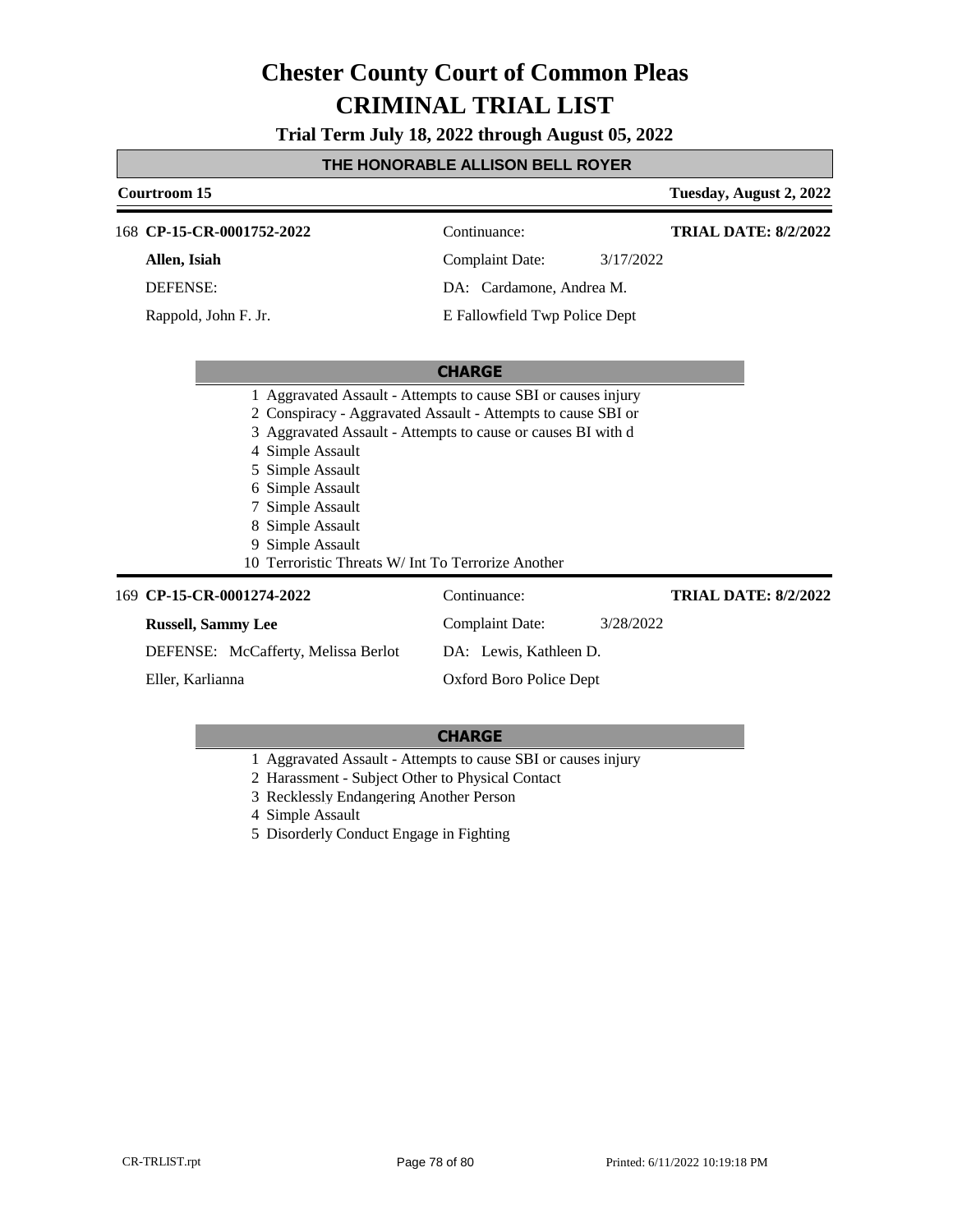# Chester County Court of Common Pleas
# CRIMINAL TRIAL LIST

**Trial Term July 18, 2022 through August 05, 2022**

**THE HONORABLE ALLISON BELL ROYER**

**Courtroom 15** — **Tuesday, August 2, 2022**

---

168 **CP-15-CR-0001752-2022** — Continuance: — **TRIAL DATE: 8/2/2022**

**Allen, Isiah** — Complaint Date: 3/17/2022

DEFENSE: — DA: Cardamone, Andrea M.

Rappold, John F. Jr. — E Fallowfield Twp Police Dept

**CHARGE**

1 Aggravated Assault - Attempts to cause SBI or causes injury
2 Conspiracy - Aggravated Assault - Attempts to cause SBI or
3 Aggravated Assault - Attempts to cause or causes BI with d
4 Simple Assault
5 Simple Assault
6 Simple Assault
7 Simple Assault
8 Simple Assault
9 Simple Assault
10 Terroristic Threats W/ Int To Terrorize Another

---

169 **CP-15-CR-0001274-2022** — Continuance: — **TRIAL DATE: 8/2/2022**

**Russell, Sammy Lee** — Complaint Date: 3/28/2022

DEFENSE: McCafferty, Melissa Berlot — DA: Lewis, Kathleen D.

Eller, Karlianna — Oxford Boro Police Dept

**CHARGE**

1 Aggravated Assault - Attempts to cause SBI or causes injury
2 Harassment - Subject Other to Physical Contact
3 Recklessly Endangering Another Person
4 Simple Assault
5 Disorderly Conduct Engage in Fighting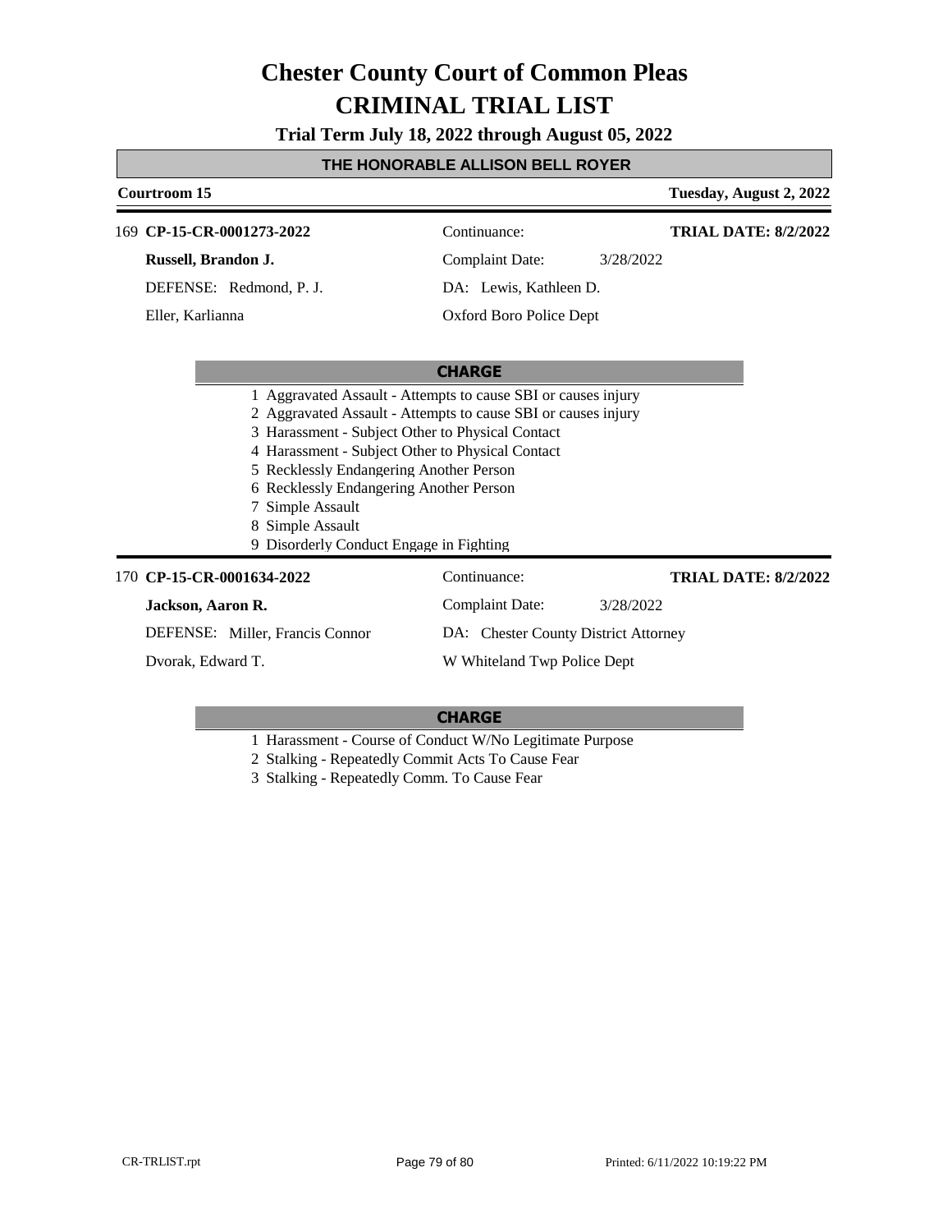# Chester County Court of Common Pleas
# CRIMINAL TRIAL LIST

**Trial Term July 18, 2022 through August 05, 2022**

## THE HONORABLE ALLISON BELL ROYER

**Courtroom 15** — **Tuesday, August 2, 2022**

---

169 **CP-15-CR-0001273-2022** — Continuance: — **TRIAL DATE: 8/2/2022**

**Russell, Brandon J.** — Complaint Date: 3/28/2022

DEFENSE: Redmond, P. J. — DA: Lewis, Kathleen D.

Eller, Karlianna — Oxford Boro Police Dept

**CHARGE**

1. Aggravated Assault - Attempts to cause SBI or causes injury
2. Aggravated Assault - Attempts to cause SBI or causes injury
3. Harassment - Subject Other to Physical Contact
4. Harassment - Subject Other to Physical Contact
5. Recklessly Endangering Another Person
6. Recklessly Endangering Another Person
7. Simple Assault
8. Simple Assault
9. Disorderly Conduct Engage in Fighting

---

170 **CP-15-CR-0001634-2022** — Continuance: — **TRIAL DATE: 8/2/2022**

**Jackson, Aaron R.** — Complaint Date: 3/28/2022

DEFENSE: Miller, Francis Connor — DA: Chester County District Attorney

Dvorak, Edward T. — W Whiteland Twp Police Dept

**CHARGE**

1. Harassment - Course of Conduct W/No Legitimate Purpose
2. Stalking - Repeatedly Commit Acts To Cause Fear
3. Stalking - Repeatedly Comm. To Cause Fear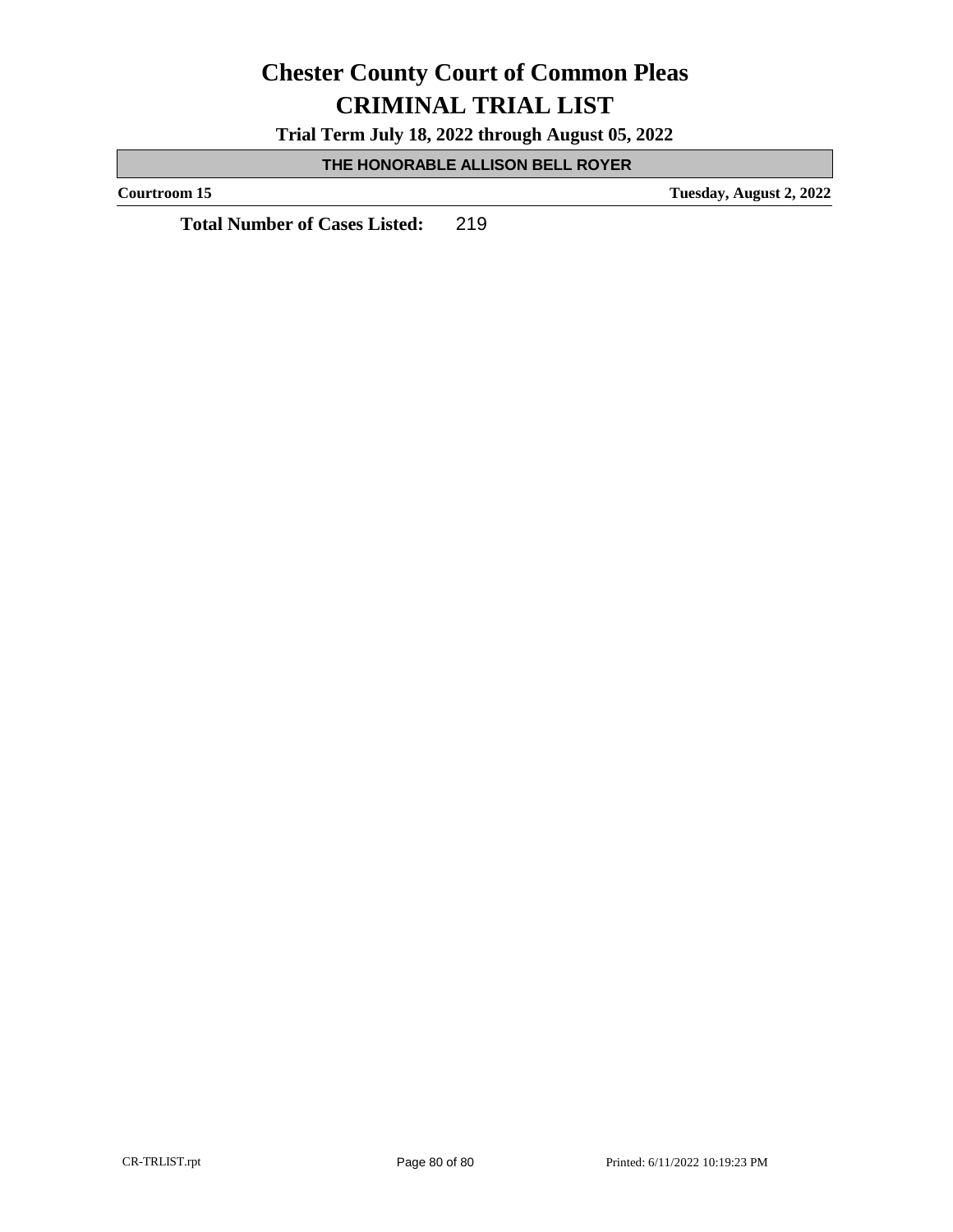# Chester County Court of Common Pleas
# CRIMINAL TRIAL LIST

**Trial Term July 18, 2022 through August 05, 2022**

**THE HONORABLE ALLISON BELL ROYER**

**Courtroom 15** **Tuesday, August 2, 2022**

**Total Number of Cases Listed:** 219